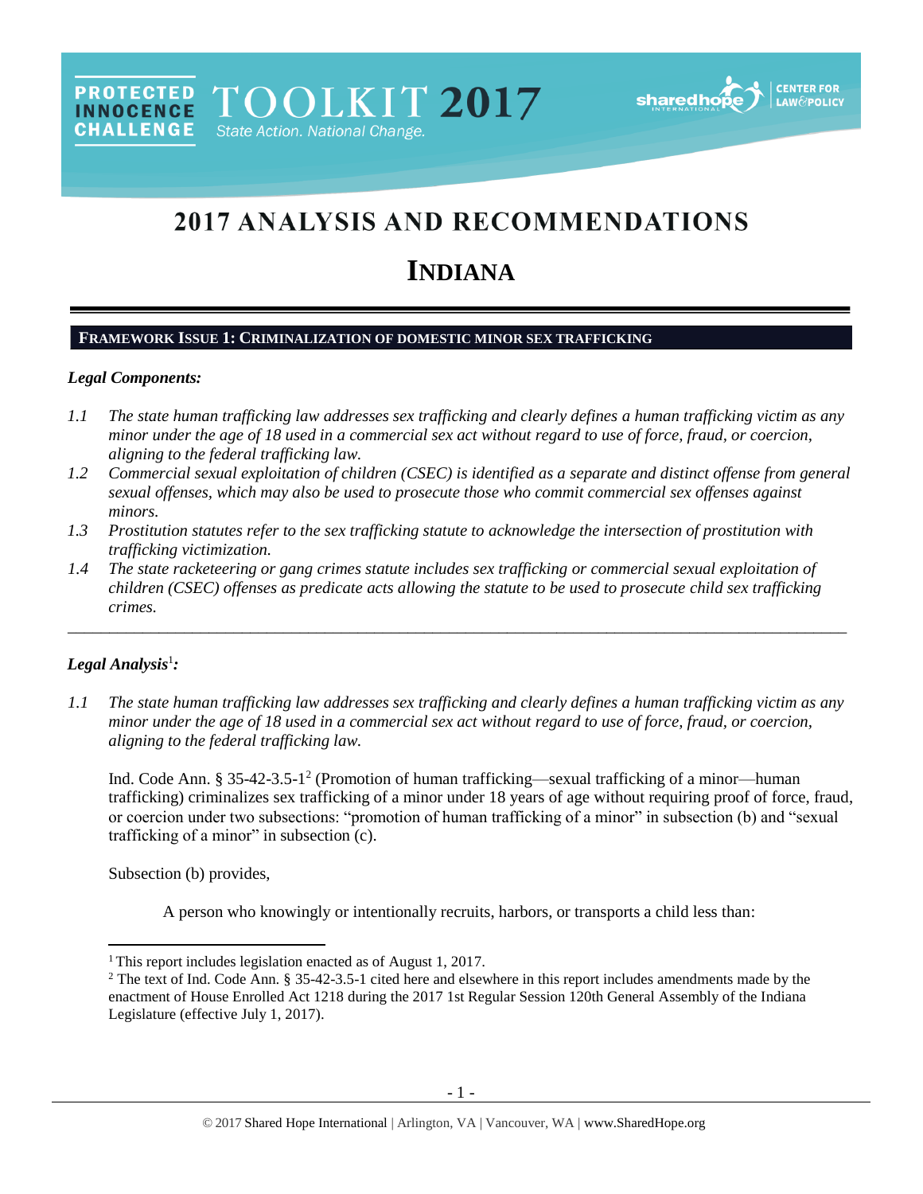PROTECTED INNOCENCE CHALLENGE TOOLKIT 2017 State Action. National Change.

# 2017 ANALYSIS AND RECOMMENDATIONS

# INDIANA

## FRAMEWORK ISSUE 1: CRIMINALIZATION OF DOMESTIC MINOR SEX TRAFFICKING

### *Legal Components:*

*1.1 The state human trafficking law addresses sex trafficking and clearly defines a human trafficking victim as any minor under the age of 18 used in a commercial sex act without regard to use of force, fraud, or coercion, aligning to the federal trafficking law.*

*1.2 Commercial sexual exploitation of children (CSEC) is identified as a separate and distinct offense from general sexual offenses, which may also be used to prosecute those who commit commercial sex offenses against minors.*

*1.3 Prostitution statutes refer to the sex trafficking statute to acknowledge the intersection of prostitution with trafficking victimization.*

*1.4 The state racketeering or gang crimes statute includes sex trafficking or commercial sexual exploitation of children (CSEC) offenses as predicate acts allowing the statute to be used to prosecute child sex trafficking crimes.*

---

### *Legal Analysis*[1]*:*

*1.1 The state human trafficking law addresses sex trafficking and clearly defines a human trafficking victim as any minor under the age of 18 used in a commercial sex act without regard to use of force, fraud, or coercion, aligning to the federal trafficking law.*

Ind. Code Ann. § 35-42-3.5-1[2] (Promotion of human trafficking—sexual trafficking of a minor—human trafficking) criminalizes sex trafficking of a minor under 18 years of age without requiring proof of force, fraud, or coercion under two subsections: "promotion of human trafficking of a minor" in subsection (b) and "sexual trafficking of a minor" in subsection (c).

Subsection (b) provides,

> A person who knowingly or intentionally recruits, harbors, or transports a child less than:

---

[1] This report includes legislation enacted as of August 1, 2017.

[2] The text of Ind. Code Ann. § 35-42-3.5-1 cited here and elsewhere in this report includes amendments made by the enactment of House Enrolled Act 1218 during the 2017 1st Regular Session 120th General Assembly of the Indiana Legislature (effective July 1, 2017).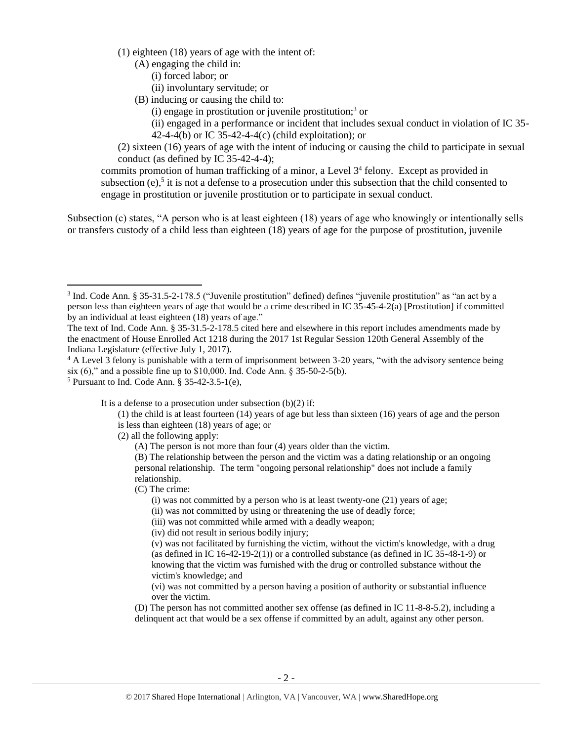(1) eighteen (18) years of age with the intent of:

(A) engaging the child in:

(i) forced labor; or

(ii) involuntary servitude; or

(B) inducing or causing the child to:

(i) engage in prostitution or juvenile prostitution;[3] or

(ii) engaged in a performance or incident that includes sexual conduct in violation of IC 35-42-4-4(b) or IC 35-42-4-4(c) (child exploitation); or

(2) sixteen (16) years of age with the intent of inducing or causing the child to participate in sexual conduct (as defined by IC 35-42-4-4);

commits promotion of human trafficking of a minor, a Level 3[4] felony. Except as provided in subsection (e),[5] it is not a defense to a prosecution under this subsection that the child consented to engage in prostitution or juvenile prostitution or to participate in sexual conduct.

Subsection (c) states, "A person who is at least eighteen (18) years of age who knowingly or intentionally sells or transfers custody of a child less than eighteen (18) years of age for the purpose of prostitution, juvenile

---

[3] Ind. Code Ann. § 35-31.5-2-178.5 ("Juvenile prostitution" defined) defines "juvenile prostitution" as "an act by a person less than eighteen years of age that would be a crime described in IC 35-45-4-2(a) [Prostitution] if committed by an individual at least eighteen (18) years of age."

The text of Ind. Code Ann. § 35-31.5-2-178.5 cited here and elsewhere in this report includes amendments made by the enactment of House Enrolled Act 1218 during the 2017 1st Regular Session 120th General Assembly of the Indiana Legislature (effective July 1, 2017).

[4] A Level 3 felony is punishable with a term of imprisonment between 3-20 years, "with the advisory sentence being six (6)," and a possible fine up to $10,000. Ind. Code Ann. § 35-50-2-5(b).

[5] Pursuant to Ind. Code Ann. § 35-42-3.5-1(e),

> It is a defense to a prosecution under subsection (b)(2) if:
>
> (1) the child is at least fourteen (14) years of age but less than sixteen (16) years of age and the person is less than eighteen (18) years of age; or
>
> (2) all the following apply:
>
> (A) The person is not more than four (4) years older than the victim.
>
> (B) The relationship between the person and the victim was a dating relationship or an ongoing personal relationship. The term "ongoing personal relationship" does not include a family relationship.
>
> (C) The crime:
>
> (i) was not committed by a person who is at least twenty-one (21) years of age;
>
> (ii) was not committed by using or threatening the use of deadly force;
>
> (iii) was not committed while armed with a deadly weapon;
>
> (iv) did not result in serious bodily injury;
>
> (v) was not facilitated by furnishing the victim, without the victim's knowledge, with a drug (as defined in IC 16-42-19-2(1)) or a controlled substance (as defined in IC 35-48-1-9) or knowing that the victim was furnished with the drug or controlled substance without the victim's knowledge; and
>
> (vi) was not committed by a person having a position of authority or substantial influence over the victim.
>
> (D) The person has not committed another sex offense (as defined in IC 11-8-8-5.2), including a delinquent act that would be a sex offense if committed by an adult, against any other person.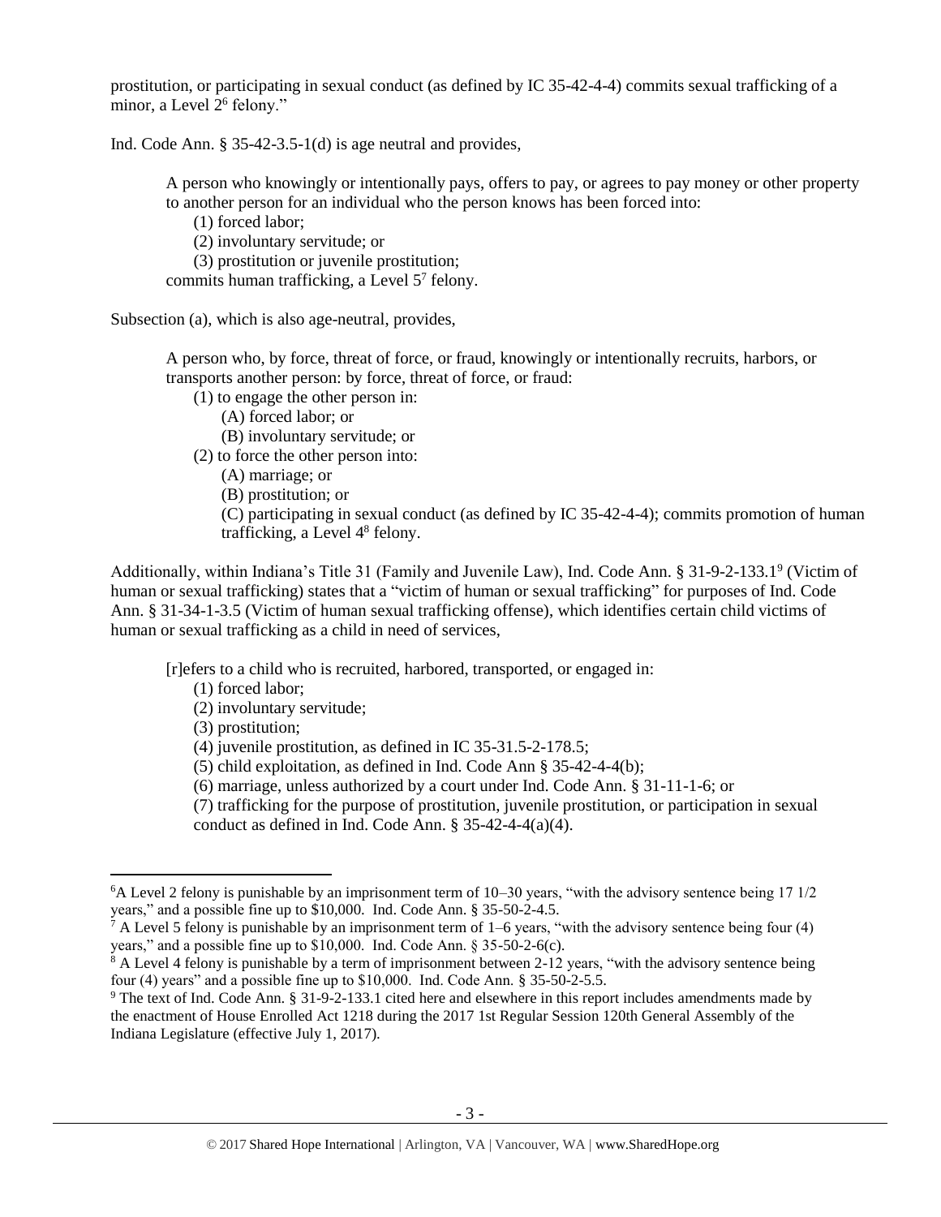prostitution, or participating in sexual conduct (as defined by IC 35-42-4-4) commits sexual trafficking of a minor, a Level 2[6] felony."

Ind. Code Ann. § 35-42-3.5-1(d) is age neutral and provides,

> A person who knowingly or intentionally pays, offers to pay, or agrees to pay money or other property to another person for an individual who the person knows has been forced into:
>
> (1) forced labor;
>
> (2) involuntary servitude; or
>
> (3) prostitution or juvenile prostitution;
>
> commits human trafficking, a Level 5[7] felony.

Subsection (a), which is also age-neutral, provides,

> A person who, by force, threat of force, or fraud, knowingly or intentionally recruits, harbors, or transports another person: by force, threat of force, or fraud:
>
> (1) to engage the other person in:
>
> (A) forced labor; or
>
> (B) involuntary servitude; or
>
> (2) to force the other person into:
>
> (A) marriage; or
>
> (B) prostitution; or
>
> (C) participating in sexual conduct (as defined by IC 35-42-4-4); commits promotion of human trafficking, a Level 4[8] felony.

Additionally, within Indiana's Title 31 (Family and Juvenile Law), Ind. Code Ann. § 31-9-2-133.1[9] (Victim of human or sexual trafficking) states that a "victim of human or sexual trafficking" for purposes of Ind. Code Ann. § 31-34-1-3.5 (Victim of human sexual trafficking offense), which identifies certain child victims of human or sexual trafficking as a child in need of services,

> [r]efers to a child who is recruited, harbored, transported, or engaged in:
>
> (1) forced labor;
>
> (2) involuntary servitude;
>
> (3) prostitution;
>
> (4) juvenile prostitution, as defined in IC 35-31.5-2-178.5;
>
> (5) child exploitation, as defined in Ind. Code Ann § 35-42-4-4(b);
>
> (6) marriage, unless authorized by a court under Ind. Code Ann. § 31-11-1-6; or
>
> (7) trafficking for the purpose of prostitution, juvenile prostitution, or participation in sexual conduct as defined in Ind. Code Ann. § 35-42-4-4(a)(4).

---

[6] A Level 2 felony is punishable by an imprisonment term of 10–30 years, "with the advisory sentence being 17 1/2 years," and a possible fine up to $10,000. Ind. Code Ann. § 35-50-2-4.5.

[7] A Level 5 felony is punishable by an imprisonment term of 1–6 years, "with the advisory sentence being four (4) years," and a possible fine up to $10,000. Ind. Code Ann. § 35-50-2-6(c).

[8] A Level 4 felony is punishable by a term of imprisonment between 2-12 years, "with the advisory sentence being four (4) years" and a possible fine up to $10,000. Ind. Code Ann. § 35-50-2-5.5.

[9] The text of Ind. Code Ann. § 31-9-2-133.1 cited here and elsewhere in this report includes amendments made by the enactment of House Enrolled Act 1218 during the 2017 1st Regular Session 120th General Assembly of the Indiana Legislature (effective July 1, 2017).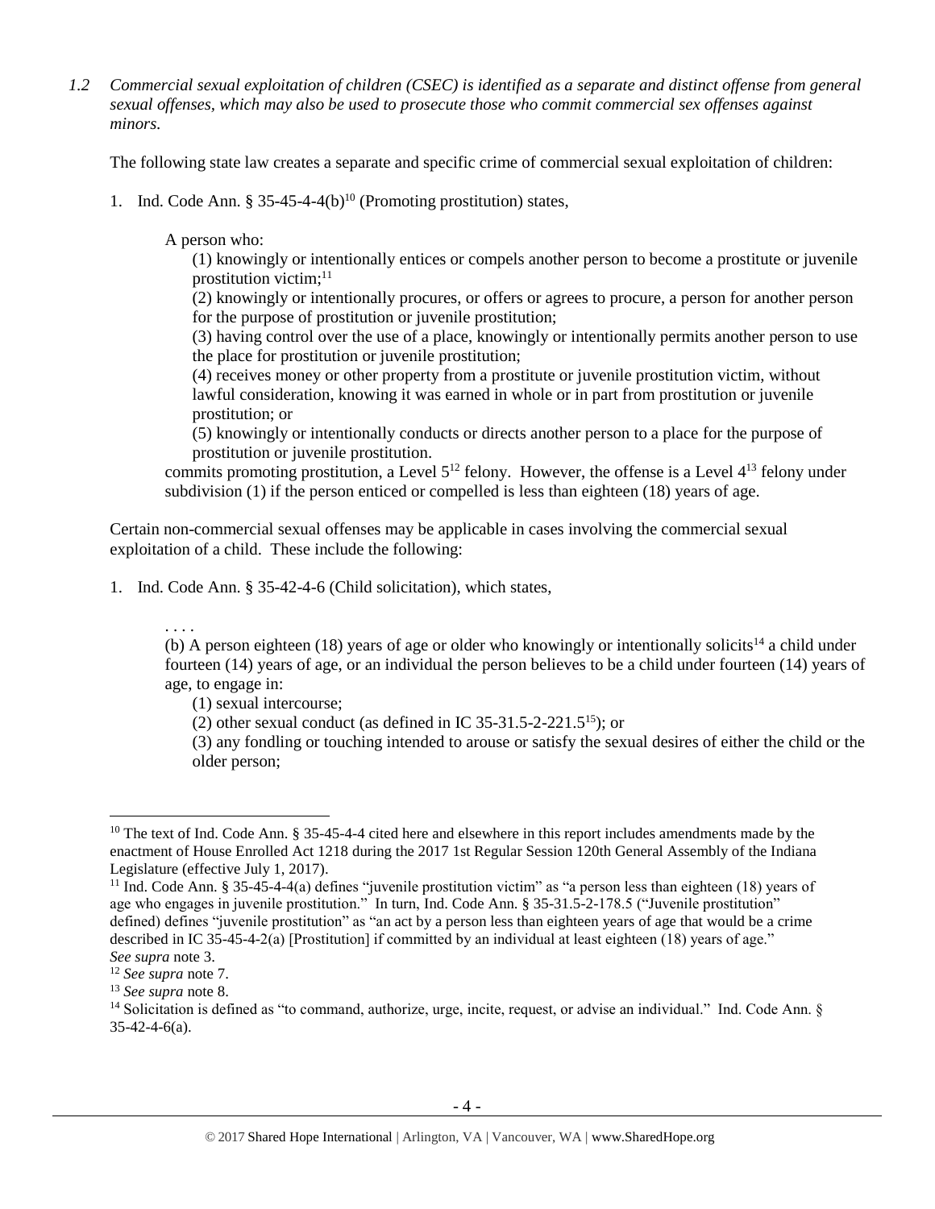*1.2 Commercial sexual exploitation of children (CSEC) is identified as a separate and distinct offense from general sexual offenses, which may also be used to prosecute those who commit commercial sex offenses against minors.*

The following state law creates a separate and specific crime of commercial sexual exploitation of children:

1. Ind. Code Ann. § 35-45-4-4(b)[10] (Promoting prostitution) states,

    A person who:

    (1) knowingly or intentionally entices or compels another person to become a prostitute or juvenile prostitution victim;[11]

    (2) knowingly or intentionally procures, or offers or agrees to procure, a person for another person for the purpose of prostitution or juvenile prostitution;

    (3) having control over the use of a place, knowingly or intentionally permits another person to use the place for prostitution or juvenile prostitution;

    (4) receives money or other property from a prostitute or juvenile prostitution victim, without lawful consideration, knowing it was earned in whole or in part from prostitution or juvenile prostitution; or

    (5) knowingly or intentionally conducts or directs another person to a place for the purpose of prostitution or juvenile prostitution.

    commits promoting prostitution, a Level 5[12] felony. However, the offense is a Level 4[13] felony under subdivision (1) if the person enticed or compelled is less than eighteen (18) years of age.

Certain non-commercial sexual offenses may be applicable in cases involving the commercial sexual exploitation of a child. These include the following:

1. Ind. Code Ann. § 35-42-4-6 (Child solicitation), which states,

    . . . .

    (b) A person eighteen (18) years of age or older who knowingly or intentionally solicits[14] a child under fourteen (14) years of age, or an individual the person believes to be a child under fourteen (14) years of age, to engage in:

    (1) sexual intercourse;

    (2) other sexual conduct (as defined in IC 35-31.5-2-221.5[15]); or

    (3) any fondling or touching intended to arouse or satisfy the sexual desires of either the child or the older person;

---

[10] The text of Ind. Code Ann. § 35-45-4-4 cited here and elsewhere in this report includes amendments made by the enactment of House Enrolled Act 1218 during the 2017 1st Regular Session 120th General Assembly of the Indiana Legislature (effective July 1, 2017).

[11] Ind. Code Ann. § 35-45-4-4(a) defines "juvenile prostitution victim" as "a person less than eighteen (18) years of age who engages in juvenile prostitution." In turn, Ind. Code Ann. § 35-31.5-2-178.5 ("Juvenile prostitution" defined) defines "juvenile prostitution" as "an act by a person less than eighteen years of age that would be a crime described in IC 35-45-4-2(a) [Prostitution] if committed by an individual at least eighteen (18) years of age." *See supra* note 3.

[12] *See supra* note 7.

[13] *See supra* note 8.

[14] Solicitation is defined as "to command, authorize, urge, incite, request, or advise an individual." Ind. Code Ann. § 35-42-4-6(a).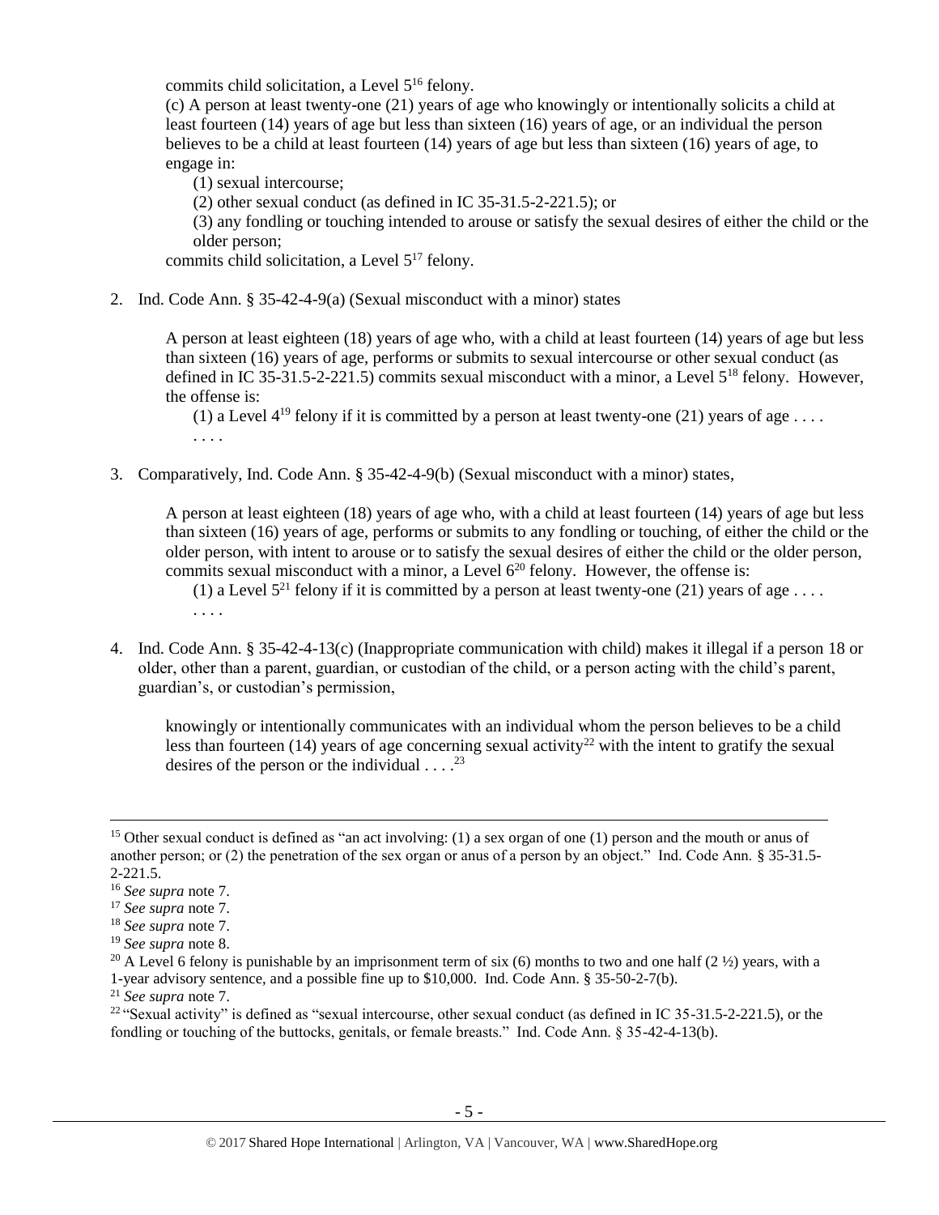commits child solicitation, a Level 5[16] felony.

(c) A person at least twenty-one (21) years of age who knowingly or intentionally solicits a child at least fourteen (14) years of age but less than sixteen (16) years of age, or an individual the person believes to be a child at least fourteen (14) years of age but less than sixteen (16) years of age, to engage in:

(1) sexual intercourse;

(2) other sexual conduct (as defined in IC 35-31.5-2-221.5); or

(3) any fondling or touching intended to arouse or satisfy the sexual desires of either the child or the older person;

commits child solicitation, a Level 5[17] felony.

2. Ind. Code Ann. § 35-42-4-9(a) (Sexual misconduct with a minor) states

   A person at least eighteen (18) years of age who, with a child at least fourteen (14) years of age but less than sixteen (16) years of age, performs or submits to sexual intercourse or other sexual conduct (as defined in IC 35-31.5-2-221.5) commits sexual misconduct with a minor, a Level 5[18] felony. However, the offense is:

   (1) a Level 4[19] felony if it is committed by a person at least twenty-one (21) years of age . . . .

   . . . .

3. Comparatively, Ind. Code Ann. § 35-42-4-9(b) (Sexual misconduct with a minor) states,

   A person at least eighteen (18) years of age who, with a child at least fourteen (14) years of age but less than sixteen (16) years of age, performs or submits to any fondling or touching, of either the child or the older person, with intent to arouse or to satisfy the sexual desires of either the child or the older person, commits sexual misconduct with a minor, a Level 6[20] felony. However, the offense is:

   (1) a Level 5[21] felony if it is committed by a person at least twenty-one (21) years of age . . . .

   . . . .

4. Ind. Code Ann. § 35-42-4-13(c) (Inappropriate communication with child) makes it illegal if a person 18 or older, other than a parent, guardian, or custodian of the child, or a person acting with the child's parent, guardian's, or custodian's permission,

   knowingly or intentionally communicates with an individual whom the person believes to be a child less than fourteen (14) years of age concerning sexual activity[22] with the intent to gratify the sexual desires of the person or the individual . . . .[23]

---

[15] Other sexual conduct is defined as "an act involving: (1) a sex organ of one (1) person and the mouth or anus of another person; or (2) the penetration of the sex organ or anus of a person by an object." Ind. Code Ann. § 35-31.5-2-221.5.

[16] *See supra* note 7.

[17] *See supra* note 7.

[18] *See supra* note 7.

[19] *See supra* note 8.

[20] A Level 6 felony is punishable by an imprisonment term of six (6) months to two and one half (2 ½) years, with a 1-year advisory sentence, and a possible fine up to $10,000. Ind. Code Ann. § 35-50-2-7(b).

[21] *See supra* note 7.

[22] "Sexual activity" is defined as "sexual intercourse, other sexual conduct (as defined in IC 35-31.5-2-221.5), or the fondling or touching of the buttocks, genitals, or female breasts." Ind. Code Ann. § 35-42-4-13(b).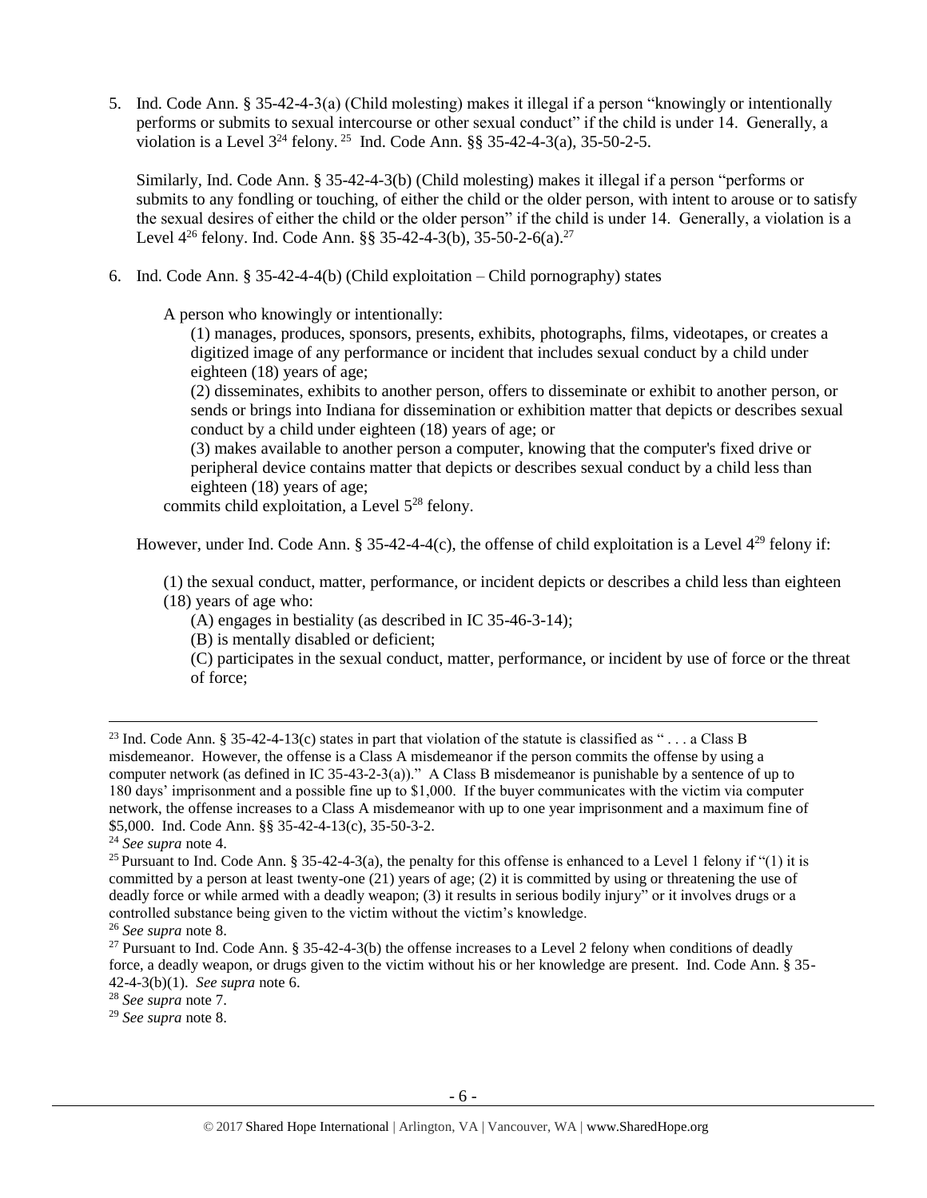5. Ind. Code Ann. § 35-42-4-3(a) (Child molesting) makes it illegal if a person "knowingly or intentionally performs or submits to sexual intercourse or other sexual conduct" if the child is under 14. Generally, a violation is a Level 3[24] felony. [25] Ind. Code Ann. §§ 35-42-4-3(a), 35-50-2-5.

   Similarly, Ind. Code Ann. § 35-42-4-3(b) (Child molesting) makes it illegal if a person "performs or submits to any fondling or touching, of either the child or the older person, with intent to arouse or to satisfy the sexual desires of either the child or the older person" if the child is under 14. Generally, a violation is a Level 4[26] felony. Ind. Code Ann. §§ 35-42-4-3(b), 35-50-2-6(a).[27]

6. Ind. Code Ann. § 35-42-4-4(b) (Child exploitation – Child pornography) states

   A person who knowingly or intentionally:

   (1) manages, produces, sponsors, presents, exhibits, photographs, films, videotapes, or creates a digitized image of any performance or incident that includes sexual conduct by a child under eighteen (18) years of age;

   (2) disseminates, exhibits to another person, offers to disseminate or exhibit to another person, or sends or brings into Indiana for dissemination or exhibition matter that depicts or describes sexual conduct by a child under eighteen (18) years of age; or

   (3) makes available to another person a computer, knowing that the computer's fixed drive or peripheral device contains matter that depicts or describes sexual conduct by a child less than eighteen (18) years of age;

   commits child exploitation, a Level 5[28] felony.

   However, under Ind. Code Ann. § 35-42-4-4(c), the offense of child exploitation is a Level 4[29] felony if:

   (1) the sexual conduct, matter, performance, or incident depicts or describes a child less than eighteen (18) years of age who:

   (A) engages in bestiality (as described in IC 35-46-3-14);

   (B) is mentally disabled or deficient;

   (C) participates in the sexual conduct, matter, performance, or incident by use of force or the threat of force;

---

[23] Ind. Code Ann. § 35-42-4-13(c) states in part that violation of the statute is classified as " . . . a Class B misdemeanor. However, the offense is a Class A misdemeanor if the person commits the offense by using a computer network (as defined in IC 35-43-2-3(a))." A Class B misdemeanor is punishable by a sentence of up to 180 days' imprisonment and a possible fine up to $1,000. If the buyer communicates with the victim via computer network, the offense increases to a Class A misdemeanor with up to one year imprisonment and a maximum fine of $5,000. Ind. Code Ann. §§ 35-42-4-13(c), 35-50-3-2.

[24] *See supra* note 4.

[25] Pursuant to Ind. Code Ann. § 35-42-4-3(a), the penalty for this offense is enhanced to a Level 1 felony if "(1) it is committed by a person at least twenty-one (21) years of age; (2) it is committed by using or threatening the use of deadly force or while armed with a deadly weapon; (3) it results in serious bodily injury" or it involves drugs or a controlled substance being given to the victim without the victim's knowledge.

[26] *See supra* note 8.

[27] Pursuant to Ind. Code Ann. § 35-42-4-3(b) the offense increases to a Level 2 felony when conditions of deadly force, a deadly weapon, or drugs given to the victim without his or her knowledge are present. Ind. Code Ann. § 35-42-4-3(b)(1). *See supra* note 6.

[28] *See supra* note 7.

[29] *See supra* note 8.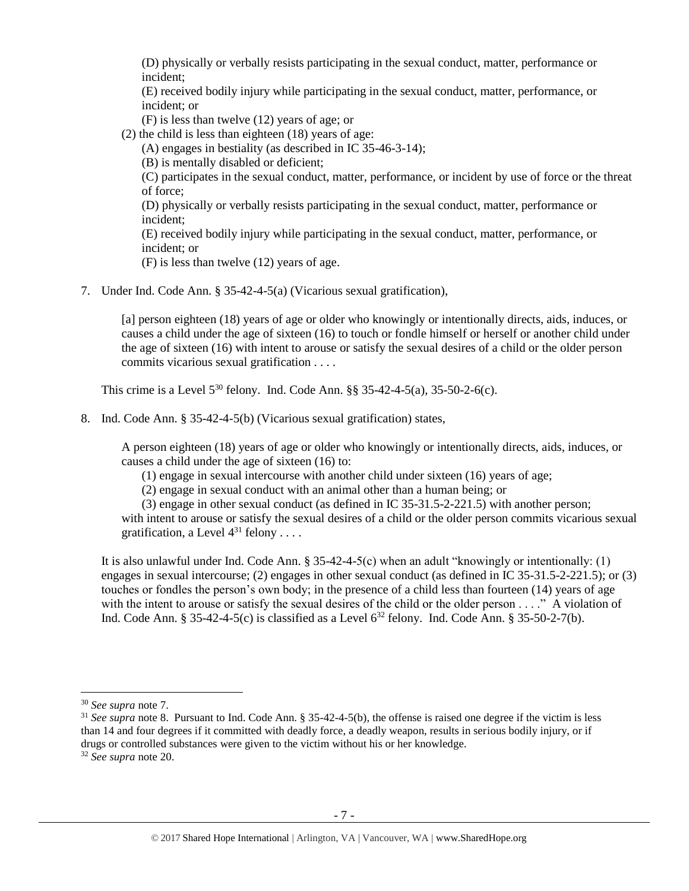(D) physically or verbally resists participating in the sexual conduct, matter, performance or incident;

(E) received bodily injury while participating in the sexual conduct, matter, performance, or incident; or

(F) is less than twelve (12) years of age; or

(2) the child is less than eighteen (18) years of age:

(A) engages in bestiality (as described in IC 35-46-3-14);

(B) is mentally disabled or deficient;

(C) participates in the sexual conduct, matter, performance, or incident by use of force or the threat of force;

(D) physically or verbally resists participating in the sexual conduct, matter, performance or incident;

(E) received bodily injury while participating in the sexual conduct, matter, performance, or incident; or

(F) is less than twelve (12) years of age.

7. Under Ind. Code Ann. § 35-42-4-5(a) (Vicarious sexual gratification),

> [a] person eighteen (18) years of age or older who knowingly or intentionally directs, aids, induces, or causes a child under the age of sixteen (16) to touch or fondle himself or herself or another child under the age of sixteen (16) with intent to arouse or satisfy the sexual desires of a child or the older person commits vicarious sexual gratification . . . .

This crime is a Level 5[30] felony. Ind. Code Ann. §§ 35-42-4-5(a), 35-50-2-6(c).

8. Ind. Code Ann. § 35-42-4-5(b) (Vicarious sexual gratification) states,

> A person eighteen (18) years of age or older who knowingly or intentionally directs, aids, induces, or causes a child under the age of sixteen (16) to:
>
> (1) engage in sexual intercourse with another child under sixteen (16) years of age;
>
> (2) engage in sexual conduct with an animal other than a human being; or
>
> (3) engage in other sexual conduct (as defined in IC 35-31.5-2-221.5) with another person;
>
> with intent to arouse or satisfy the sexual desires of a child or the older person commits vicarious sexual gratification, a Level 4[31] felony . . . .

It is also unlawful under Ind. Code Ann. § 35-42-4-5(c) when an adult "knowingly or intentionally: (1) engages in sexual intercourse; (2) engages in other sexual conduct (as defined in IC 35-31.5-2-221.5); or (3) touches or fondles the person's own body; in the presence of a child less than fourteen (14) years of age with the intent to arouse or satisfy the sexual desires of the child or the older person . . . ." A violation of Ind. Code Ann. § 35-42-4-5(c) is classified as a Level 6[32] felony. Ind. Code Ann. § 35-50-2-7(b).

---

[30] *See supra* note 7.

[31] *See supra* note 8. Pursuant to Ind. Code Ann. § 35-42-4-5(b), the offense is raised one degree if the victim is less than 14 and four degrees if it committed with deadly force, a deadly weapon, results in serious bodily injury, or if drugs or controlled substances were given to the victim without his or her knowledge.

[32] *See supra* note 20.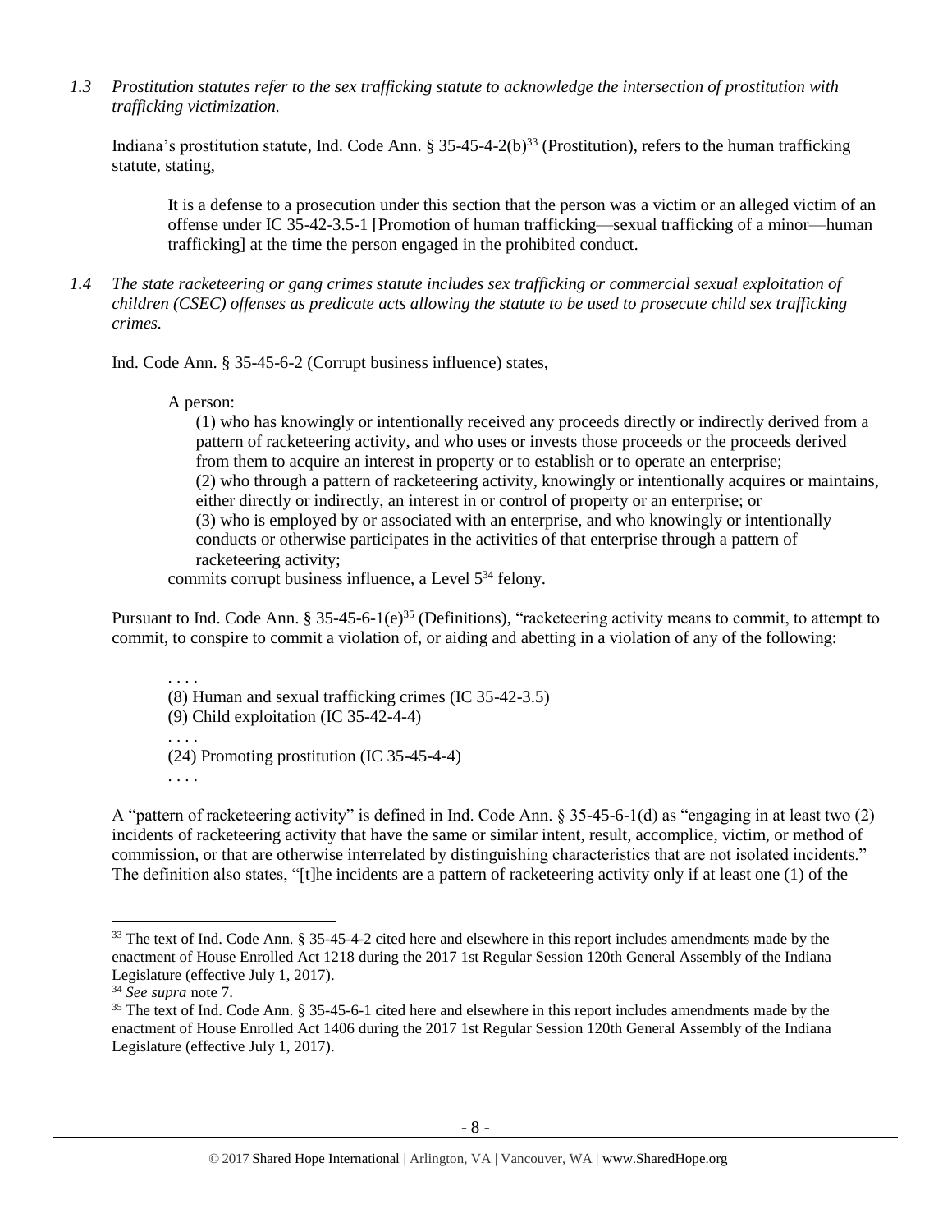*1.3 Prostitution statutes refer to the sex trafficking statute to acknowledge the intersection of prostitution with trafficking victimization.*

Indiana's prostitution statute, Ind. Code Ann. § 35-45-4-2(b)[33] (Prostitution), refers to the human trafficking statute, stating,

> It is a defense to a prosecution under this section that the person was a victim or an alleged victim of an offense under IC 35-42-3.5-1 [Promotion of human trafficking—sexual trafficking of a minor—human trafficking] at the time the person engaged in the prohibited conduct.

*1.4 The state racketeering or gang crimes statute includes sex trafficking or commercial sexual exploitation of children (CSEC) offenses as predicate acts allowing the statute to be used to prosecute child sex trafficking crimes.*

Ind. Code Ann. § 35-45-6-2 (Corrupt business influence) states,

> A person:
>
> (1) who has knowingly or intentionally received any proceeds directly or indirectly derived from a pattern of racketeering activity, and who uses or invests those proceeds or the proceeds derived from them to acquire an interest in property or to establish or to operate an enterprise;
> (2) who through a pattern of racketeering activity, knowingly or intentionally acquires or maintains, either directly or indirectly, an interest in or control of property or an enterprise; or
> (3) who is employed by or associated with an enterprise, and who knowingly or intentionally conducts or otherwise participates in the activities of that enterprise through a pattern of racketeering activity;
>
> commits corrupt business influence, a Level 5[34] felony.

Pursuant to Ind. Code Ann. § 35-45-6-1(e)[35] (Definitions), "racketeering activity means to commit, to attempt to commit, to conspire to commit a violation of, or aiding and abetting in a violation of any of the following:

> . . . .
> (8) Human and sexual trafficking crimes (IC 35-42-3.5)
> (9) Child exploitation (IC 35-42-4-4)
> . . . .
> (24) Promoting prostitution (IC 35-45-4-4)
> . . . .

A "pattern of racketeering activity" is defined in Ind. Code Ann. § 35-45-6-1(d) as "engaging in at least two (2) incidents of racketeering activity that have the same or similar intent, result, accomplice, victim, or method of commission, or that are otherwise interrelated by distinguishing characteristics that are not isolated incidents." The definition also states, "[t]he incidents are a pattern of racketeering activity only if at least one (1) of the

---

[33] The text of Ind. Code Ann. § 35-45-4-2 cited here and elsewhere in this report includes amendments made by the enactment of House Enrolled Act 1218 during the 2017 1st Regular Session 120th General Assembly of the Indiana Legislature (effective July 1, 2017).

[34] *See supra* note 7.

[35] The text of Ind. Code Ann. § 35-45-6-1 cited here and elsewhere in this report includes amendments made by the enactment of House Enrolled Act 1406 during the 2017 1st Regular Session 120th General Assembly of the Indiana Legislature (effective July 1, 2017).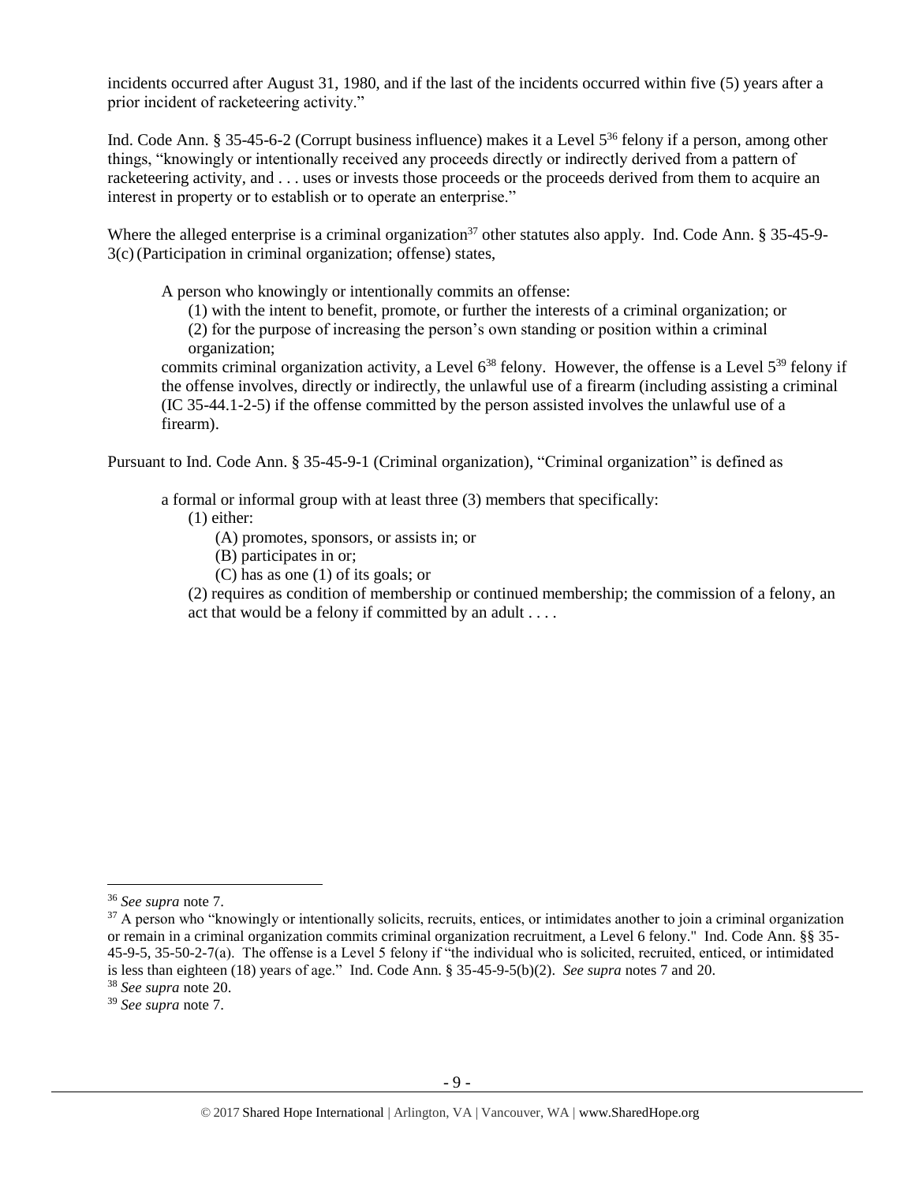incidents occurred after August 31, 1980, and if the last of the incidents occurred within five (5) years after a prior incident of racketeering activity."

Ind. Code Ann. § 35-45-6-2 (Corrupt business influence) makes it a Level 5[36] felony if a person, among other things, "knowingly or intentionally received any proceeds directly or indirectly derived from a pattern of racketeering activity, and . . . uses or invests those proceeds or the proceeds derived from them to acquire an interest in property or to establish or to operate an enterprise."

Where the alleged enterprise is a criminal organization[37] other statutes also apply. Ind. Code Ann. § 35-45-9-3(c) (Participation in criminal organization; offense) states,

> A person who knowingly or intentionally commits an offense:
>
> (1) with the intent to benefit, promote, or further the interests of a criminal organization; or
>
> (2) for the purpose of increasing the person's own standing or position within a criminal organization;
>
> commits criminal organization activity, a Level 6[38] felony. However, the offense is a Level 5[39] felony if the offense involves, directly or indirectly, the unlawful use of a firearm (including assisting a criminal (IC 35-44.1-2-5) if the offense committed by the person assisted involves the unlawful use of a firearm).

Pursuant to Ind. Code Ann. § 35-45-9-1 (Criminal organization), "Criminal organization" is defined as

> a formal or informal group with at least three (3) members that specifically:
>
> (1) either:
>
> (A) promotes, sponsors, or assists in; or
>
> (B) participates in or;
>
> (C) has as one (1) of its goals; or
>
> (2) requires as condition of membership or continued membership; the commission of a felony, an act that would be a felony if committed by an adult . . . .

---

[36] *See supra* note 7.

[37] A person who "knowingly or intentionally solicits, recruits, entices, or intimidates another to join a criminal organization or remain in a criminal organization commits criminal organization recruitment, a Level 6 felony." Ind. Code Ann. §§ 35-45-9-5, 35-50-2-7(a). The offense is a Level 5 felony if "the individual who is solicited, recruited, enticed, or intimidated is less than eighteen (18) years of age." Ind. Code Ann. § 35-45-9-5(b)(2). *See supra* notes 7 and 20.

[38] *See supra* note 20.

[39] *See supra* note 7.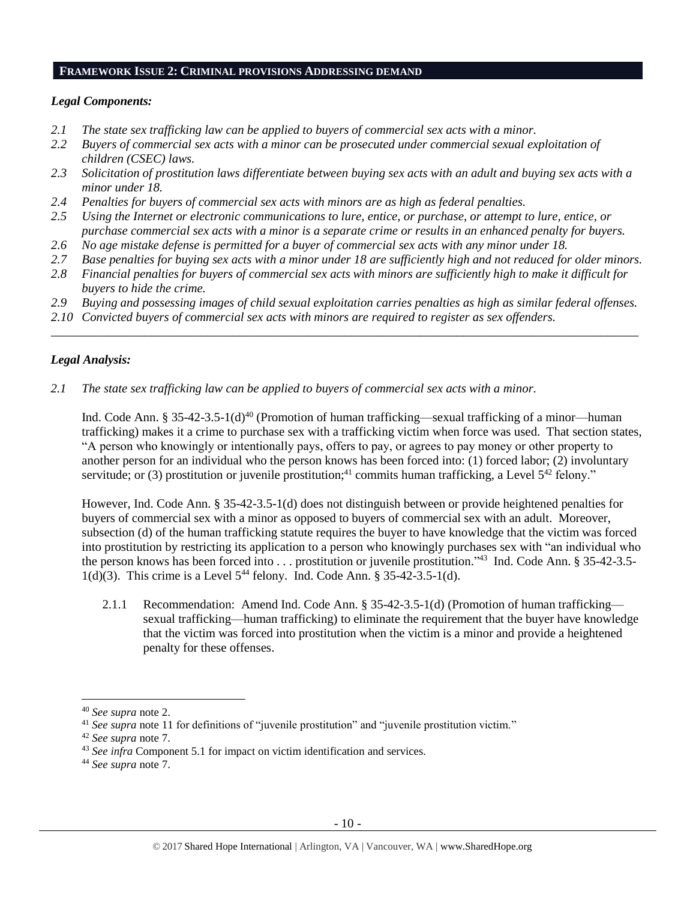## FRAMEWORK ISSUE 2: CRIMINAL PROVISIONS ADDRESSING DEMAND

### *Legal Components:*

*2.1 The state sex trafficking law can be applied to buyers of commercial sex acts with a minor.*
*2.2 Buyers of commercial sex acts with a minor can be prosecuted under commercial sexual exploitation of children (CSEC) laws.*
*2.3 Solicitation of prostitution laws differentiate between buying sex acts with an adult and buying sex acts with a minor under 18.*
*2.4 Penalties for buyers of commercial sex acts with minors are as high as federal penalties.*
*2.5 Using the Internet or electronic communications to lure, entice, or purchase, or attempt to lure, entice, or purchase commercial sex acts with a minor is a separate crime or results in an enhanced penalty for buyers.*
*2.6 No age mistake defense is permitted for a buyer of commercial sex acts with any minor under 18.*
*2.7 Base penalties for buying sex acts with a minor under 18 are sufficiently high and not reduced for older minors.*
*2.8 Financial penalties for buyers of commercial sex acts with minors are sufficiently high to make it difficult for buyers to hide the crime.*
*2.9 Buying and possessing images of child sexual exploitation carries penalties as high as similar federal offenses.*
*2.10 Convicted buyers of commercial sex acts with minors are required to register as sex offenders.*

---

### *Legal Analysis:*

*2.1 The state sex trafficking law can be applied to buyers of commercial sex acts with a minor.*

Ind. Code Ann. § 35-42-3.5-1(d)[40] (Promotion of human trafficking—sexual trafficking of a minor—human trafficking) makes it a crime to purchase sex with a trafficking victim when force was used. That section states, "A person who knowingly or intentionally pays, offers to pay, or agrees to pay money or other property to another person for an individual who the person knows has been forced into: (1) forced labor; (2) involuntary servitude; or (3) prostitution or juvenile prostitution;[41] commits human trafficking, a Level 5[42] felony."

However, Ind. Code Ann. § 35-42-3.5-1(d) does not distinguish between or provide heightened penalties for buyers of commercial sex with a minor as opposed to buyers of commercial sex with an adult. Moreover, subsection (d) of the human trafficking statute requires the buyer to have knowledge that the victim was forced into prostitution by restricting its application to a person who knowingly purchases sex with "an individual who the person knows has been forced into . . . prostitution or juvenile prostitution."[43] Ind. Code Ann. § 35-42-3.5-1(d)(3). This crime is a Level 5[44] felony. Ind. Code Ann. § 35-42-3.5-1(d).

2.1.1 Recommendation: Amend Ind. Code Ann. § 35-42-3.5-1(d) (Promotion of human trafficking—sexual trafficking—human trafficking) to eliminate the requirement that the buyer have knowledge that the victim was forced into prostitution when the victim is a minor and provide a heightened penalty for these offenses.

---

[40] *See supra* note 2.
[41] *See supra* note 11 for definitions of "juvenile prostitution" and "juvenile prostitution victim."
[42] *See supra* note 7.
[43] *See infra* Component 5.1 for impact on victim identification and services.
[44] *See supra* note 7.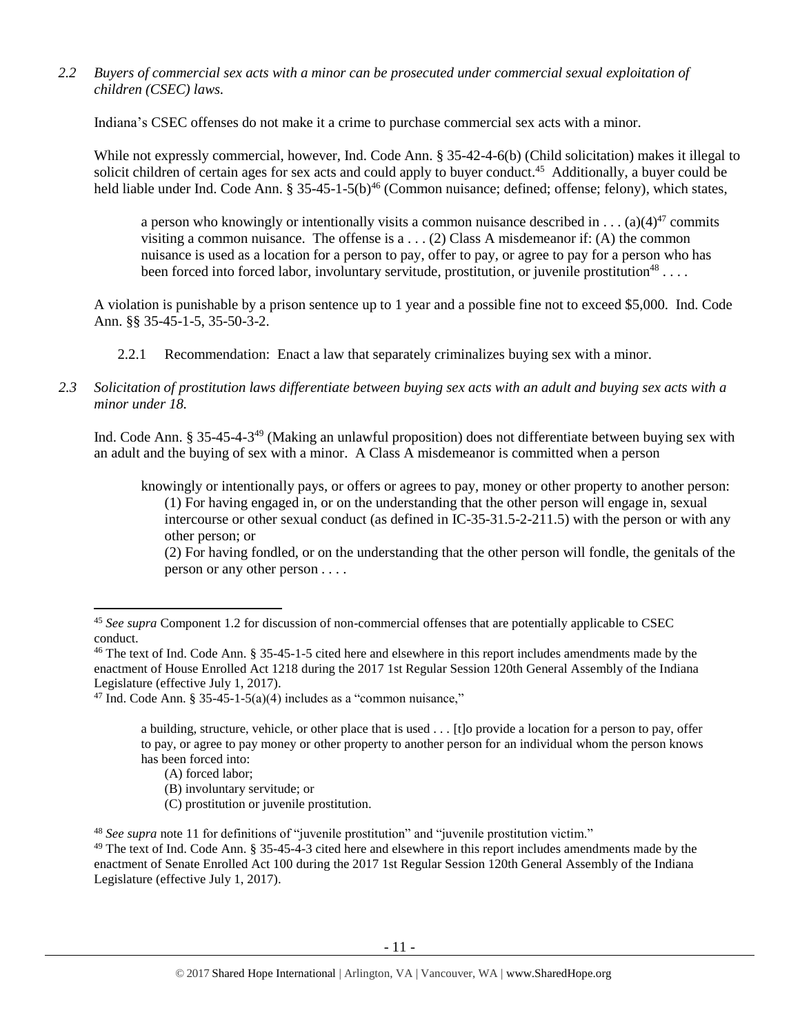*2.2 Buyers of commercial sex acts with a minor can be prosecuted under commercial sexual exploitation of children (CSEC) laws.*

Indiana's CSEC offenses do not make it a crime to purchase commercial sex acts with a minor.

While not expressly commercial, however, Ind. Code Ann. § 35-42-4-6(b) (Child solicitation) makes it illegal to solicit children of certain ages for sex acts and could apply to buyer conduct.[45] Additionally, a buyer could be held liable under Ind. Code Ann. § 35-45-1-5(b)[46] (Common nuisance; defined; offense; felony), which states,

> a person who knowingly or intentionally visits a common nuisance described in . . . (a)(4)[47] commits visiting a common nuisance. The offense is a . . . (2) Class A misdemeanor if: (A) the common nuisance is used as a location for a person to pay, offer to pay, or agree to pay for a person who has been forced into forced labor, involuntary servitude, prostitution, or juvenile prostitution[48] . . . .

A violation is punishable by a prison sentence up to 1 year and a possible fine not to exceed $5,000. Ind. Code Ann. §§ 35-45-1-5, 35-50-3-2.

2.2.1 Recommendation: Enact a law that separately criminalizes buying sex with a minor.

*2.3 Solicitation of prostitution laws differentiate between buying sex acts with an adult and buying sex acts with a minor under 18.*

Ind. Code Ann. § 35-45-4-3[49] (Making an unlawful proposition) does not differentiate between buying sex with an adult and the buying of sex with a minor. A Class A misdemeanor is committed when a person

> knowingly or intentionally pays, or offers or agrees to pay, money or other property to another person:
> (1) For having engaged in, or on the understanding that the other person will engage in, sexual intercourse or other sexual conduct (as defined in IC-35-31.5-2-211.5) with the person or with any other person; or
> (2) For having fondled, or on the understanding that the other person will fondle, the genitals of the person or any other person . . . .

---

[45] *See supra* Component 1.2 for discussion of non-commercial offenses that are potentially applicable to CSEC conduct.

[46] The text of Ind. Code Ann. § 35-45-1-5 cited here and elsewhere in this report includes amendments made by the enactment of House Enrolled Act 1218 during the 2017 1st Regular Session 120th General Assembly of the Indiana Legislature (effective July 1, 2017).

[47] Ind. Code Ann. § 35-45-1-5(a)(4) includes as a "common nuisance,"

> a building, structure, vehicle, or other place that is used . . . [t]o provide a location for a person to pay, offer to pay, or agree to pay money or other property to another person for an individual whom the person knows has been forced into:
> (A) forced labor;
> (B) involuntary servitude; or
> (C) prostitution or juvenile prostitution.

[48] *See supra* note 11 for definitions of "juvenile prostitution" and "juvenile prostitution victim."

[49] The text of Ind. Code Ann. § 35-45-4-3 cited here and elsewhere in this report includes amendments made by the enactment of Senate Enrolled Act 100 during the 2017 1st Regular Session 120th General Assembly of the Indiana Legislature (effective July 1, 2017).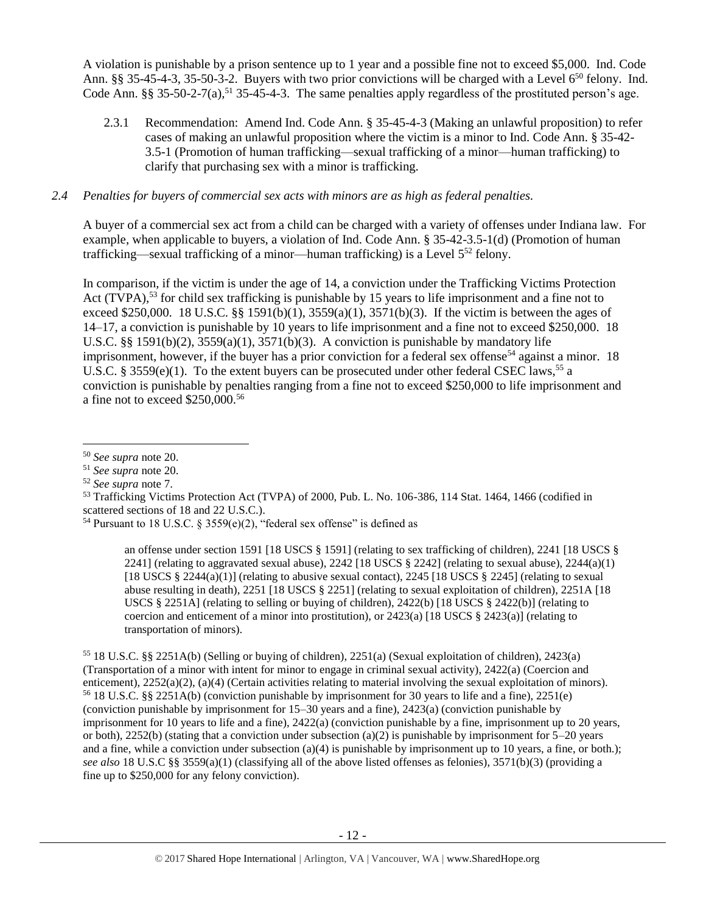A violation is punishable by a prison sentence up to 1 year and a possible fine not to exceed $5,000. Ind. Code Ann. §§ 35-45-4-3, 35-50-3-2. Buyers with two prior convictions will be charged with a Level 6[50] felony. Ind. Code Ann. §§ 35-50-2-7(a),[51] 35-45-4-3. The same penalties apply regardless of the prostituted person's age.

2.3.1 Recommendation: Amend Ind. Code Ann. § 35-45-4-3 (Making an unlawful proposition) to refer cases of making an unlawful proposition where the victim is a minor to Ind. Code Ann. § 35-42-3.5-1 (Promotion of human trafficking—sexual trafficking of a minor—human trafficking) to clarify that purchasing sex with a minor is trafficking.

*2.4 Penalties for buyers of commercial sex acts with minors are as high as federal penalties.*

A buyer of a commercial sex act from a child can be charged with a variety of offenses under Indiana law. For example, when applicable to buyers, a violation of Ind. Code Ann. § 35-42-3.5-1(d) (Promotion of human trafficking—sexual trafficking of a minor—human trafficking) is a Level 5[52] felony.

In comparison, if the victim is under the age of 14, a conviction under the Trafficking Victims Protection Act (TVPA),[53] for child sex trafficking is punishable by 15 years to life imprisonment and a fine not to exceed $250,000. 18 U.S.C. §§ 1591(b)(1), 3559(a)(1), 3571(b)(3). If the victim is between the ages of 14–17, a conviction is punishable by 10 years to life imprisonment and a fine not to exceed $250,000. 18 U.S.C. §§ 1591(b)(2), 3559(a)(1), 3571(b)(3). A conviction is punishable by mandatory life imprisonment, however, if the buyer has a prior conviction for a federal sex offense[54] against a minor. 18 U.S.C. § 3559(e)(1). To the extent buyers can be prosecuted under other federal CSEC laws,[55] a conviction is punishable by penalties ranging from a fine not to exceed $250,000 to life imprisonment and a fine not to exceed $250,000.[56]

---

[50] *See supra* note 20.

[51] *See supra* note 20.

[52] *See supra* note 7.

[53] Trafficking Victims Protection Act (TVPA) of 2000, Pub. L. No. 106-386, 114 Stat. 1464, 1466 (codified in scattered sections of 18 and 22 U.S.C.).

[54] Pursuant to 18 U.S.C. § 3559(e)(2), "federal sex offense" is defined as

> an offense under section 1591 [18 USCS § 1591] (relating to sex trafficking of children), 2241 [18 USCS § 2241] (relating to aggravated sexual abuse), 2242 [18 USCS § 2242] (relating to sexual abuse), 2244(a)(1) [18 USCS § 2244(a)(1)] (relating to abusive sexual contact), 2245 [18 USCS § 2245] (relating to sexual abuse resulting in death), 2251 [18 USCS § 2251] (relating to sexual exploitation of children), 2251A [18 USCS § 2251A] (relating to selling or buying of children), 2422(b) [18 USCS § 2422(b)] (relating to coercion and enticement of a minor into prostitution), or 2423(a) [18 USCS § 2423(a)] (relating to transportation of minors).

[55] 18 U.S.C. §§ 2251A(b) (Selling or buying of children), 2251(a) (Sexual exploitation of children), 2423(a) (Transportation of a minor with intent for minor to engage in criminal sexual activity), 2422(a) (Coercion and enticement), 2252(a)(2), (a)(4) (Certain activities relating to material involving the sexual exploitation of minors).

[56] 18 U.S.C. §§ 2251A(b) (conviction punishable by imprisonment for 30 years to life and a fine), 2251(e) (conviction punishable by imprisonment for 15–30 years and a fine), 2423(a) (conviction punishable by imprisonment for 10 years to life and a fine), 2422(a) (conviction punishable by a fine, imprisonment up to 20 years, or both), 2252(b) (stating that a conviction under subsection (a)(2) is punishable by imprisonment for 5–20 years and a fine, while a conviction under subsection (a)(4) is punishable by imprisonment up to 10 years, a fine, or both.); *see also* 18 U.S.C §§ 3559(a)(1) (classifying all of the above listed offenses as felonies), 3571(b)(3) (providing a fine up to $250,000 for any felony conviction).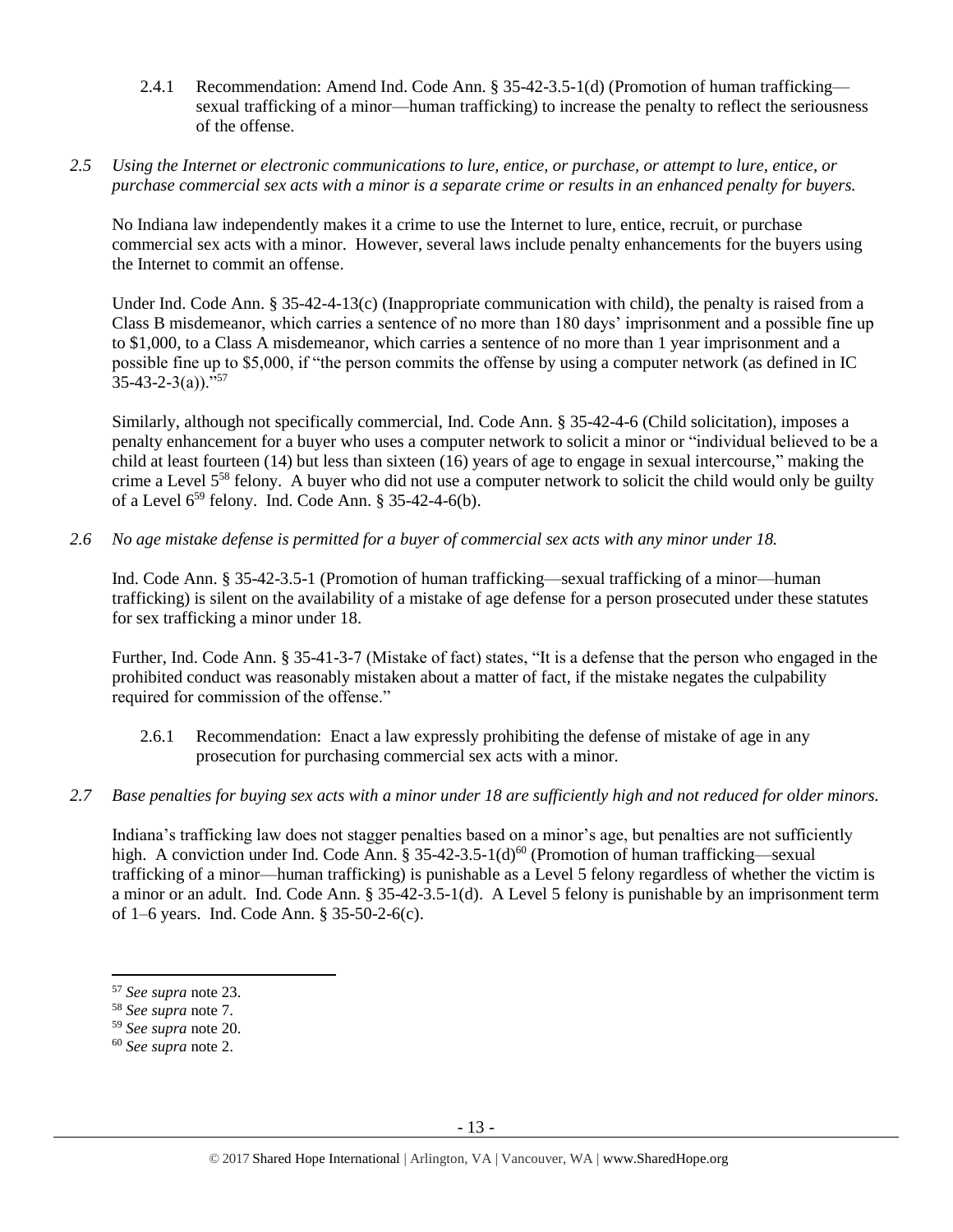2.4.1 Recommendation: Amend Ind. Code Ann. § 35-42-3.5-1(d) (Promotion of human trafficking—sexual trafficking of a minor—human trafficking) to increase the penalty to reflect the seriousness of the offense.

*2.5 Using the Internet or electronic communications to lure, entice, or purchase, or attempt to lure, entice, or purchase commercial sex acts with a minor is a separate crime or results in an enhanced penalty for buyers.*

No Indiana law independently makes it a crime to use the Internet to lure, entice, recruit, or purchase commercial sex acts with a minor. However, several laws include penalty enhancements for the buyers using the Internet to commit an offense.

Under Ind. Code Ann. § 35-42-4-13(c) (Inappropriate communication with child), the penalty is raised from a Class B misdemeanor, which carries a sentence of no more than 180 days' imprisonment and a possible fine up to $1,000, to a Class A misdemeanor, which carries a sentence of no more than 1 year imprisonment and a possible fine up to $5,000, if "the person commits the offense by using a computer network (as defined in IC 35-43-2-3(a))."[57]

Similarly, although not specifically commercial, Ind. Code Ann. § 35-42-4-6 (Child solicitation), imposes a penalty enhancement for a buyer who uses a computer network to solicit a minor or "individual believed to be a child at least fourteen (14) but less than sixteen (16) years of age to engage in sexual intercourse," making the crime a Level 5[58] felony. A buyer who did not use a computer network to solicit the child would only be guilty of a Level 6[59] felony. Ind. Code Ann. § 35-42-4-6(b).

*2.6 No age mistake defense is permitted for a buyer of commercial sex acts with any minor under 18.*

Ind. Code Ann. § 35-42-3.5-1 (Promotion of human trafficking—sexual trafficking of a minor—human trafficking) is silent on the availability of a mistake of age defense for a person prosecuted under these statutes for sex trafficking a minor under 18.

Further, Ind. Code Ann. § 35-41-3-7 (Mistake of fact) states, "It is a defense that the person who engaged in the prohibited conduct was reasonably mistaken about a matter of fact, if the mistake negates the culpability required for commission of the offense."

2.6.1 Recommendation: Enact a law expressly prohibiting the defense of mistake of age in any prosecution for purchasing commercial sex acts with a minor.

*2.7 Base penalties for buying sex acts with a minor under 18 are sufficiently high and not reduced for older minors.*

Indiana's trafficking law does not stagger penalties based on a minor's age, but penalties are not sufficiently high. A conviction under Ind. Code Ann. § 35-42-3.5-1(d)[60] (Promotion of human trafficking—sexual trafficking of a minor—human trafficking) is punishable as a Level 5 felony regardless of whether the victim is a minor or an adult. Ind. Code Ann. § 35-42-3.5-1(d). A Level 5 felony is punishable by an imprisonment term of 1–6 years. Ind. Code Ann. § 35-50-2-6(c).

---

[57] *See supra* note 23.

[58] *See supra* note 7.

[59] *See supra* note 20.

[60] *See supra* note 2.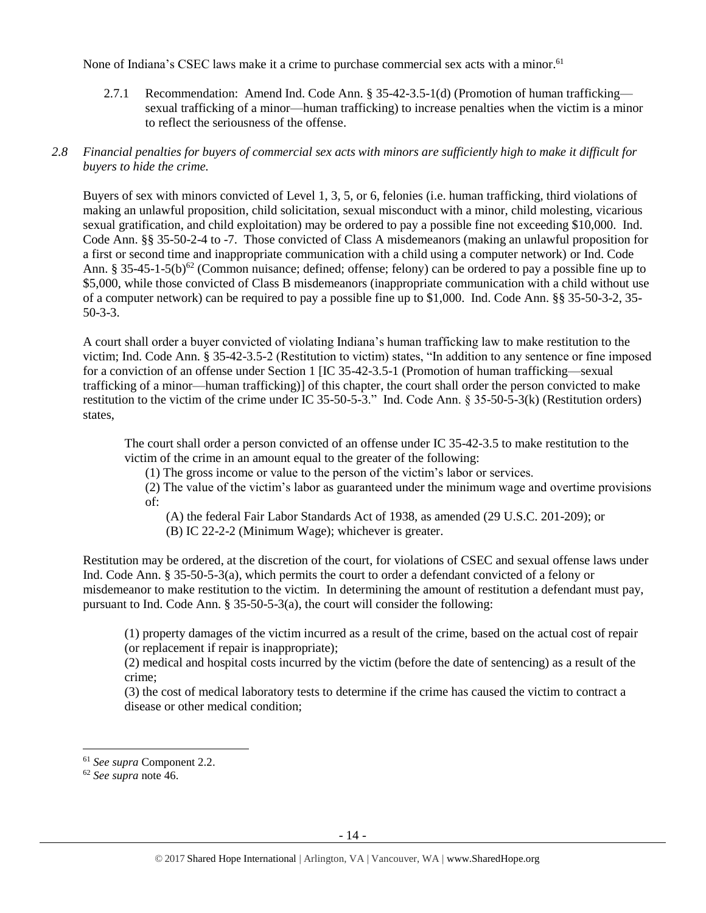None of Indiana's CSEC laws make it a crime to purchase commercial sex acts with a minor.[61]

2.7.1 Recommendation: Amend Ind. Code Ann. § 35-42-3.5-1(d) (Promotion of human trafficking—sexual trafficking of a minor—human trafficking) to increase penalties when the victim is a minor to reflect the seriousness of the offense.

*2.8 Financial penalties for buyers of commercial sex acts with minors are sufficiently high to make it difficult for buyers to hide the crime.*

Buyers of sex with minors convicted of Level 1, 3, 5, or 6, felonies (i.e. human trafficking, third violations of making an unlawful proposition, child solicitation, sexual misconduct with a minor, child molesting, vicarious sexual gratification, and child exploitation) may be ordered to pay a possible fine not exceeding $10,000. Ind. Code Ann. §§ 35-50-2-4 to -7. Those convicted of Class A misdemeanors (making an unlawful proposition for a first or second time and inappropriate communication with a child using a computer network) or Ind. Code Ann. § 35-45-1-5(b)[62] (Common nuisance; defined; offense; felony) can be ordered to pay a possible fine up to $5,000, while those convicted of Class B misdemeanors (inappropriate communication with a child without use of a computer network) can be required to pay a possible fine up to $1,000. Ind. Code Ann. §§ 35-50-3-2, 35-50-3-3.

A court shall order a buyer convicted of violating Indiana's human trafficking law to make restitution to the victim; Ind. Code Ann. § 35-42-3.5-2 (Restitution to victim) states, "In addition to any sentence or fine imposed for a conviction of an offense under Section 1 [IC 35-42-3.5-1 (Promotion of human trafficking—sexual trafficking of a minor—human trafficking)] of this chapter, the court shall order the person convicted to make restitution to the victim of the crime under IC 35-50-5-3." Ind. Code Ann. § 35-50-5-3(k) (Restitution orders) states,

> The court shall order a person convicted of an offense under IC 35-42-3.5 to make restitution to the victim of the crime in an amount equal to the greater of the following:
>
> (1) The gross income or value to the person of the victim's labor or services.
>
> (2) The value of the victim's labor as guaranteed under the minimum wage and overtime provisions of:
>
> (A) the federal Fair Labor Standards Act of 1938, as amended (29 U.S.C. 201-209); or
>
> (B) IC 22-2-2 (Minimum Wage); whichever is greater.

Restitution may be ordered, at the discretion of the court, for violations of CSEC and sexual offense laws under Ind. Code Ann. § 35-50-5-3(a), which permits the court to order a defendant convicted of a felony or misdemeanor to make restitution to the victim. In determining the amount of restitution a defendant must pay, pursuant to Ind. Code Ann. § 35-50-5-3(a), the court will consider the following:

> (1) property damages of the victim incurred as a result of the crime, based on the actual cost of repair (or replacement if repair is inappropriate);
>
> (2) medical and hospital costs incurred by the victim (before the date of sentencing) as a result of the crime;
>
> (3) the cost of medical laboratory tests to determine if the crime has caused the victim to contract a disease or other medical condition;

---

[61] *See supra* Component 2.2.

[62] *See supra* note 46.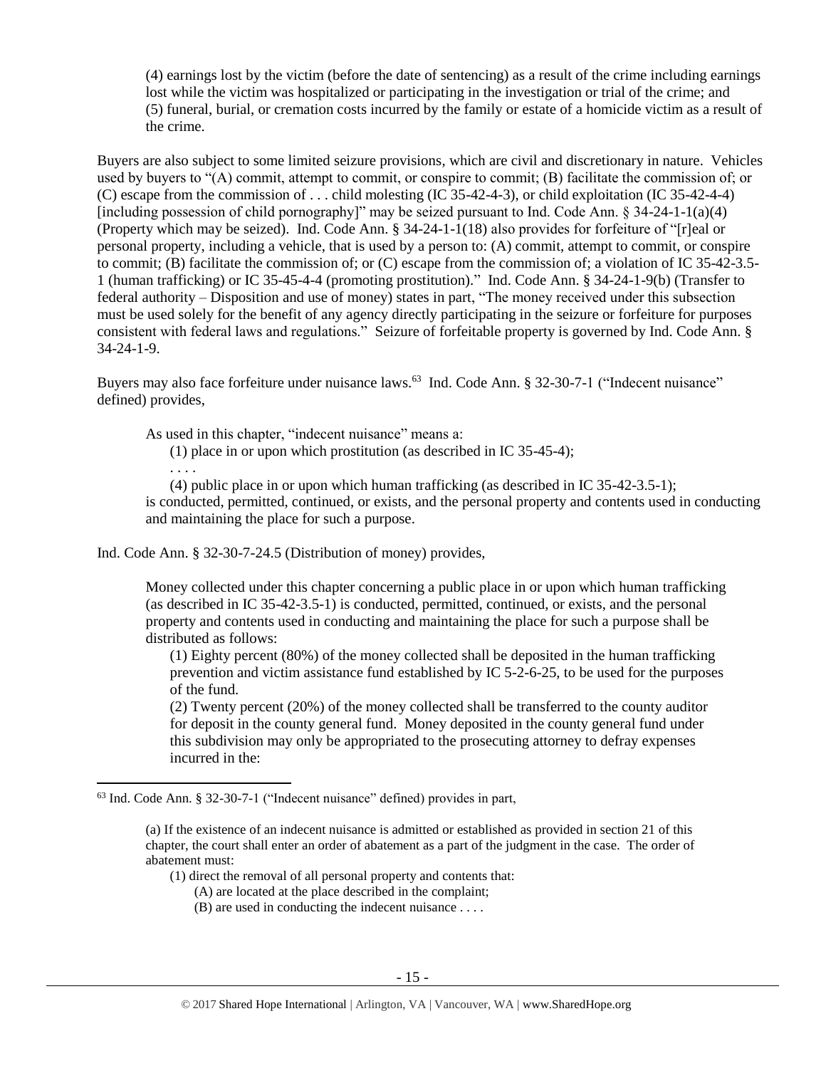(4) earnings lost by the victim (before the date of sentencing) as a result of the crime including earnings lost while the victim was hospitalized or participating in the investigation or trial of the crime; and
(5) funeral, burial, or cremation costs incurred by the family or estate of a homicide victim as a result of the crime.

Buyers are also subject to some limited seizure provisions, which are civil and discretionary in nature. Vehicles used by buyers to "(A) commit, attempt to commit, or conspire to commit; (B) facilitate the commission of; or (C) escape from the commission of . . . child molesting (IC 35-42-4-3), or child exploitation (IC 35-42-4-4) [including possession of child pornography]" may be seized pursuant to Ind. Code Ann. § 34-24-1-1(a)(4) (Property which may be seized). Ind. Code Ann. § 34-24-1-1(18) also provides for forfeiture of "[r]eal or personal property, including a vehicle, that is used by a person to: (A) commit, attempt to commit, or conspire to commit; (B) facilitate the commission of; or (C) escape from the commission of; a violation of IC 35-42-3.5-1 (human trafficking) or IC 35-45-4-4 (promoting prostitution)." Ind. Code Ann. § 34-24-1-9(b) (Transfer to federal authority – Disposition and use of money) states in part, "The money received under this subsection must be used solely for the benefit of any agency directly participating in the seizure or forfeiture for purposes consistent with federal laws and regulations." Seizure of forfeitable property is governed by Ind. Code Ann. § 34-24-1-9.

Buyers may also face forfeiture under nuisance laws.[63] Ind. Code Ann. § 32-30-7-1 ("Indecent nuisance" defined) provides,

> As used in this chapter, "indecent nuisance" means a:
>
> (1) place in or upon which prostitution (as described in IC 35-45-4);
>
> . . . .
>
> (4) public place in or upon which human trafficking (as described in IC 35-42-3.5-1);
>
> is conducted, permitted, continued, or exists, and the personal property and contents used in conducting and maintaining the place for such a purpose.

Ind. Code Ann. § 32-30-7-24.5 (Distribution of money) provides,

> Money collected under this chapter concerning a public place in or upon which human trafficking (as described in IC 35-42-3.5-1) is conducted, permitted, continued, or exists, and the personal property and contents used in conducting and maintaining the place for such a purpose shall be distributed as follows:
>
> (1) Eighty percent (80%) of the money collected shall be deposited in the human trafficking prevention and victim assistance fund established by IC 5-2-6-25, to be used for the purposes of the fund.
>
> (2) Twenty percent (20%) of the money collected shall be transferred to the county auditor for deposit in the county general fund. Money deposited in the county general fund under this subdivision may only be appropriated to the prosecuting attorney to defray expenses incurred in the:

---

[63] Ind. Code Ann. § 32-30-7-1 ("Indecent nuisance" defined) provides in part,

> (a) If the existence of an indecent nuisance is admitted or established as provided in section 21 of this chapter, the court shall enter an order of abatement as a part of the judgment in the case. The order of abatement must:
>
> (1) direct the removal of all personal property and contents that:
>
> (A) are located at the place described in the complaint;
>
> (B) are used in conducting the indecent nuisance . . . .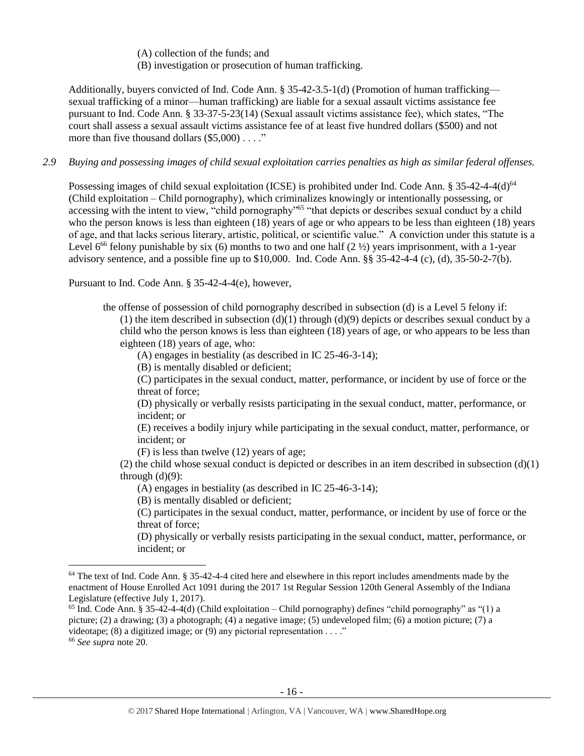(A) collection of the funds; and
(B) investigation or prosecution of human trafficking.

Additionally, buyers convicted of Ind. Code Ann. § 35-42-3.5-1(d) (Promotion of human trafficking—sexual trafficking of a minor—human trafficking) are liable for a sexual assault victims assistance fee pursuant to Ind. Code Ann. § 33-37-5-23(14) (Sexual assault victims assistance fee), which states, "The court shall assess a sexual assault victims assistance fee of at least five hundred dollars ($500) and not more than five thousand dollars ($5,000) . . . ."

*2.9 Buying and possessing images of child sexual exploitation carries penalties as high as similar federal offenses.*

Possessing images of child sexual exploitation (ICSE) is prohibited under Ind. Code Ann. § 35-42-4-4(d)[64] (Child exploitation – Child pornography), which criminalizes knowingly or intentionally possessing, or accessing with the intent to view, "child pornography"[65] "that depicts or describes sexual conduct by a child who the person knows is less than eighteen (18) years of age or who appears to be less than eighteen (18) years of age, and that lacks serious literary, artistic, political, or scientific value." A conviction under this statute is a Level 6[66] felony punishable by six (6) months to two and one half (2 ½) years imprisonment, with a 1-year advisory sentence, and a possible fine up to $10,000. Ind. Code Ann. §§ 35-42-4-4 (c), (d), 35-50-2-7(b).

Pursuant to Ind. Code Ann. § 35-42-4-4(e), however,

> the offense of possession of child pornography described in subsection (d) is a Level 5 felony if:
> (1) the item described in subsection (d)(1) through (d)(9) depicts or describes sexual conduct by a child who the person knows is less than eighteen (18) years of age, or who appears to be less than eighteen (18) years of age, who:
> (A) engages in bestiality (as described in IC 25-46-3-14);
> (B) is mentally disabled or deficient;
> (C) participates in the sexual conduct, matter, performance, or incident by use of force or the threat of force;
> (D) physically or verbally resists participating in the sexual conduct, matter, performance, or incident; or
> (E) receives a bodily injury while participating in the sexual conduct, matter, performance, or incident; or
> (F) is less than twelve (12) years of age;
> (2) the child whose sexual conduct is depicted or describes in an item described in subsection (d)(1) through (d)(9):
> (A) engages in bestiality (as described in IC 25-46-3-14);
> (B) is mentally disabled or deficient;
> (C) participates in the sexual conduct, matter, performance, or incident by use of force or the threat of force;
> (D) physically or verbally resists participating in the sexual conduct, matter, performance, or incident; or

---

[64] The text of Ind. Code Ann. § 35-42-4-4 cited here and elsewhere in this report includes amendments made by the enactment of House Enrolled Act 1091 during the 2017 1st Regular Session 120th General Assembly of the Indiana Legislature (effective July 1, 2017).

[65] Ind. Code Ann. § 35-42-4-4(d) (Child exploitation – Child pornography) defines "child pornography" as "(1) a picture; (2) a drawing; (3) a photograph; (4) a negative image; (5) undeveloped film; (6) a motion picture; (7) a videotape; (8) a digitized image; or (9) any pictorial representation . . . ."

[66] *See supra* note 20.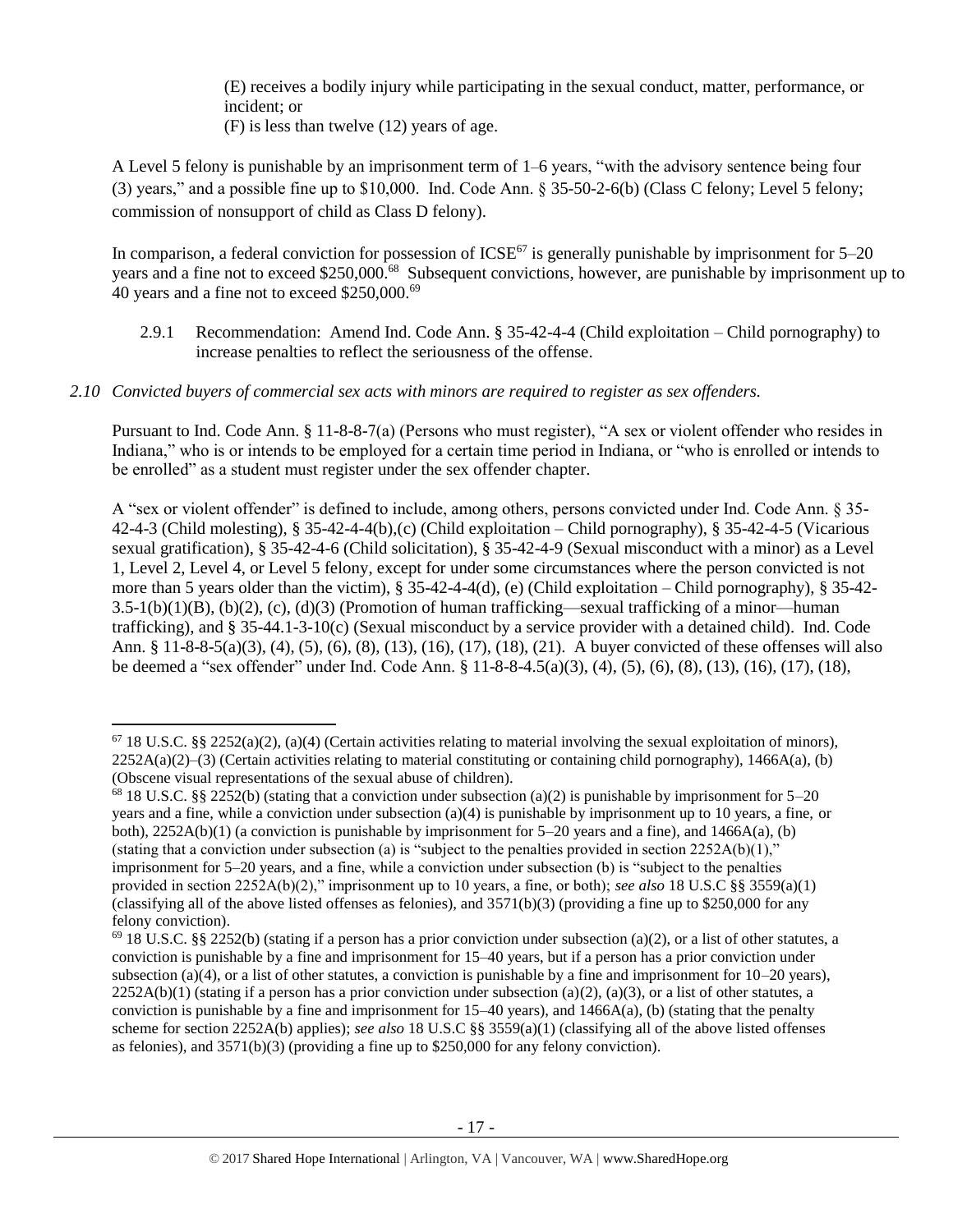(E) receives a bodily injury while participating in the sexual conduct, matter, performance, or incident; or

(F) is less than twelve (12) years of age.

A Level 5 felony is punishable by an imprisonment term of 1–6 years, "with the advisory sentence being four (3) years," and a possible fine up to $10,000. Ind. Code Ann. § 35-50-2-6(b) (Class C felony; Level 5 felony; commission of nonsupport of child as Class D felony).

In comparison, a federal conviction for possession of ICSE[67] is generally punishable by imprisonment for 5–20 years and a fine not to exceed $250,000.[68] Subsequent convictions, however, are punishable by imprisonment up to 40 years and a fine not to exceed $250,000.[69]

2.9.1 Recommendation: Amend Ind. Code Ann. § 35-42-4-4 (Child exploitation – Child pornography) to increase penalties to reflect the seriousness of the offense.

*2.10 Convicted buyers of commercial sex acts with minors are required to register as sex offenders.*

Pursuant to Ind. Code Ann. § 11-8-8-7(a) (Persons who must register), "A sex or violent offender who resides in Indiana," who is or intends to be employed for a certain time period in Indiana, or "who is enrolled or intends to be enrolled" as a student must register under the sex offender chapter.

A "sex or violent offender" is defined to include, among others, persons convicted under Ind. Code Ann. § 35-42-4-3 (Child molesting), § 35-42-4-4(b),(c) (Child exploitation – Child pornography), § 35-42-4-5 (Vicarious sexual gratification), § 35-42-4-6 (Child solicitation), § 35-42-4-9 (Sexual misconduct with a minor) as a Level 1, Level 2, Level 4, or Level 5 felony, except for under some circumstances where the person convicted is not more than 5 years older than the victim), § 35-42-4-4(d), (e) (Child exploitation – Child pornography), § 35-42-3.5-1(b)(1)(B), (b)(2), (c), (d)(3) (Promotion of human trafficking—sexual trafficking of a minor—human trafficking), and § 35-44.1-3-10(c) (Sexual misconduct by a service provider with a detained child). Ind. Code Ann. § 11-8-8-5(a)(3), (4), (5), (6), (8), (13), (16), (17), (18), (21). A buyer convicted of these offenses will also be deemed a "sex offender" under Ind. Code Ann. § 11-8-8-4.5(a)(3), (4), (5), (6), (8), (13), (16), (17), (18),

---

[67] 18 U.S.C. §§ 2252(a)(2), (a)(4) (Certain activities relating to material involving the sexual exploitation of minors), 2252A(a)(2)–(3) (Certain activities relating to material constituting or containing child pornography), 1466A(a), (b) (Obscene visual representations of the sexual abuse of children).

[68] 18 U.S.C. §§ 2252(b) (stating that a conviction under subsection (a)(2) is punishable by imprisonment for 5–20 years and a fine, while a conviction under subsection (a)(4) is punishable by imprisonment up to 10 years, a fine, or both), 2252A(b)(1) (a conviction is punishable by imprisonment for 5–20 years and a fine), and 1466A(a), (b) (stating that a conviction under subsection (a) is "subject to the penalties provided in section 2252A(b)(1)," imprisonment for 5–20 years, and a fine, while a conviction under subsection (b) is "subject to the penalties provided in section 2252A(b)(2)," imprisonment up to 10 years, a fine, or both); *see also* 18 U.S.C §§ 3559(a)(1) (classifying all of the above listed offenses as felonies), and 3571(b)(3) (providing a fine up to $250,000 for any felony conviction).

[69] 18 U.S.C. §§ 2252(b) (stating if a person has a prior conviction under subsection (a)(2), or a list of other statutes, a conviction is punishable by a fine and imprisonment for 15–40 years, but if a person has a prior conviction under subsection (a)(4), or a list of other statutes, a conviction is punishable by a fine and imprisonment for 10–20 years), 2252A(b)(1) (stating if a person has a prior conviction under subsection (a)(2), (a)(3), or a list of other statutes, a conviction is punishable by a fine and imprisonment for 15–40 years), and 1466A(a), (b) (stating that the penalty scheme for section 2252A(b) applies); *see also* 18 U.S.C §§ 3559(a)(1) (classifying all of the above listed offenses as felonies), and 3571(b)(3) (providing a fine up to $250,000 for any felony conviction).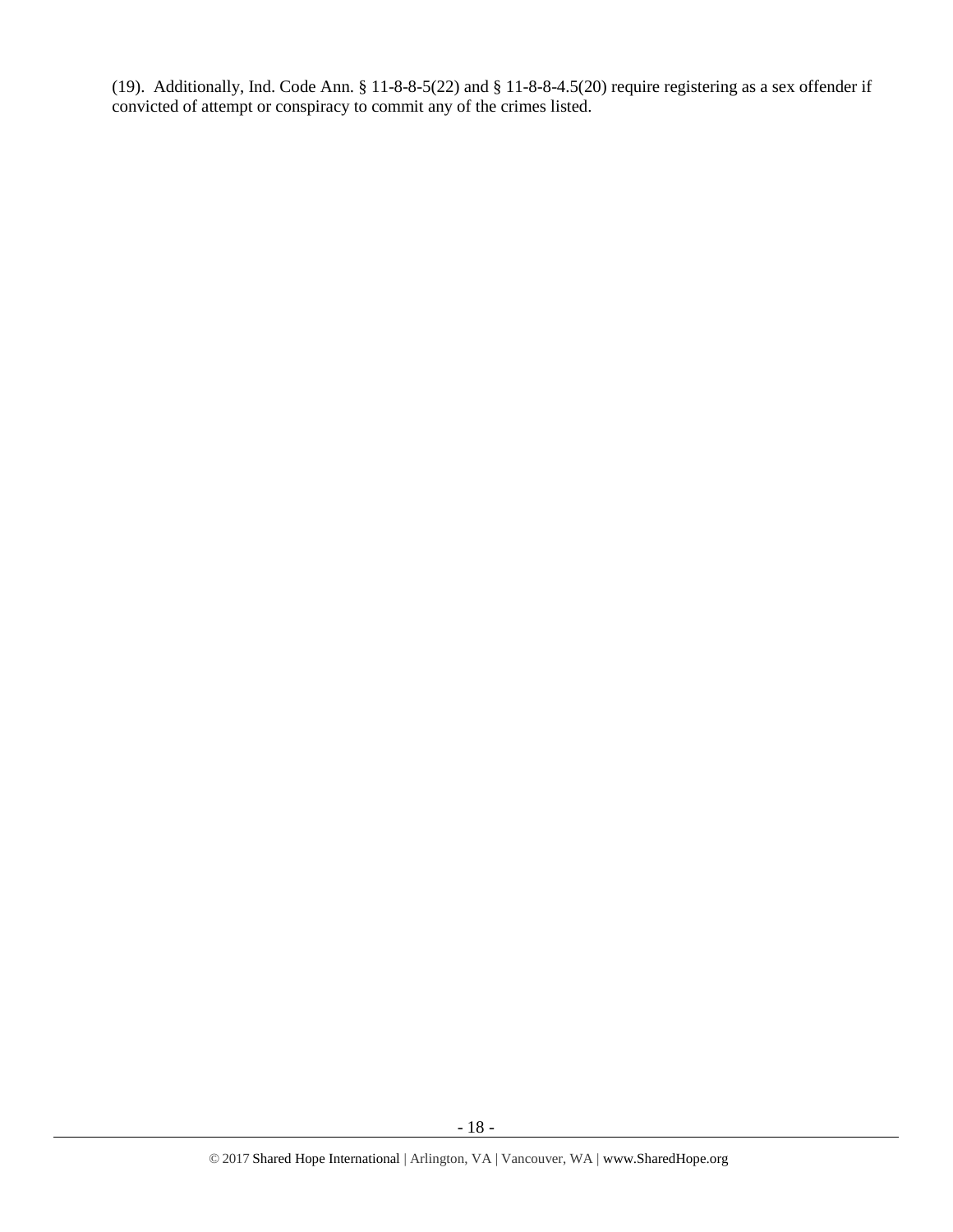(19). Additionally, Ind. Code Ann. § 11-8-8-5(22) and § 11-8-8-4.5(20) require registering as a sex offender if convicted of attempt or conspiracy to commit any of the crimes listed.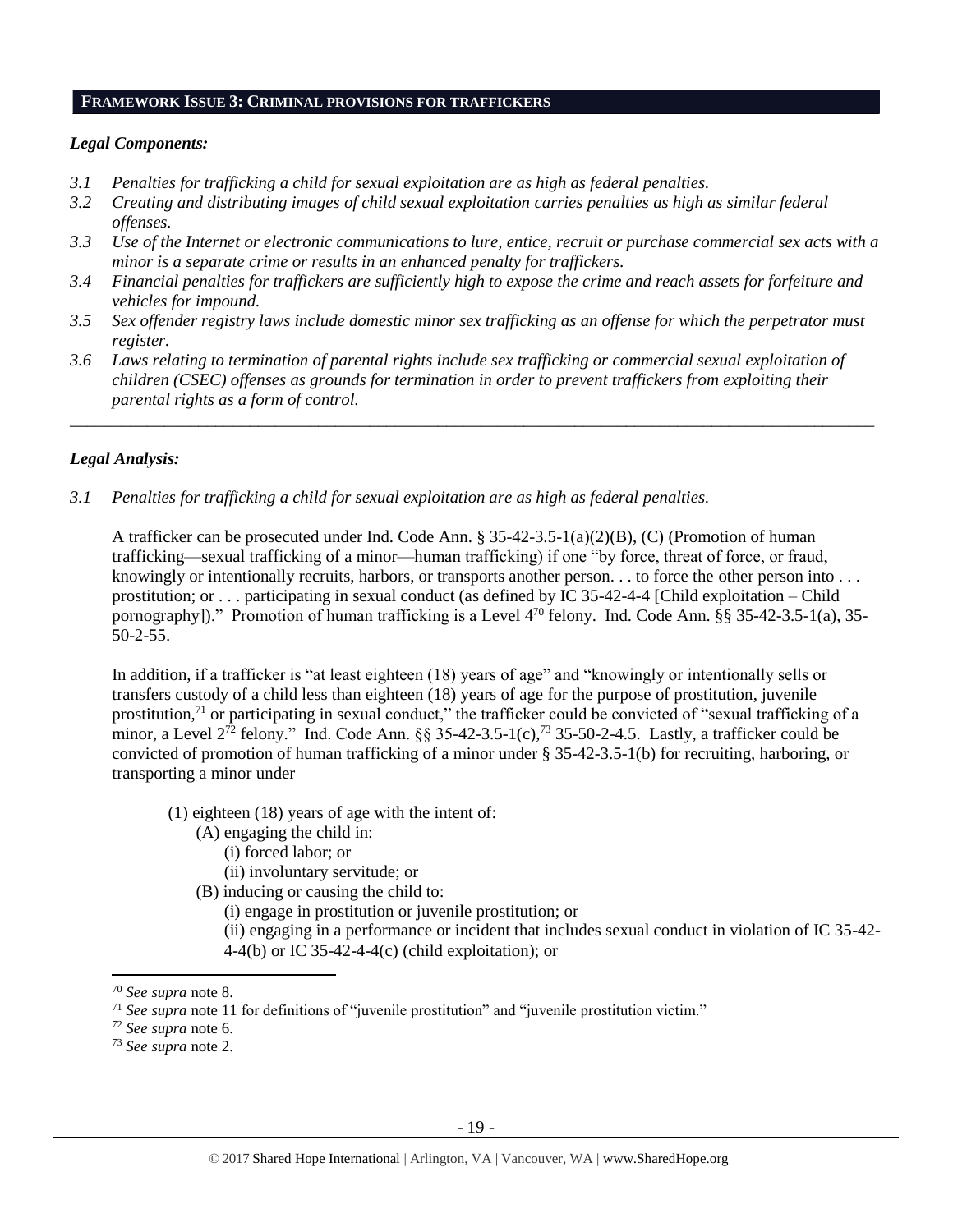## FRAMEWORK ISSUE 3: CRIMINAL PROVISIONS FOR TRAFFICKERS

### *Legal Components:*

*3.1 Penalties for trafficking a child for sexual exploitation are as high as federal penalties.*

*3.2 Creating and distributing images of child sexual exploitation carries penalties as high as similar federal offenses.*

*3.3 Use of the Internet or electronic communications to lure, entice, recruit or purchase commercial sex acts with a minor is a separate crime or results in an enhanced penalty for traffickers.*

*3.4 Financial penalties for traffickers are sufficiently high to expose the crime and reach assets for forfeiture and vehicles for impound.*

*3.5 Sex offender registry laws include domestic minor sex trafficking as an offense for which the perpetrator must register.*

*3.6 Laws relating to termination of parental rights include sex trafficking or commercial sexual exploitation of children (CSEC) offenses as grounds for termination in order to prevent traffickers from exploiting their parental rights as a form of control.*

---

### *Legal Analysis:*

*3.1 Penalties for trafficking a child for sexual exploitation are as high as federal penalties.*

A trafficker can be prosecuted under Ind. Code Ann. § 35-42-3.5-1(a)(2)(B), (C) (Promotion of human trafficking—sexual trafficking of a minor—human trafficking) if one "by force, threat of force, or fraud, knowingly or intentionally recruits, harbors, or transports another person. . . to force the other person into . . . prostitution; or . . . participating in sexual conduct (as defined by IC 35-42-4-4 [Child exploitation – Child pornography])." Promotion of human trafficking is a Level 4[70] felony. Ind. Code Ann. §§ 35-42-3.5-1(a), 35-50-2-55.

In addition, if a trafficker is "at least eighteen (18) years of age" and "knowingly or intentionally sells or transfers custody of a child less than eighteen (18) years of age for the purpose of prostitution, juvenile prostitution,[71] or participating in sexual conduct," the trafficker could be convicted of "sexual trafficking of a minor, a Level 2[72] felony." Ind. Code Ann. §§ 35-42-3.5-1(c),[73] 35-50-2-4.5. Lastly, a trafficker could be convicted of promotion of human trafficking of a minor under § 35-42-3.5-1(b) for recruiting, harboring, or transporting a minor under

(1) eighteen (18) years of age with the intent of:
- (A) engaging the child in:
  - (i) forced labor; or
  - (ii) involuntary servitude; or
- (B) inducing or causing the child to:
  - (i) engage in prostitution or juvenile prostitution; or
  - (ii) engaging in a performance or incident that includes sexual conduct in violation of IC 35-42-4-4(b) or IC 35-42-4-4(c) (child exploitation); or

---

[70] *See supra* note 8.

[71] *See supra* note 11 for definitions of "juvenile prostitution" and "juvenile prostitution victim."

[72] *See supra* note 6.

[73] *See supra* note 2.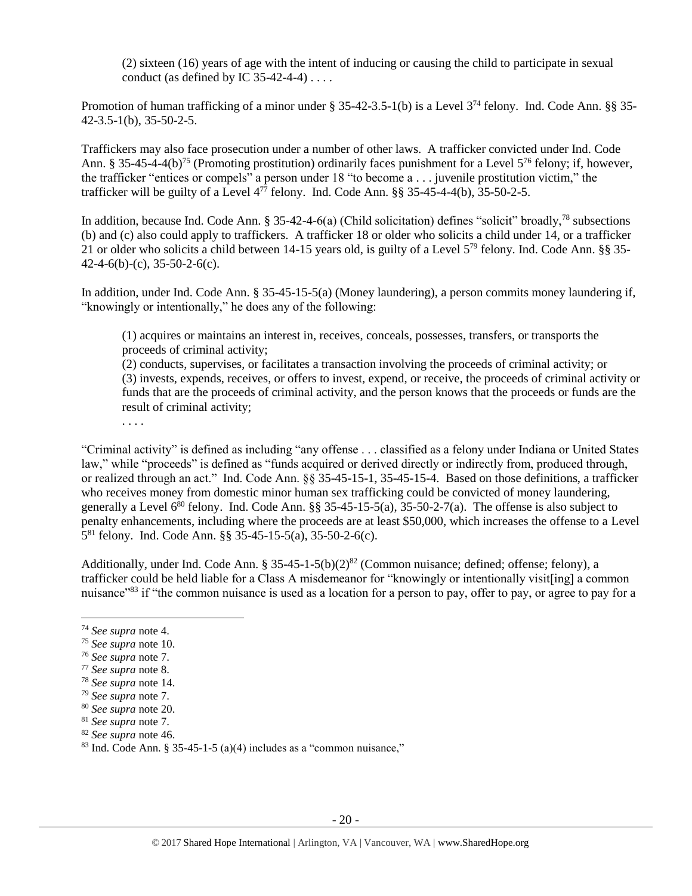> (2) sixteen (16) years of age with the intent of inducing or causing the child to participate in sexual conduct (as defined by IC 35-42-4-4) . . . .

Promotion of human trafficking of a minor under § 35-42-3.5-1(b) is a Level 3[74] felony. Ind. Code Ann. §§ 35-42-3.5-1(b), 35-50-2-5.

Traffickers may also face prosecution under a number of other laws. A trafficker convicted under Ind. Code Ann. § 35-45-4-4(b)[75] (Promoting prostitution) ordinarily faces punishment for a Level 5[76] felony; if, however, the trafficker "entices or compels" a person under 18 "to become a . . . juvenile prostitution victim," the trafficker will be guilty of a Level 4[77] felony. Ind. Code Ann. §§ 35-45-4-4(b), 35-50-2-5.

In addition, because Ind. Code Ann. § 35-42-4-6(a) (Child solicitation) defines "solicit" broadly,[78] subsections (b) and (c) also could apply to traffickers. A trafficker 18 or older who solicits a child under 14, or a trafficker 21 or older who solicits a child between 14-15 years old, is guilty of a Level 5[79] felony. Ind. Code Ann. §§ 35-42-4-6(b)-(c), 35-50-2-6(c).

In addition, under Ind. Code Ann. § 35-45-15-5(a) (Money laundering), a person commits money laundering if, "knowingly or intentionally," he does any of the following:

> (1) acquires or maintains an interest in, receives, conceals, possesses, transfers, or transports the proceeds of criminal activity;
> (2) conducts, supervises, or facilitates a transaction involving the proceeds of criminal activity; or
> (3) invests, expends, receives, or offers to invest, expend, or receive, the proceeds of criminal activity or funds that are the proceeds of criminal activity, and the person knows that the proceeds or funds are the result of criminal activity;
> . . . .

"Criminal activity" is defined as including "any offense . . . classified as a felony under Indiana or United States law," while "proceeds" is defined as "funds acquired or derived directly or indirectly from, produced through, or realized through an act." Ind. Code Ann. §§ 35-45-15-1, 35-45-15-4. Based on those definitions, a trafficker who receives money from domestic minor human sex trafficking could be convicted of money laundering, generally a Level 6[80] felony. Ind. Code Ann. §§ 35-45-15-5(a), 35-50-2-7(a). The offense is also subject to penalty enhancements, including where the proceeds are at least $50,000, which increases the offense to a Level 5[81] felony. Ind. Code Ann. §§ 35-45-15-5(a), 35-50-2-6(c).

Additionally, under Ind. Code Ann. § 35-45-1-5(b)(2)[82] (Common nuisance; defined; offense; felony), a trafficker could be held liable for a Class A misdemeanor for "knowingly or intentionally visit[ing] a common nuisance"[83] if "the common nuisance is used as a location for a person to pay, offer to pay, or agree to pay for a

---

[74] *See supra* note 4.
[75] *See supra* note 10.
[76] *See supra* note 7.
[77] *See supra* note 8.
[78] *See supra* note 14.
[79] *See supra* note 7.
[80] *See supra* note 20.
[81] *See supra* note 7.
[82] *See supra* note 46.
[83] Ind. Code Ann. § 35-45-1-5 (a)(4) includes as a "common nuisance,"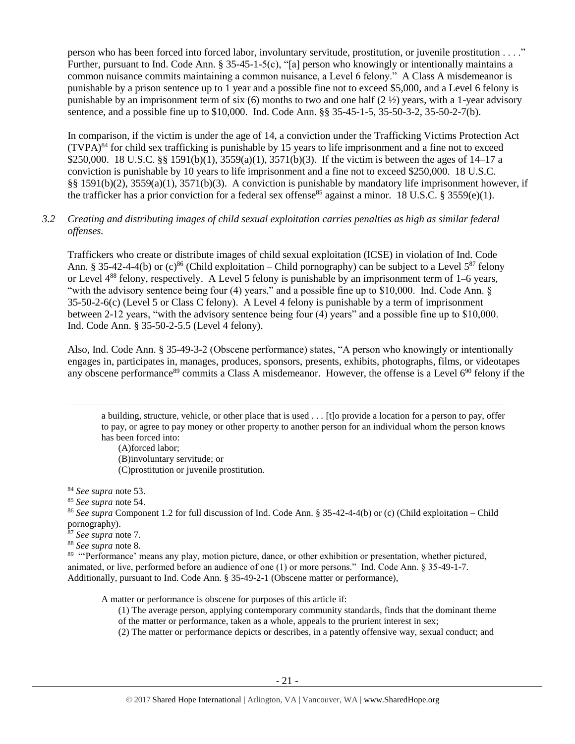person who has been forced into forced labor, involuntary servitude, prostitution, or juvenile prostitution . . . ." Further, pursuant to Ind. Code Ann. § 35-45-1-5(c), "[a] person who knowingly or intentionally maintains a common nuisance commits maintaining a common nuisance, a Level 6 felony." A Class A misdemeanor is punishable by a prison sentence up to 1 year and a possible fine not to exceed $5,000, and a Level 6 felony is punishable by an imprisonment term of six (6) months to two and one half (2 ½) years, with a 1-year advisory sentence, and a possible fine up to $10,000. Ind. Code Ann. §§ 35-45-1-5, 35-50-3-2, 35-50-2-7(b).

In comparison, if the victim is under the age of 14, a conviction under the Trafficking Victims Protection Act (TVPA)[84] for child sex trafficking is punishable by 15 years to life imprisonment and a fine not to exceed $250,000. 18 U.S.C. §§ 1591(b)(1), 3559(a)(1), 3571(b)(3). If the victim is between the ages of 14–17 a conviction is punishable by 10 years to life imprisonment and a fine not to exceed $250,000. 18 U.S.C. §§ 1591(b)(2), 3559(a)(1), 3571(b)(3). A conviction is punishable by mandatory life imprisonment however, if the trafficker has a prior conviction for a federal sex offense[85] against a minor. 18 U.S.C. § 3559(e)(1).

*3.2 Creating and distributing images of child sexual exploitation carries penalties as high as similar federal offenses.*

Traffickers who create or distribute images of child sexual exploitation (ICSE) in violation of Ind. Code Ann. § 35-42-4-4(b) or (c)[86] (Child exploitation – Child pornography) can be subject to a Level 5[87] felony or Level 4[88] felony, respectively. A Level 5 felony is punishable by an imprisonment term of 1–6 years, "with the advisory sentence being four (4) years," and a possible fine up to $10,000. Ind. Code Ann. § 35-50-2-6(c) (Level 5 or Class C felony). A Level 4 felony is punishable by a term of imprisonment between 2-12 years, "with the advisory sentence being four (4) years" and a possible fine up to $10,000. Ind. Code Ann. § 35-50-2-5.5 (Level 4 felony).

Also, Ind. Code Ann. § 35-49-3-2 (Obscene performance) states, "A person who knowingly or intentionally engages in, participates in, manages, produces, sponsors, presents, exhibits, photographs, films, or videotapes any obscene performance[89] commits a Class A misdemeanor. However, the offense is a Level 6[90] felony if the

---

> a building, structure, vehicle, or other place that is used . . . [t]o provide a location for a person to pay, offer to pay, or agree to pay money or other property to another person for an individual whom the person knows has been forced into:
> 
> (A)forced labor;
> (B)involuntary servitude; or
> (C)prostitution or juvenile prostitution.

[84] *See supra* note 53.

[85] *See supra* note 54.

[86] *See supra* Component 1.2 for full discussion of Ind. Code Ann. § 35-42-4-4(b) or (c) (Child exploitation – Child pornography).

[87] *See supra* note 7.

[88] *See supra* note 8.

[89] "'Performance' means any play, motion picture, dance, or other exhibition or presentation, whether pictured, animated, or live, performed before an audience of one (1) or more persons." Ind. Code Ann. § 35-49-1-7. Additionally, pursuant to Ind. Code Ann. § 35-49-2-1 (Obscene matter or performance),

> A matter or performance is obscene for purposes of this article if:
> 
> (1) The average person, applying contemporary community standards, finds that the dominant theme of the matter or performance, taken as a whole, appeals to the prurient interest in sex;
> (2) The matter or performance depicts or describes, in a patently offensive way, sexual conduct; and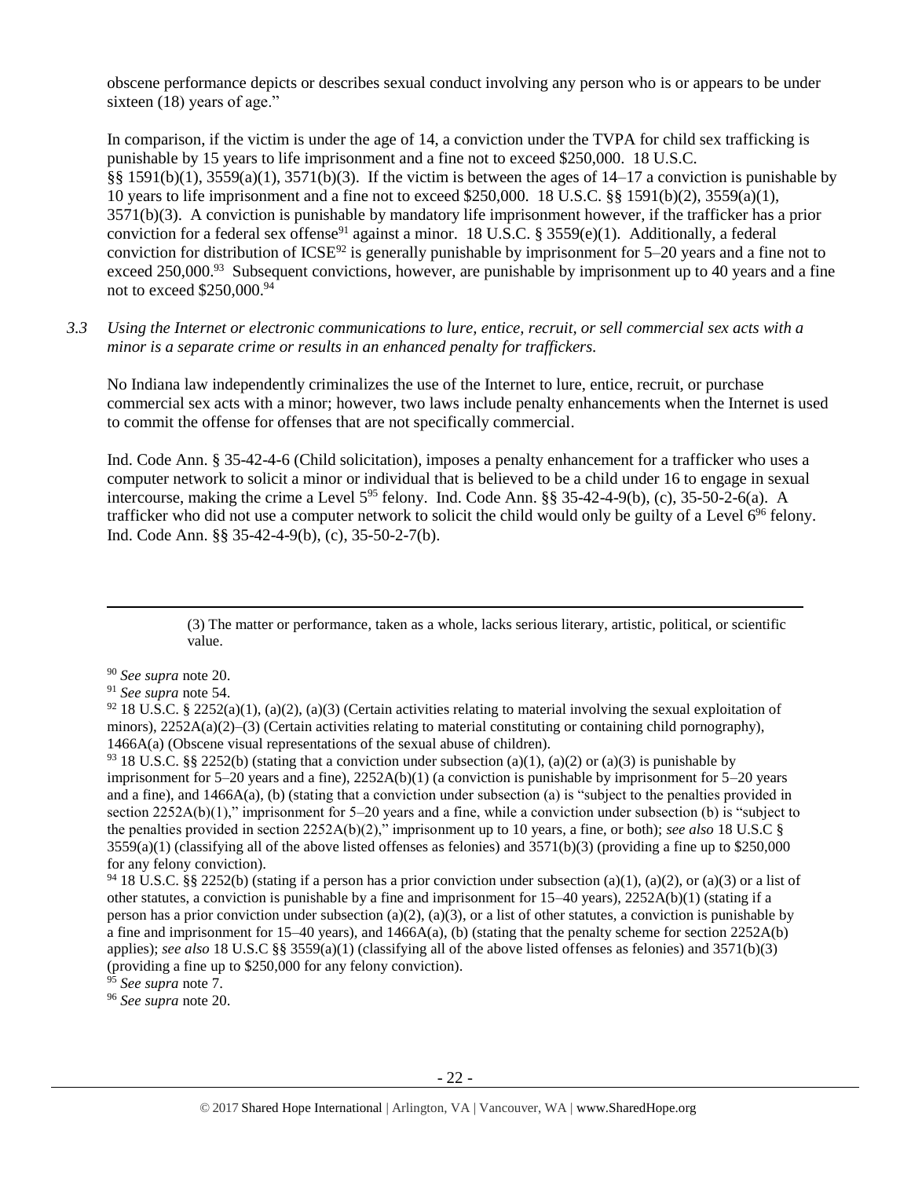obscene performance depicts or describes sexual conduct involving any person who is or appears to be under sixteen (18) years of age."

In comparison, if the victim is under the age of 14, a conviction under the TVPA for child sex trafficking is punishable by 15 years to life imprisonment and a fine not to exceed $250,000. 18 U.S.C. §§ 1591(b)(1), 3559(a)(1), 3571(b)(3). If the victim is between the ages of 14–17 a conviction is punishable by 10 years to life imprisonment and a fine not to exceed $250,000. 18 U.S.C. §§ 1591(b)(2), 3559(a)(1), 3571(b)(3). A conviction is punishable by mandatory life imprisonment however, if the trafficker has a prior conviction for a federal sex offense[91] against a minor. 18 U.S.C. § 3559(e)(1). Additionally, a federal conviction for distribution of ICSE[92] is generally punishable by imprisonment for 5–20 years and a fine not to exceed 250,000.[93] Subsequent convictions, however, are punishable by imprisonment up to 40 years and a fine not to exceed $250,000.[94]

*3.3 Using the Internet or electronic communications to lure, entice, recruit, or sell commercial sex acts with a minor is a separate crime or results in an enhanced penalty for traffickers.*

No Indiana law independently criminalizes the use of the Internet to lure, entice, recruit, or purchase commercial sex acts with a minor; however, two laws include penalty enhancements when the Internet is used to commit the offense for offenses that are not specifically commercial.

Ind. Code Ann. § 35-42-4-6 (Child solicitation), imposes a penalty enhancement for a trafficker who uses a computer network to solicit a minor or individual that is believed to be a child under 16 to engage in sexual intercourse, making the crime a Level 5[95] felony. Ind. Code Ann. §§ 35-42-4-9(b), (c), 35-50-2-6(a). A trafficker who did not use a computer network to solicit the child would only be guilty of a Level 6[96] felony. Ind. Code Ann. §§ 35-42-4-9(b), (c), 35-50-2-7(b).

---

(3) The matter or performance, taken as a whole, lacks serious literary, artistic, political, or scientific value.

[90] *See supra* note 20.

[91] *See supra* note 54.

[92] 18 U.S.C. § 2252(a)(1), (a)(2), (a)(3) (Certain activities relating to material involving the sexual exploitation of minors), 2252A(a)(2)–(3) (Certain activities relating to material constituting or containing child pornography), 1466A(a) (Obscene visual representations of the sexual abuse of children).

[93] 18 U.S.C. §§ 2252(b) (stating that a conviction under subsection (a)(1), (a)(2) or (a)(3) is punishable by imprisonment for 5–20 years and a fine), 2252A(b)(1) (a conviction is punishable by imprisonment for 5–20 years and a fine), and 1466A(a), (b) (stating that a conviction under subsection (a) is "subject to the penalties provided in section 2252A(b)(1)," imprisonment for 5–20 years and a fine, while a conviction under subsection (b) is "subject to the penalties provided in section 2252A(b)(2)," imprisonment up to 10 years, a fine, or both); *see also* 18 U.S.C § 3559(a)(1) (classifying all of the above listed offenses as felonies) and 3571(b)(3) (providing a fine up to $250,000 for any felony conviction).

[94] 18 U.S.C. §§ 2252(b) (stating if a person has a prior conviction under subsection (a)(1), (a)(2), or (a)(3) or a list of other statutes, a conviction is punishable by a fine and imprisonment for 15–40 years), 2252A(b)(1) (stating if a person has a prior conviction under subsection (a)(2), (a)(3), or a list of other statutes, a conviction is punishable by a fine and imprisonment for 15–40 years), and 1466A(a), (b) (stating that the penalty scheme for section 2252A(b) applies); *see also* 18 U.S.C §§ 3559(a)(1) (classifying all of the above listed offenses as felonies) and 3571(b)(3) (providing a fine up to $250,000 for any felony conviction).

[95] *See supra* note 7.

[96] *See supra* note 20.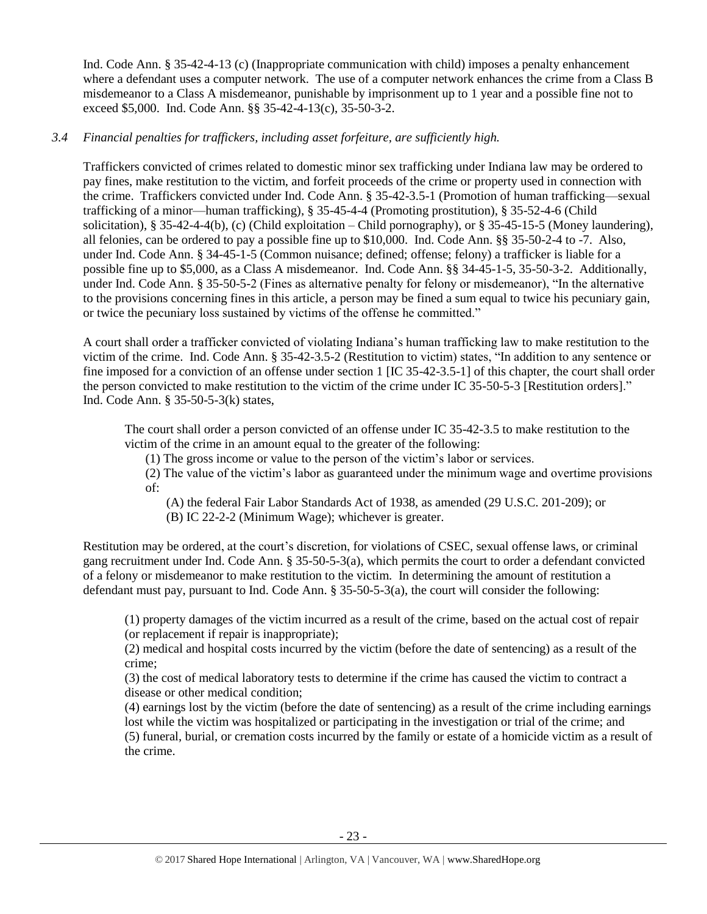Ind. Code Ann. § 35-42-4-13 (c) (Inappropriate communication with child) imposes a penalty enhancement where a defendant uses a computer network. The use of a computer network enhances the crime from a Class B misdemeanor to a Class A misdemeanor, punishable by imprisonment up to 1 year and a possible fine not to exceed $5,000. Ind. Code Ann. §§ 35-42-4-13(c), 35-50-3-2.

*3.4 Financial penalties for traffickers, including asset forfeiture, are sufficiently high.*

Traffickers convicted of crimes related to domestic minor sex trafficking under Indiana law may be ordered to pay fines, make restitution to the victim, and forfeit proceeds of the crime or property used in connection with the crime. Traffickers convicted under Ind. Code Ann. § 35-42-3.5-1 (Promotion of human trafficking—sexual trafficking of a minor—human trafficking), § 35-45-4-4 (Promoting prostitution), § 35-52-4-6 (Child solicitation), § 35-42-4-4(b), (c) (Child exploitation – Child pornography), or § 35-45-15-5 (Money laundering), all felonies, can be ordered to pay a possible fine up to $10,000. Ind. Code Ann. §§ 35-50-2-4 to -7. Also, under Ind. Code Ann. § 34-45-1-5 (Common nuisance; defined; offense; felony) a trafficker is liable for a possible fine up to $5,000, as a Class A misdemeanor. Ind. Code Ann. §§ 34-45-1-5, 35-50-3-2. Additionally, under Ind. Code Ann. § 35-50-5-2 (Fines as alternative penalty for felony or misdemeanor), "In the alternative to the provisions concerning fines in this article, a person may be fined a sum equal to twice his pecuniary gain, or twice the pecuniary loss sustained by victims of the offense he committed."

A court shall order a trafficker convicted of violating Indiana's human trafficking law to make restitution to the victim of the crime. Ind. Code Ann. § 35-42-3.5-2 (Restitution to victim) states, "In addition to any sentence or fine imposed for a conviction of an offense under section 1 [IC 35-42-3.5-1] of this chapter, the court shall order the person convicted to make restitution to the victim of the crime under IC 35-50-5-3 [Restitution orders]." Ind. Code Ann. § 35-50-5-3(k) states,

> The court shall order a person convicted of an offense under IC 35-42-3.5 to make restitution to the victim of the crime in an amount equal to the greater of the following:
>
> (1) The gross income or value to the person of the victim's labor or services.
>
> (2) The value of the victim's labor as guaranteed under the minimum wage and overtime provisions of:
>
> (A) the federal Fair Labor Standards Act of 1938, as amended (29 U.S.C. 201-209); or
>
> (B) IC 22-2-2 (Minimum Wage); whichever is greater.

Restitution may be ordered, at the court's discretion, for violations of CSEC, sexual offense laws, or criminal gang recruitment under Ind. Code Ann. § 35-50-5-3(a), which permits the court to order a defendant convicted of a felony or misdemeanor to make restitution to the victim. In determining the amount of restitution a defendant must pay, pursuant to Ind. Code Ann. § 35-50-5-3(a), the court will consider the following:

> (1) property damages of the victim incurred as a result of the crime, based on the actual cost of repair (or replacement if repair is inappropriate);
>
> (2) medical and hospital costs incurred by the victim (before the date of sentencing) as a result of the crime;
>
> (3) the cost of medical laboratory tests to determine if the crime has caused the victim to contract a disease or other medical condition;
>
> (4) earnings lost by the victim (before the date of sentencing) as a result of the crime including earnings lost while the victim was hospitalized or participating in the investigation or trial of the crime; and
>
> (5) funeral, burial, or cremation costs incurred by the family or estate of a homicide victim as a result of the crime.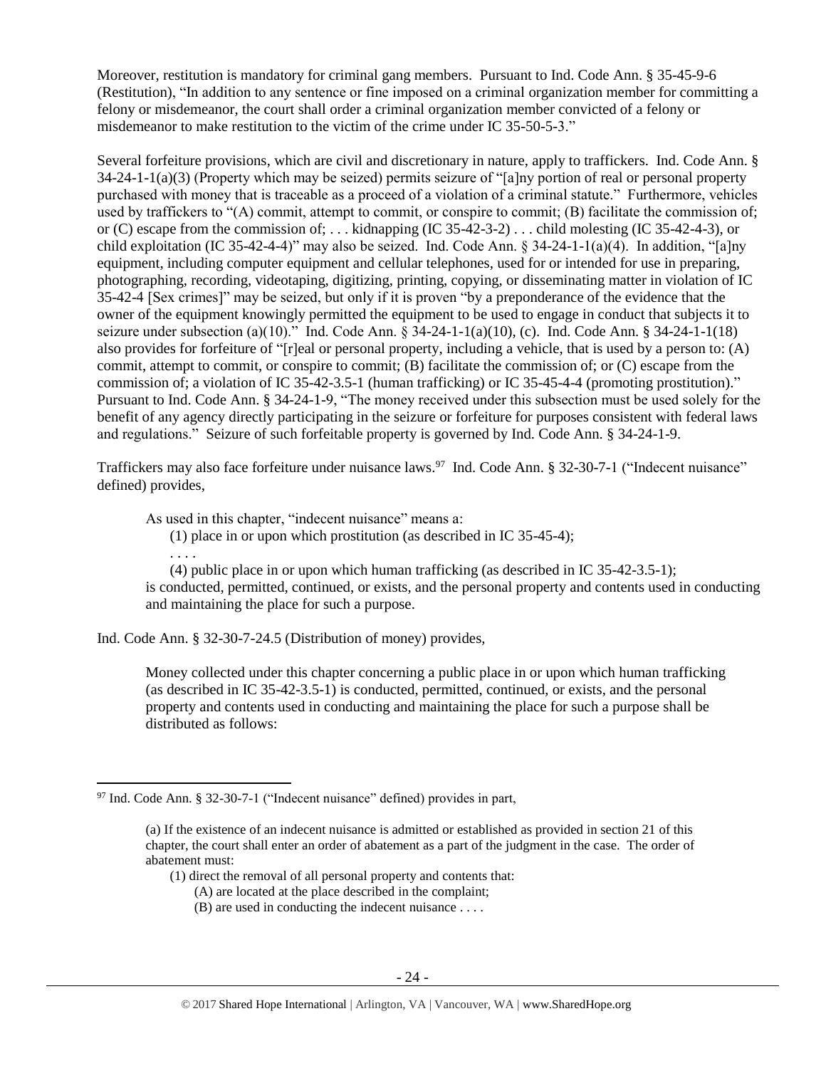Moreover, restitution is mandatory for criminal gang members. Pursuant to Ind. Code Ann. § 35-45-9-6 (Restitution), "In addition to any sentence or fine imposed on a criminal organization member for committing a felony or misdemeanor, the court shall order a criminal organization member convicted of a felony or misdemeanor to make restitution to the victim of the crime under IC 35-50-5-3."

Several forfeiture provisions, which are civil and discretionary in nature, apply to traffickers. Ind. Code Ann. § 34-24-1-1(a)(3) (Property which may be seized) permits seizure of "[a]ny portion of real or personal property purchased with money that is traceable as a proceed of a violation of a criminal statute." Furthermore, vehicles used by traffickers to "(A) commit, attempt to commit, or conspire to commit; (B) facilitate the commission of; or (C) escape from the commission of; . . . kidnapping (IC 35-42-3-2) . . . child molesting (IC 35-42-4-3), or child exploitation (IC 35-42-4-4)" may also be seized. Ind. Code Ann. § 34-24-1-1(a)(4). In addition, "[a]ny equipment, including computer equipment and cellular telephones, used for or intended for use in preparing, photographing, recording, videotaping, digitizing, printing, copying, or disseminating matter in violation of IC 35-42-4 [Sex crimes]" may be seized, but only if it is proven "by a preponderance of the evidence that the owner of the equipment knowingly permitted the equipment to be used to engage in conduct that subjects it to seizure under subsection (a)(10)." Ind. Code Ann. § 34-24-1-1(a)(10), (c). Ind. Code Ann. § 34-24-1-1(18) also provides for forfeiture of "[r]eal or personal property, including a vehicle, that is used by a person to: (A) commit, attempt to commit, or conspire to commit; (B) facilitate the commission of; or (C) escape from the commission of; a violation of IC 35-42-3.5-1 (human trafficking) or IC 35-45-4-4 (promoting prostitution)." Pursuant to Ind. Code Ann. § 34-24-1-9, "The money received under this subsection must be used solely for the benefit of any agency directly participating in the seizure or forfeiture for purposes consistent with federal laws and regulations." Seizure of such forfeitable property is governed by Ind. Code Ann. § 34-24-1-9.

Traffickers may also face forfeiture under nuisance laws.[97] Ind. Code Ann. § 32-30-7-1 ("Indecent nuisance" defined) provides,

> As used in this chapter, "indecent nuisance" means a:
>
> (1) place in or upon which prostitution (as described in IC 35-45-4);
>
> . . . .
>
> (4) public place in or upon which human trafficking (as described in IC 35-42-3.5-1);
>
> is conducted, permitted, continued, or exists, and the personal property and contents used in conducting and maintaining the place for such a purpose.

Ind. Code Ann. § 32-30-7-24.5 (Distribution of money) provides,

> Money collected under this chapter concerning a public place in or upon which human trafficking (as described in IC 35-42-3.5-1) is conducted, permitted, continued, or exists, and the personal property and contents used in conducting and maintaining the place for such a purpose shall be distributed as follows:

---

[97] Ind. Code Ann. § 32-30-7-1 ("Indecent nuisance" defined) provides in part,

> (a) If the existence of an indecent nuisance is admitted or established as provided in section 21 of this chapter, the court shall enter an order of abatement as a part of the judgment in the case. The order of abatement must:
>
> (1) direct the removal of all personal property and contents that:
>
> (A) are located at the place described in the complaint;
>
> (B) are used in conducting the indecent nuisance . . . .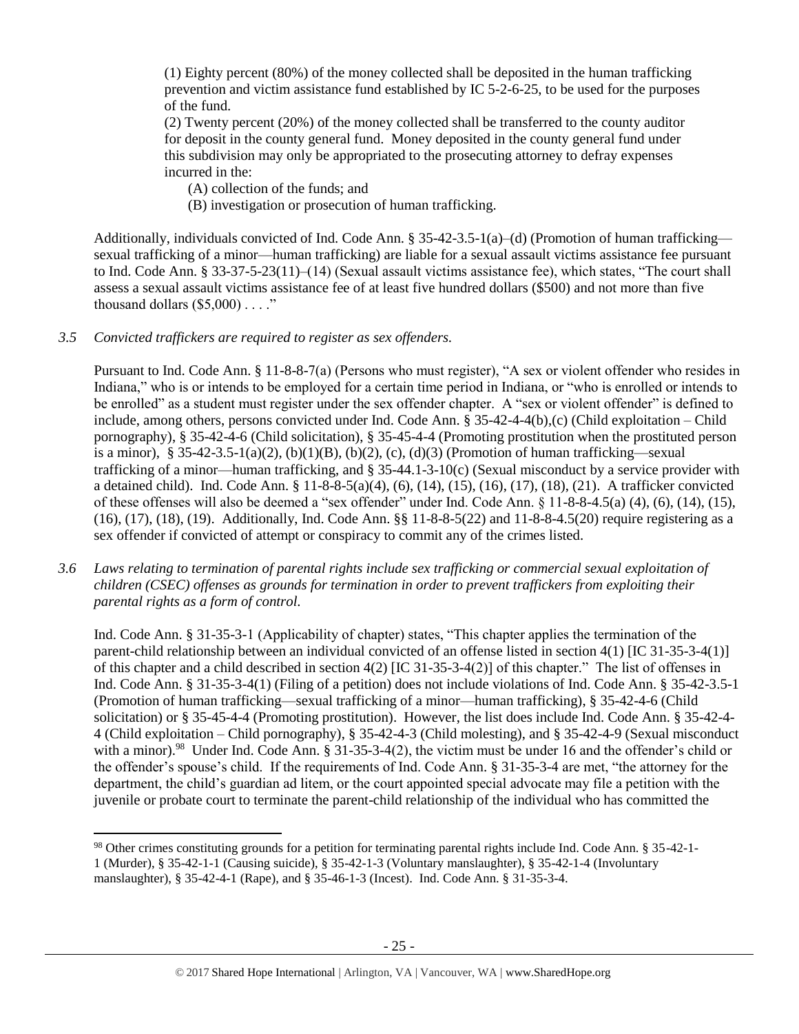(1) Eighty percent (80%) of the money collected shall be deposited in the human trafficking prevention and victim assistance fund established by IC 5-2-6-25, to be used for the purposes of the fund.

(2) Twenty percent (20%) of the money collected shall be transferred to the county auditor for deposit in the county general fund. Money deposited in the county general fund under this subdivision may only be appropriated to the prosecuting attorney to defray expenses incurred in the:

(A) collection of the funds; and

(B) investigation or prosecution of human trafficking.

Additionally, individuals convicted of Ind. Code Ann. § 35-42-3.5-1(a)–(d) (Promotion of human trafficking—sexual trafficking of a minor—human trafficking) are liable for a sexual assault victims assistance fee pursuant to Ind. Code Ann. § 33-37-5-23(11)–(14) (Sexual assault victims assistance fee), which states, "The court shall assess a sexual assault victims assistance fee of at least five hundred dollars ($500) and not more than five thousand dollars ($5,000) . . . ."

*3.5 Convicted traffickers are required to register as sex offenders.*

Pursuant to Ind. Code Ann. § 11-8-8-7(a) (Persons who must register), "A sex or violent offender who resides in Indiana," who is or intends to be employed for a certain time period in Indiana, or "who is enrolled or intends to be enrolled" as a student must register under the sex offender chapter. A "sex or violent offender" is defined to include, among others, persons convicted under Ind. Code Ann. § 35-42-4-4(b),(c) (Child exploitation – Child pornography), § 35-42-4-6 (Child solicitation), § 35-45-4-4 (Promoting prostitution when the prostituted person is a minor), § 35-42-3.5-1(a)(2), (b)(1)(B), (b)(2), (c), (d)(3) (Promotion of human trafficking—sexual trafficking of a minor—human trafficking, and § 35-44.1-3-10(c) (Sexual misconduct by a service provider with a detained child). Ind. Code Ann. § 11-8-8-5(a)(4), (6), (14), (15), (16), (17), (18), (21). A trafficker convicted of these offenses will also be deemed a "sex offender" under Ind. Code Ann. § 11-8-8-4.5(a) (4), (6), (14), (15), (16), (17), (18), (19). Additionally, Ind. Code Ann. §§ 11-8-8-5(22) and 11-8-8-4.5(20) require registering as a sex offender if convicted of attempt or conspiracy to commit any of the crimes listed.

*3.6 Laws relating to termination of parental rights include sex trafficking or commercial sexual exploitation of children (CSEC) offenses as grounds for termination in order to prevent traffickers from exploiting their parental rights as a form of control.*

Ind. Code Ann. § 31-35-3-1 (Applicability of chapter) states, "This chapter applies the termination of the parent-child relationship between an individual convicted of an offense listed in section 4(1) [IC 31-35-3-4(1)] of this chapter and a child described in section 4(2) [IC 31-35-3-4(2)] of this chapter." The list of offenses in Ind. Code Ann. § 31-35-3-4(1) (Filing of a petition) does not include violations of Ind. Code Ann. § 35-42-3.5-1 (Promotion of human trafficking—sexual trafficking of a minor—human trafficking), § 35-42-4-6 (Child solicitation) or § 35-45-4-4 (Promoting prostitution). However, the list does include Ind. Code Ann. § 35-42-4-4 (Child exploitation – Child pornography), § 35-42-4-3 (Child molesting), and § 35-42-4-9 (Sexual misconduct with a minor).[98] Under Ind. Code Ann. § 31-35-3-4(2), the victim must be under 16 and the offender's child or the offender's spouse's child. If the requirements of Ind. Code Ann. § 31-35-3-4 are met, "the attorney for the department, the child's guardian ad litem, or the court appointed special advocate may file a petition with the juvenile or probate court to terminate the parent-child relationship of the individual who has committed the

---

[98] Other crimes constituting grounds for a petition for terminating parental rights include Ind. Code Ann. § 35-42-1-1 (Murder), § 35-42-1-1 (Causing suicide), § 35-42-1-3 (Voluntary manslaughter), § 35-42-1-4 (Involuntary manslaughter), § 35-42-4-1 (Rape), and § 35-46-1-3 (Incest). Ind. Code Ann. § 31-35-3-4.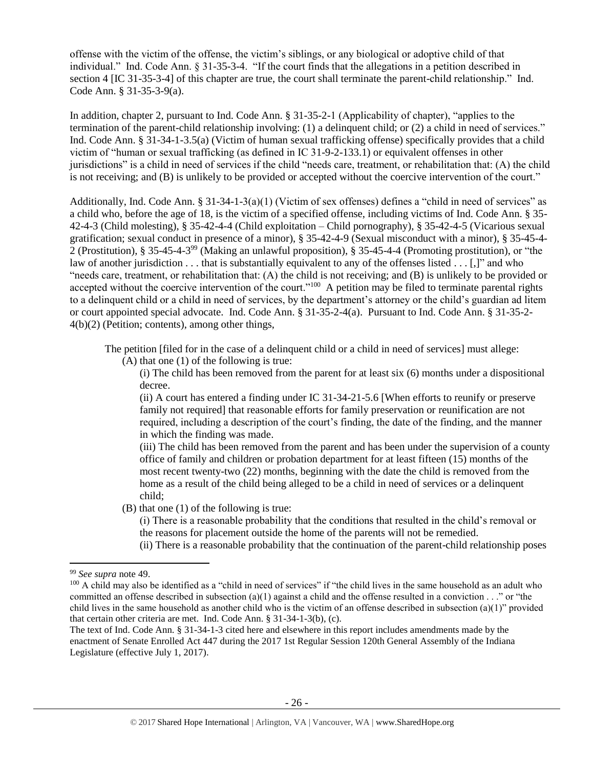offense with the victim of the offense, the victim's siblings, or any biological or adoptive child of that individual." Ind. Code Ann. § 31-35-3-4. "If the court finds that the allegations in a petition described in section 4 [IC 31-35-3-4] of this chapter are true, the court shall terminate the parent-child relationship." Ind. Code Ann. § 31-35-3-9(a).

In addition, chapter 2, pursuant to Ind. Code Ann. § 31-35-2-1 (Applicability of chapter), "applies to the termination of the parent-child relationship involving: (1) a delinquent child; or (2) a child in need of services." Ind. Code Ann. § 31-34-1-3.5(a) (Victim of human sexual trafficking offense) specifically provides that a child victim of "human or sexual trafficking (as defined in IC 31-9-2-133.1) or equivalent offenses in other jurisdictions" is a child in need of services if the child "needs care, treatment, or rehabilitation that: (A) the child is not receiving; and (B) is unlikely to be provided or accepted without the coercive intervention of the court."

Additionally, Ind. Code Ann. § 31-34-1-3(a)(1) (Victim of sex offenses) defines a "child in need of services" as a child who, before the age of 18, is the victim of a specified offense, including victims of Ind. Code Ann. § 35-42-4-3 (Child molesting), § 35-42-4-4 (Child exploitation – Child pornography), § 35-42-4-5 (Vicarious sexual gratification; sexual conduct in presence of a minor), § 35-42-4-9 (Sexual misconduct with a minor), § 35-45-4-2 (Prostitution), § 35-45-4-3[99] (Making an unlawful proposition), § 35-45-4-4 (Promoting prostitution), or "the law of another jurisdiction . . . that is substantially equivalent to any of the offenses listed . . . [,]" and who "needs care, treatment, or rehabilitation that: (A) the child is not receiving; and (B) is unlikely to be provided or accepted without the coercive intervention of the court."[100] A petition may be filed to terminate parental rights to a delinquent child or a child in need of services, by the department's attorney or the child's guardian ad litem or court appointed special advocate. Ind. Code Ann. § 31-35-2-4(a). Pursuant to Ind. Code Ann. § 31-35-2-4(b)(2) (Petition; contents), among other things,

> The petition [filed for in the case of a delinquent child or a child in need of services] must allege:
>
> (A) that one (1) of the following is true:
>
> (i) The child has been removed from the parent for at least six (6) months under a dispositional decree.
>
> (ii) A court has entered a finding under IC 31-34-21-5.6 [When efforts to reunify or preserve family not required] that reasonable efforts for family preservation or reunification are not required, including a description of the court's finding, the date of the finding, and the manner in which the finding was made.
>
> (iii) The child has been removed from the parent and has been under the supervision of a county office of family and children or probation department for at least fifteen (15) months of the most recent twenty-two (22) months, beginning with the date the child is removed from the home as a result of the child being alleged to be a child in need of services or a delinquent child;
>
> (B) that one (1) of the following is true:
>
> (i) There is a reasonable probability that the conditions that resulted in the child's removal or the reasons for placement outside the home of the parents will not be remedied.
>
> (ii) There is a reasonable probability that the continuation of the parent-child relationship poses

---

[99] *See supra* note 49.

[100] A child may also be identified as a "child in need of services" if "the child lives in the same household as an adult who committed an offense described in subsection (a)(1) against a child and the offense resulted in a conviction . . ." or "the child lives in the same household as another child who is the victim of an offense described in subsection (a)(1)" provided that certain other criteria are met. Ind. Code Ann. § 31-34-1-3(b), (c).

The text of Ind. Code Ann. § 31-34-1-3 cited here and elsewhere in this report includes amendments made by the enactment of Senate Enrolled Act 447 during the 2017 1st Regular Session 120th General Assembly of the Indiana Legislature (effective July 1, 2017).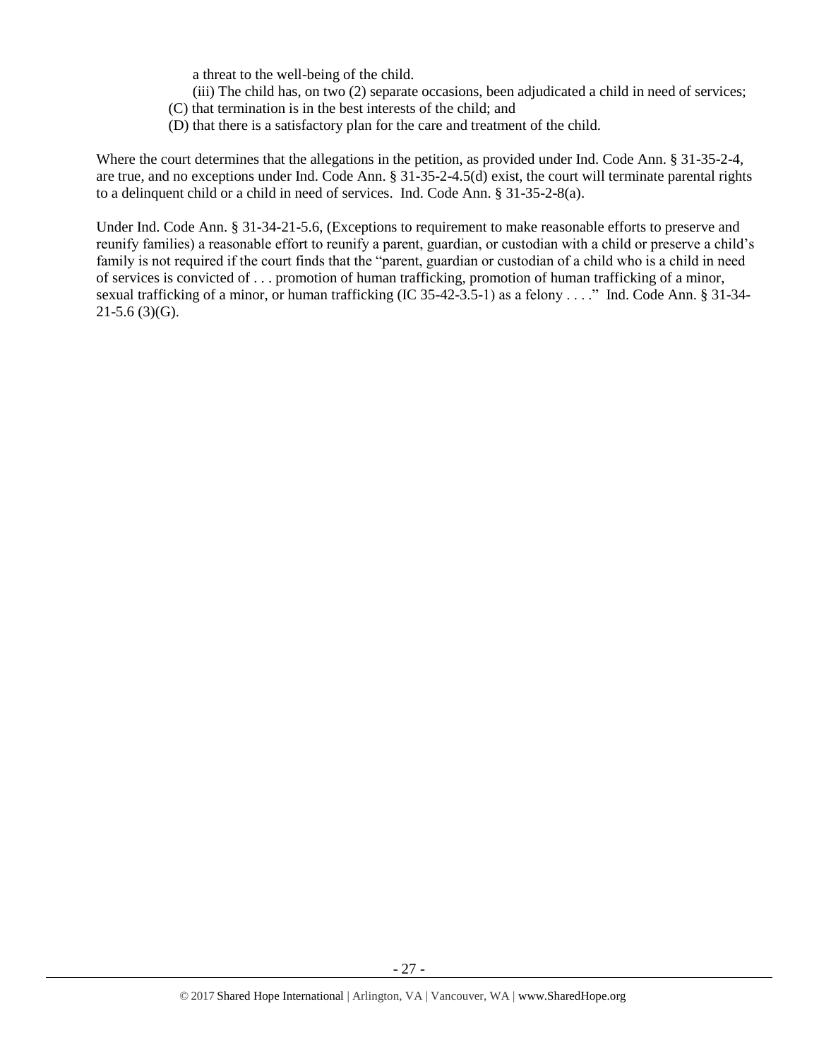a threat to the well-being of the child.

(iii) The child has, on two (2) separate occasions, been adjudicated a child in need of services;

(C) that termination is in the best interests of the child; and

(D) that there is a satisfactory plan for the care and treatment of the child.

Where the court determines that the allegations in the petition, as provided under Ind. Code Ann. § 31-35-2-4, are true, and no exceptions under Ind. Code Ann. § 31-35-2-4.5(d) exist, the court will terminate parental rights to a delinquent child or a child in need of services. Ind. Code Ann. § 31-35-2-8(a).

Under Ind. Code Ann. § 31-34-21-5.6, (Exceptions to requirement to make reasonable efforts to preserve and reunify families) a reasonable effort to reunify a parent, guardian, or custodian with a child or preserve a child's family is not required if the court finds that the "parent, guardian or custodian of a child who is a child in need of services is convicted of . . . promotion of human trafficking, promotion of human trafficking of a minor, sexual trafficking of a minor, or human trafficking (IC 35-42-3.5-1) as a felony . . . ." Ind. Code Ann. § 31-34-21-5.6 (3)(G).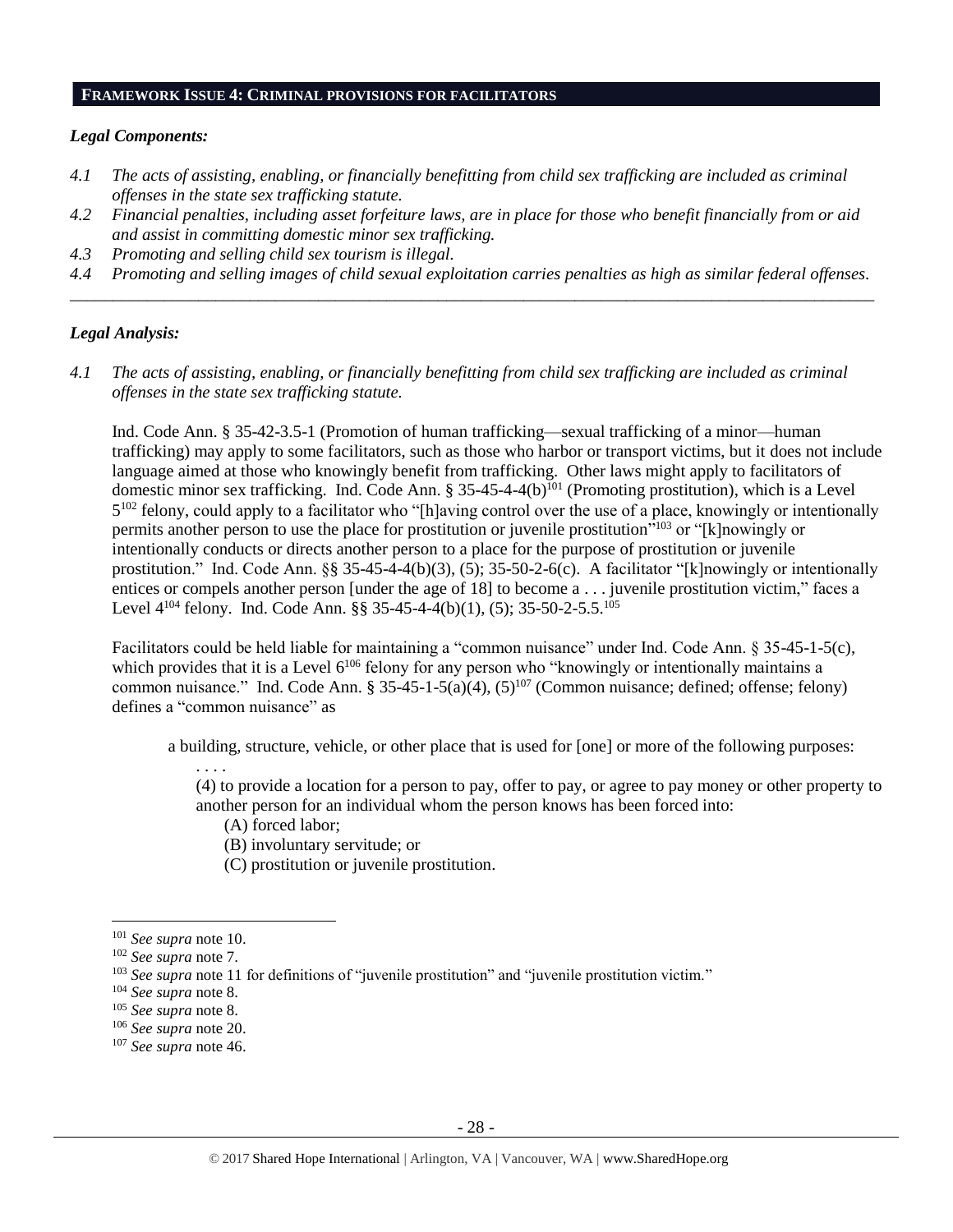## FRAMEWORK ISSUE 4: CRIMINAL PROVISIONS FOR FACILITATORS

### *Legal Components:*

*4.1 The acts of assisting, enabling, or financially benefitting from child sex trafficking are included as criminal offenses in the state sex trafficking statute.*

*4.2 Financial penalties, including asset forfeiture laws, are in place for those who benefit financially from or aid and assist in committing domestic minor sex trafficking.*

*4.3 Promoting and selling child sex tourism is illegal.*

*4.4 Promoting and selling images of child sexual exploitation carries penalties as high as similar federal offenses.*

---

### *Legal Analysis:*

*4.1 The acts of assisting, enabling, or financially benefitting from child sex trafficking are included as criminal offenses in the state sex trafficking statute.*

Ind. Code Ann. § 35-42-3.5-1 (Promotion of human trafficking—sexual trafficking of a minor—human trafficking) may apply to some facilitators, such as those who harbor or transport victims, but it does not include language aimed at those who knowingly benefit from trafficking. Other laws might apply to facilitators of domestic minor sex trafficking. Ind. Code Ann. § 35-45-4-4(b)[101] (Promoting prostitution), which is a Level 5[102] felony, could apply to a facilitator who "[h]aving control over the use of a place, knowingly or intentionally permits another person to use the place for prostitution or juvenile prostitution"[103] or "[k]nowingly or intentionally conducts or directs another person to a place for the purpose of prostitution or juvenile prostitution." Ind. Code Ann. §§ 35-45-4-4(b)(3), (5); 35-50-2-6(c). A facilitator "[k]nowingly or intentionally entices or compels another person [under the age of 18] to become a . . . juvenile prostitution victim," faces a Level 4[104] felony. Ind. Code Ann. §§ 35-45-4-4(b)(1), (5); 35-50-2-5.5.[105]

Facilitators could be held liable for maintaining a "common nuisance" under Ind. Code Ann. § 35-45-1-5(c), which provides that it is a Level 6[106] felony for any person who "knowingly or intentionally maintains a common nuisance." Ind. Code Ann. § 35-45-1-5(a)(4), (5)[107] (Common nuisance; defined; offense; felony) defines a "common nuisance" as

> a building, structure, vehicle, or other place that is used for [one] or more of the following purposes:
>
> . . . .
>
> (4) to provide a location for a person to pay, offer to pay, or agree to pay money or other property to another person for an individual whom the person knows has been forced into:
>
> (A) forced labor;
>
> (B) involuntary servitude; or
>
> (C) prostitution or juvenile prostitution.

---

[101] *See supra* note 10.

[102] *See supra* note 7.

[103] *See supra* note 11 for definitions of "juvenile prostitution" and "juvenile prostitution victim."

[104] *See supra* note 8.

[105] *See supra* note 8.

[106] *See supra* note 20.

[107] *See supra* note 46.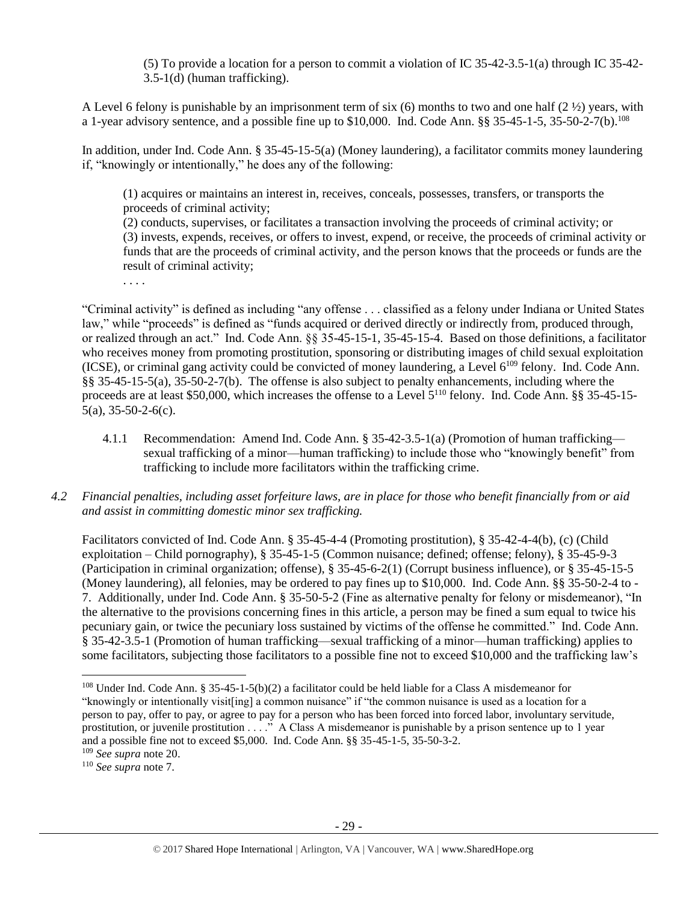(5) To provide a location for a person to commit a violation of IC 35-42-3.5-1(a) through IC 35-42-3.5-1(d) (human trafficking).

A Level 6 felony is punishable by an imprisonment term of six (6) months to two and one half (2 ½) years, with a 1-year advisory sentence, and a possible fine up to $10,000. Ind. Code Ann. §§ 35-45-1-5, 35-50-2-7(b).[108]

In addition, under Ind. Code Ann. § 35-45-15-5(a) (Money laundering), a facilitator commits money laundering if, "knowingly or intentionally," he does any of the following:

> (1) acquires or maintains an interest in, receives, conceals, possesses, transfers, or transports the proceeds of criminal activity;
> (2) conducts, supervises, or facilitates a transaction involving the proceeds of criminal activity; or
> (3) invests, expends, receives, or offers to invest, expend, or receive, the proceeds of criminal activity or funds that are the proceeds of criminal activity, and the person knows that the proceeds or funds are the result of criminal activity;
> . . . .

"Criminal activity" is defined as including "any offense . . . classified as a felony under Indiana or United States law," while "proceeds" is defined as "funds acquired or derived directly or indirectly from, produced through, or realized through an act." Ind. Code Ann. §§ 35-45-15-1, 35-45-15-4. Based on those definitions, a facilitator who receives money from promoting prostitution, sponsoring or distributing images of child sexual exploitation (ICSE), or criminal gang activity could be convicted of money laundering, a Level 6[109] felony. Ind. Code Ann. §§ 35-45-15-5(a), 35-50-2-7(b). The offense is also subject to penalty enhancements, including where the proceeds are at least $50,000, which increases the offense to a Level 5[110] felony. Ind. Code Ann. §§ 35-45-15-5(a), 35-50-2-6(c).

4.1.1 Recommendation: Amend Ind. Code Ann. § 35-42-3.5-1(a) (Promotion of human trafficking—sexual trafficking of a minor—human trafficking) to include those who "knowingly benefit" from trafficking to include more facilitators within the trafficking crime.

*4.2 Financial penalties, including asset forfeiture laws, are in place for those who benefit financially from or aid and assist in committing domestic minor sex trafficking.*

Facilitators convicted of Ind. Code Ann. § 35-45-4-4 (Promoting prostitution), § 35-42-4-4(b), (c) (Child exploitation – Child pornography), § 35-45-1-5 (Common nuisance; defined; offense; felony), § 35-45-9-3 (Participation in criminal organization; offense), § 35-45-6-2(1) (Corrupt business influence), or § 35-45-15-5 (Money laundering), all felonies, may be ordered to pay fines up to $10,000. Ind. Code Ann. §§ 35-50-2-4 to -7. Additionally, under Ind. Code Ann. § 35-50-5-2 (Fine as alternative penalty for felony or misdemeanor), "In the alternative to the provisions concerning fines in this article, a person may be fined a sum equal to twice his pecuniary gain, or twice the pecuniary loss sustained by victims of the offense he committed." Ind. Code Ann. § 35-42-3.5-1 (Promotion of human trafficking—sexual trafficking of a minor—human trafficking) applies to some facilitators, subjecting those facilitators to a possible fine not to exceed $10,000 and the trafficking law's

---

[108] Under Ind. Code Ann. § 35-45-1-5(b)(2) a facilitator could be held liable for a Class A misdemeanor for "knowingly or intentionally visit[ing] a common nuisance" if "the common nuisance is used as a location for a person to pay, offer to pay, or agree to pay for a person who has been forced into forced labor, involuntary servitude, prostitution, or juvenile prostitution . . . ." A Class A misdemeanor is punishable by a prison sentence up to 1 year and a possible fine not to exceed $5,000. Ind. Code Ann. §§ 35-45-1-5, 35-50-3-2.

[109] *See supra* note 20.

[110] *See supra* note 7.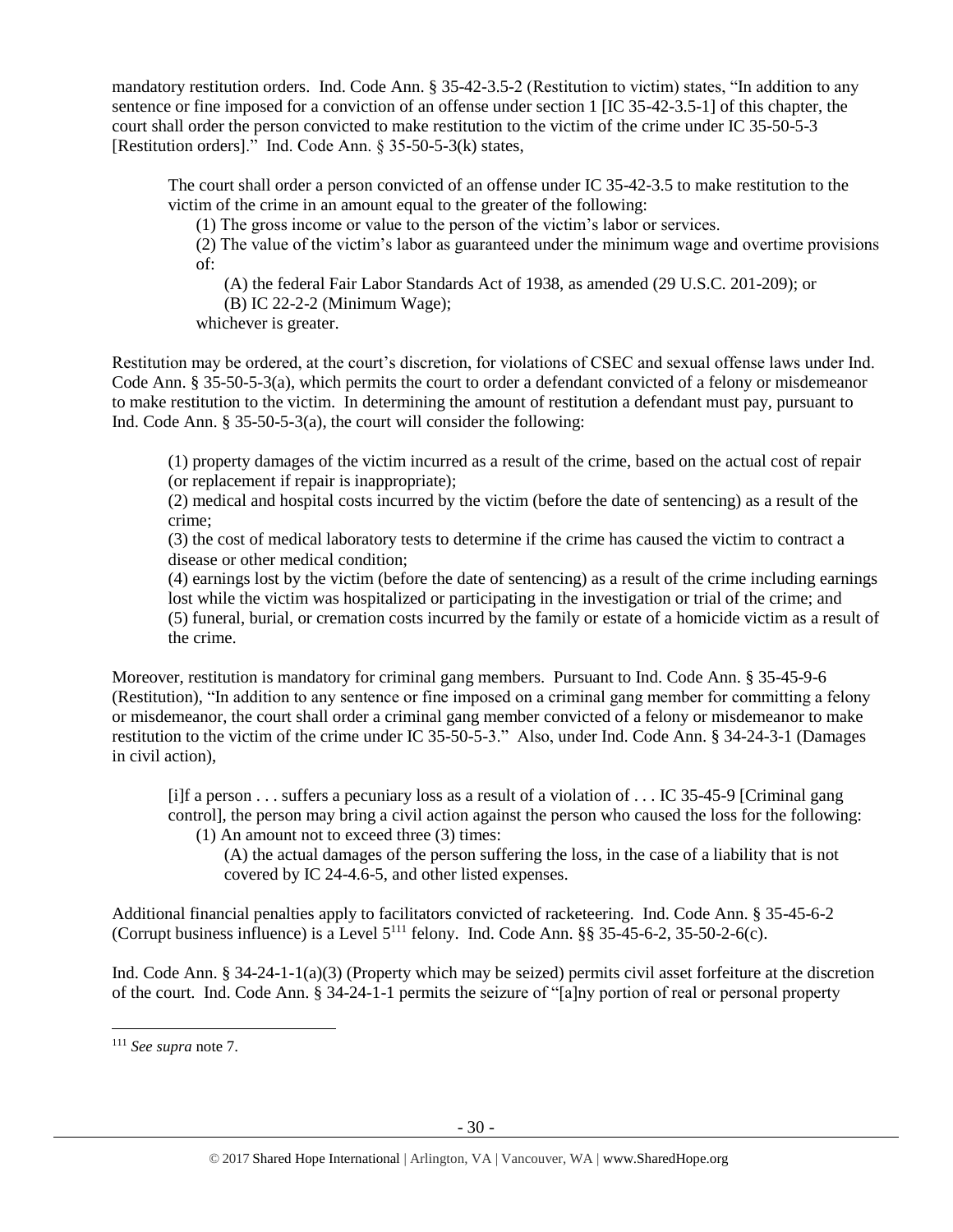mandatory restitution orders. Ind. Code Ann. § 35-42-3.5-2 (Restitution to victim) states, "In addition to any sentence or fine imposed for a conviction of an offense under section 1 [IC 35-42-3.5-1] of this chapter, the court shall order the person convicted to make restitution to the victim of the crime under IC 35-50-5-3 [Restitution orders]." Ind. Code Ann. § 35-50-5-3(k) states,

> The court shall order a person convicted of an offense under IC 35-42-3.5 to make restitution to the victim of the crime in an amount equal to the greater of the following:
>
> (1) The gross income or value to the person of the victim's labor or services.
>
> (2) The value of the victim's labor as guaranteed under the minimum wage and overtime provisions of:
>
> (A) the federal Fair Labor Standards Act of 1938, as amended (29 U.S.C. 201-209); or
>
> (B) IC 22-2-2 (Minimum Wage);
>
> whichever is greater.

Restitution may be ordered, at the court's discretion, for violations of CSEC and sexual offense laws under Ind. Code Ann. § 35-50-5-3(a), which permits the court to order a defendant convicted of a felony or misdemeanor to make restitution to the victim. In determining the amount of restitution a defendant must pay, pursuant to Ind. Code Ann. § 35-50-5-3(a), the court will consider the following:

> (1) property damages of the victim incurred as a result of the crime, based on the actual cost of repair (or replacement if repair is inappropriate);
>
> (2) medical and hospital costs incurred by the victim (before the date of sentencing) as a result of the crime;
>
> (3) the cost of medical laboratory tests to determine if the crime has caused the victim to contract a disease or other medical condition;
>
> (4) earnings lost by the victim (before the date of sentencing) as a result of the crime including earnings lost while the victim was hospitalized or participating in the investigation or trial of the crime; and
>
> (5) funeral, burial, or cremation costs incurred by the family or estate of a homicide victim as a result of the crime.

Moreover, restitution is mandatory for criminal gang members. Pursuant to Ind. Code Ann. § 35-45-9-6 (Restitution), "In addition to any sentence or fine imposed on a criminal gang member for committing a felony or misdemeanor, the court shall order a criminal gang member convicted of a felony or misdemeanor to make restitution to the victim of the crime under IC 35-50-5-3." Also, under Ind. Code Ann. § 34-24-3-1 (Damages in civil action),

> [i]f a person . . . suffers a pecuniary loss as a result of a violation of . . . IC 35-45-9 [Criminal gang control], the person may bring a civil action against the person who caused the loss for the following:
>
> (1) An amount not to exceed three (3) times:
>
> (A) the actual damages of the person suffering the loss, in the case of a liability that is not covered by IC 24-4.6-5, and other listed expenses.

Additional financial penalties apply to facilitators convicted of racketeering. Ind. Code Ann. § 35-45-6-2 (Corrupt business influence) is a Level 5[111] felony. Ind. Code Ann. §§ 35-45-6-2, 35-50-2-6(c).

Ind. Code Ann. § 34-24-1-1(a)(3) (Property which may be seized) permits civil asset forfeiture at the discretion of the court. Ind. Code Ann. § 34-24-1-1 permits the seizure of "[a]ny portion of real or personal property

---

[111] *See supra* note 7.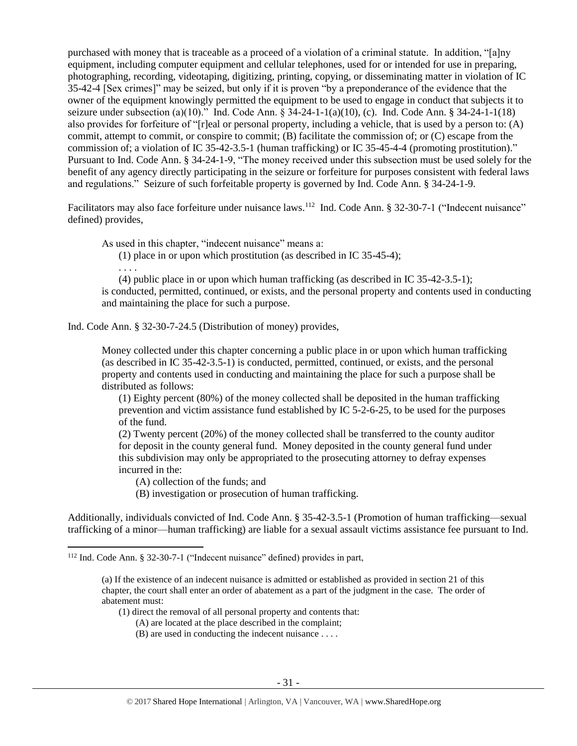purchased with money that is traceable as a proceed of a violation of a criminal statute. In addition, "[a]ny equipment, including computer equipment and cellular telephones, used for or intended for use in preparing, photographing, recording, videotaping, digitizing, printing, copying, or disseminating matter in violation of IC 35-42-4 [Sex crimes]" may be seized, but only if it is proven "by a preponderance of the evidence that the owner of the equipment knowingly permitted the equipment to be used to engage in conduct that subjects it to seizure under subsection (a)(10)." Ind. Code Ann. § 34-24-1-1(a)(10), (c). Ind. Code Ann. § 34-24-1-1(18) also provides for forfeiture of "[r]eal or personal property, including a vehicle, that is used by a person to: (A) commit, attempt to commit, or conspire to commit; (B) facilitate the commission of; or (C) escape from the commission of; a violation of IC 35-42-3.5-1 (human trafficking) or IC 35-45-4-4 (promoting prostitution)." Pursuant to Ind. Code Ann. § 34-24-1-9, "The money received under this subsection must be used solely for the benefit of any agency directly participating in the seizure or forfeiture for purposes consistent with federal laws and regulations." Seizure of such forfeitable property is governed by Ind. Code Ann. § 34-24-1-9.

Facilitators may also face forfeiture under nuisance laws.[112] Ind. Code Ann. § 32-30-7-1 ("Indecent nuisance" defined) provides,

> As used in this chapter, "indecent nuisance" means a:
>
> (1) place in or upon which prostitution (as described in IC 35-45-4);
>
> . . . .
>
> (4) public place in or upon which human trafficking (as described in IC 35-42-3.5-1);
>
> is conducted, permitted, continued, or exists, and the personal property and contents used in conducting and maintaining the place for such a purpose.

Ind. Code Ann. § 32-30-7-24.5 (Distribution of money) provides,

> Money collected under this chapter concerning a public place in or upon which human trafficking (as described in IC 35-42-3.5-1) is conducted, permitted, continued, or exists, and the personal property and contents used in conducting and maintaining the place for such a purpose shall be distributed as follows:
>
> (1) Eighty percent (80%) of the money collected shall be deposited in the human trafficking prevention and victim assistance fund established by IC 5-2-6-25, to be used for the purposes of the fund.
>
> (2) Twenty percent (20%) of the money collected shall be transferred to the county auditor for deposit in the county general fund. Money deposited in the county general fund under this subdivision may only be appropriated to the prosecuting attorney to defray expenses incurred in the:
>
> (A) collection of the funds; and
>
> (B) investigation or prosecution of human trafficking.

Additionally, individuals convicted of Ind. Code Ann. § 35-42-3.5-1 (Promotion of human trafficking—sexual trafficking of a minor—human trafficking) are liable for a sexual assault victims assistance fee pursuant to Ind.

---

[112] Ind. Code Ann. § 32-30-7-1 ("Indecent nuisance" defined) provides in part,

> (a) If the existence of an indecent nuisance is admitted or established as provided in section 21 of this chapter, the court shall enter an order of abatement as a part of the judgment in the case. The order of abatement must:
>
> (1) direct the removal of all personal property and contents that:
>
> (A) are located at the place described in the complaint;
>
> (B) are used in conducting the indecent nuisance . . . .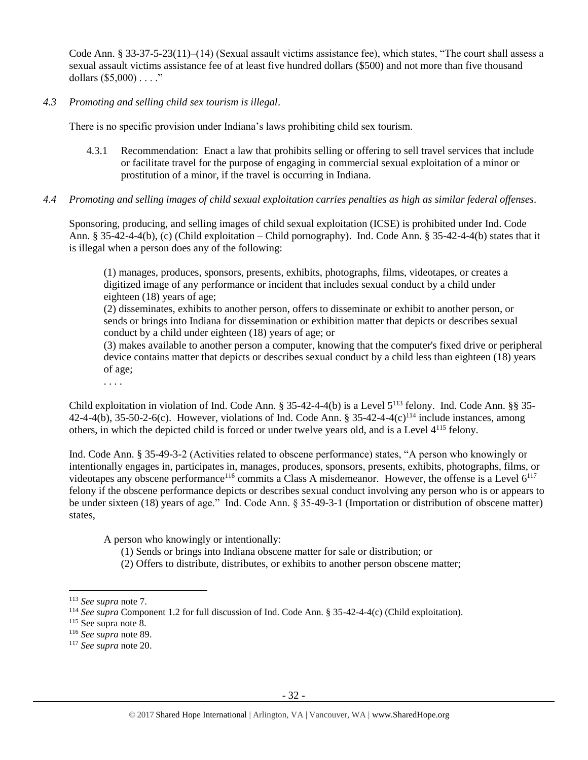Code Ann. § 33-37-5-23(11)–(14) (Sexual assault victims assistance fee), which states, "The court shall assess a sexual assault victims assistance fee of at least five hundred dollars ($500) and not more than five thousand dollars ($5,000) . . . ."

*4.3 Promoting and selling child sex tourism is illegal*.

There is no specific provision under Indiana's laws prohibiting child sex tourism.

4.3.1 Recommendation: Enact a law that prohibits selling or offering to sell travel services that include or facilitate travel for the purpose of engaging in commercial sexual exploitation of a minor or prostitution of a minor, if the travel is occurring in Indiana.

*4.4 Promoting and selling images of child sexual exploitation carries penalties as high as similar federal offenses*.

Sponsoring, producing, and selling images of child sexual exploitation (ICSE) is prohibited under Ind. Code Ann. § 35-42-4-4(b), (c) (Child exploitation – Child pornography). Ind. Code Ann. § 35-42-4-4(b) states that it is illegal when a person does any of the following:

> (1) manages, produces, sponsors, presents, exhibits, photographs, films, videotapes, or creates a digitized image of any performance or incident that includes sexual conduct by a child under eighteen (18) years of age;
> (2) disseminates, exhibits to another person, offers to disseminate or exhibit to another person, or sends or brings into Indiana for dissemination or exhibition matter that depicts or describes sexual conduct by a child under eighteen (18) years of age; or
> (3) makes available to another person a computer, knowing that the computer's fixed drive or peripheral device contains matter that depicts or describes sexual conduct by a child less than eighteen (18) years of age;
> . . . .

Child exploitation in violation of Ind. Code Ann. § 35-42-4-4(b) is a Level 5[113] felony. Ind. Code Ann. §§ 35-42-4-4(b), 35-50-2-6(c). However, violations of Ind. Code Ann. § 35-42-4-4(c)[114] include instances, among others, in which the depicted child is forced or under twelve years old, and is a Level 4[115] felony.

Ind. Code Ann. § 35-49-3-2 (Activities related to obscene performance) states, "A person who knowingly or intentionally engages in, participates in, manages, produces, sponsors, presents, exhibits, photographs, films, or videotapes any obscene performance[116] commits a Class A misdemeanor. However, the offense is a Level 6[117] felony if the obscene performance depicts or describes sexual conduct involving any person who is or appears to be under sixteen (18) years of age." Ind. Code Ann. § 35-49-3-1 (Importation or distribution of obscene matter) states,

> A person who knowingly or intentionally:
> (1) Sends or brings into Indiana obscene matter for sale or distribution; or
> (2) Offers to distribute, distributes, or exhibits to another person obscene matter;

---

[113] *See supra* note 7.
[114] *See supra* Component 1.2 for full discussion of Ind. Code Ann. § 35-42-4-4(c) (Child exploitation).
[115] See supra note 8.
[116] *See supra* note 89.
[117] *See supra* note 20.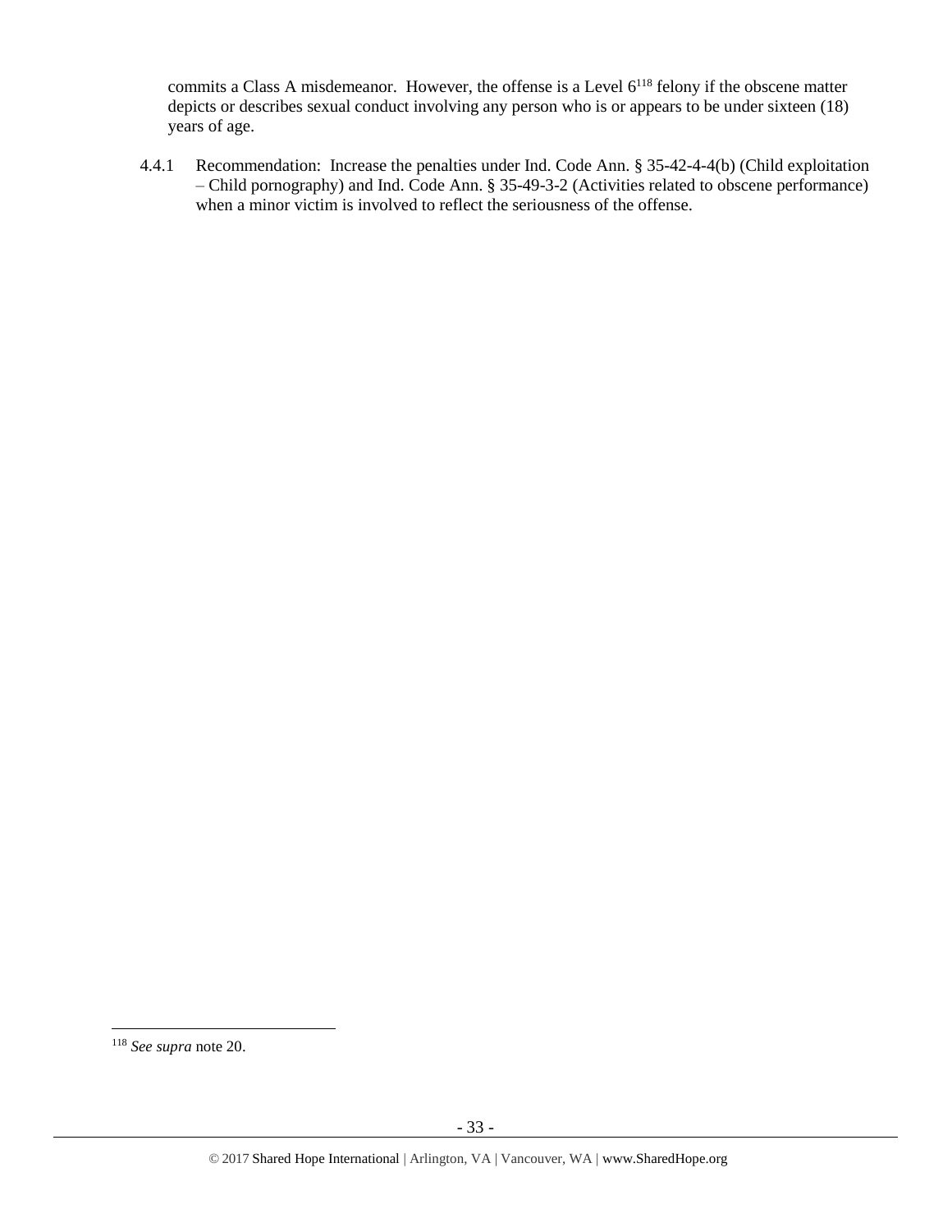commits a Class A misdemeanor. However, the offense is a Level 6[118] felony if the obscene matter depicts or describes sexual conduct involving any person who is or appears to be under sixteen (18) years of age.

4.4.1 Recommendation: Increase the penalties under Ind. Code Ann. § 35-42-4-4(b) (Child exploitation – Child pornography) and Ind. Code Ann. § 35-49-3-2 (Activities related to obscene performance) when a minor victim is involved to reflect the seriousness of the offense.

---

[118] *See supra* note 20.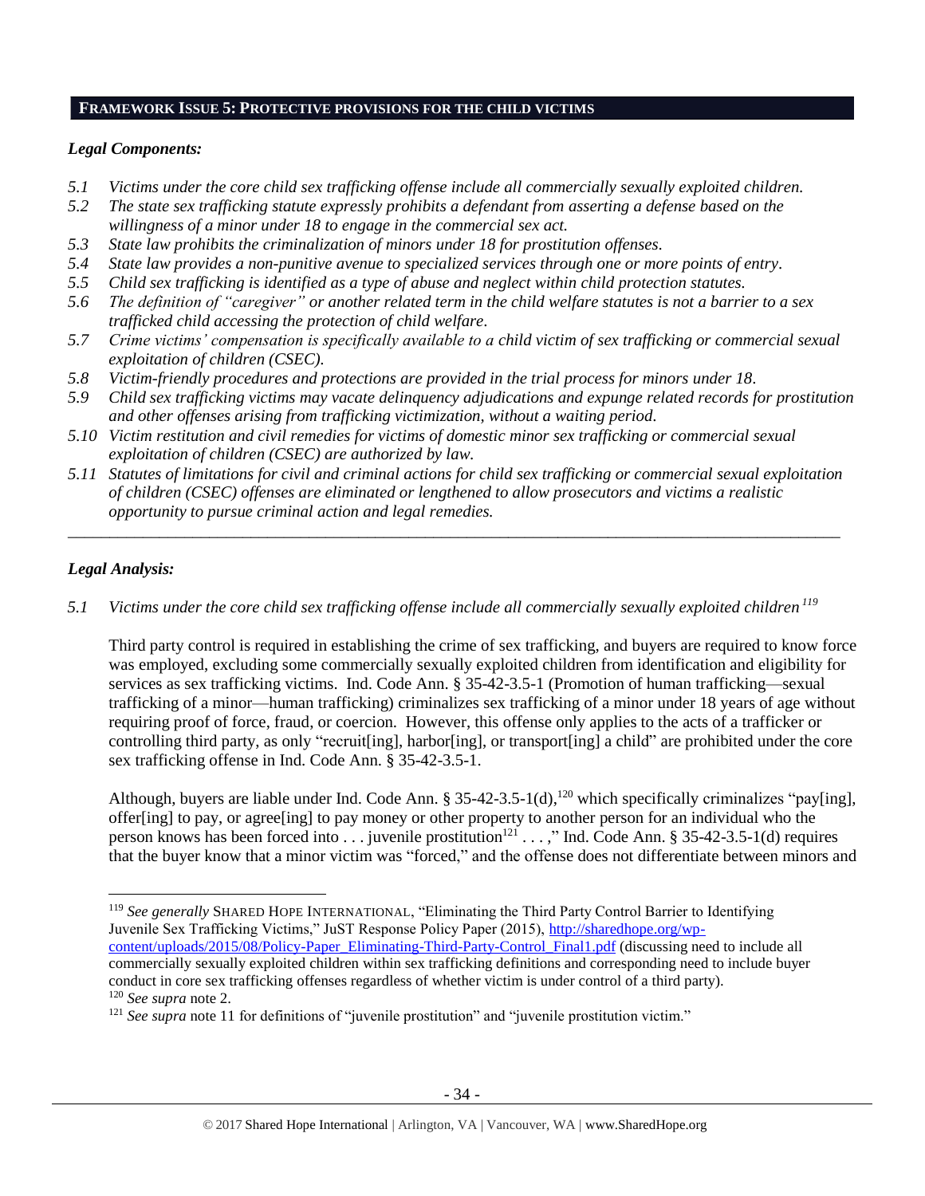## FRAMEWORK ISSUE 5: PROTECTIVE PROVISIONS FOR THE CHILD VICTIMS

***Legal Components:***

- *5.1 Victims under the core child sex trafficking offense include all commercially sexually exploited children.*
- *5.2 The state sex trafficking statute expressly prohibits a defendant from asserting a defense based on the willingness of a minor under 18 to engage in the commercial sex act.*
- *5.3 State law prohibits the criminalization of minors under 18 for prostitution offenses.*
- *5.4 State law provides a non-punitive avenue to specialized services through one or more points of entry.*
- *5.5 Child sex trafficking is identified as a type of abuse and neglect within child protection statutes.*
- *5.6 The definition of "caregiver" or another related term in the child welfare statutes is not a barrier to a sex trafficked child accessing the protection of child welfare.*
- *5.7 Crime victims' compensation is specifically available to a child victim of sex trafficking or commercial sexual exploitation of children (CSEC).*
- *5.8 Victim-friendly procedures and protections are provided in the trial process for minors under 18.*
- *5.9 Child sex trafficking victims may vacate delinquency adjudications and expunge related records for prostitution and other offenses arising from trafficking victimization, without a waiting period.*
- *5.10 Victim restitution and civil remedies for victims of domestic minor sex trafficking or commercial sexual exploitation of children (CSEC) are authorized by law.*
- *5.11 Statutes of limitations for civil and criminal actions for child sex trafficking or commercial sexual exploitation of children (CSEC) offenses are eliminated or lengthened to allow prosecutors and victims a realistic opportunity to pursue criminal action and legal remedies.*

---

***Legal Analysis:***

*5.1 Victims under the core child sex trafficking offense include all commercially sexually exploited children*[119]

Third party control is required in establishing the crime of sex trafficking, and buyers are required to know force was employed, excluding some commercially sexually exploited children from identification and eligibility for services as sex trafficking victims. Ind. Code Ann. § 35-42-3.5-1 (Promotion of human trafficking—sexual trafficking of a minor—human trafficking) criminalizes sex trafficking of a minor under 18 years of age without requiring proof of force, fraud, or coercion. However, this offense only applies to the acts of a trafficker or controlling third party, as only "recruit[ing], harbor[ing], or transport[ing] a child" are prohibited under the core sex trafficking offense in Ind. Code Ann. § 35-42-3.5-1.

Although, buyers are liable under Ind. Code Ann. § 35-42-3.5-1(d),[120] which specifically criminalizes "pay[ing], offer[ing] to pay, or agree[ing] to pay money or other property to another person for an individual who the person knows has been forced into . . . juvenile prostitution[121] . . . ," Ind. Code Ann. § 35-42-3.5-1(d) requires that the buyer know that a minor victim was "forced," and the offense does not differentiate between minors and

---

[119] *See generally* SHARED HOPE INTERNATIONAL, "Eliminating the Third Party Control Barrier to Identifying Juvenile Sex Trafficking Victims," JuST Response Policy Paper (2015), http://sharedhope.org/wp-content/uploads/2015/08/Policy-Paper_Eliminating-Third-Party-Control_Final1.pdf (discussing need to include all commercially sexually exploited children within sex trafficking definitions and corresponding need to include buyer conduct in core sex trafficking offenses regardless of whether victim is under control of a third party).

[120] *See supra* note 2.

[121] *See supra* note 11 for definitions of "juvenile prostitution" and "juvenile prostitution victim."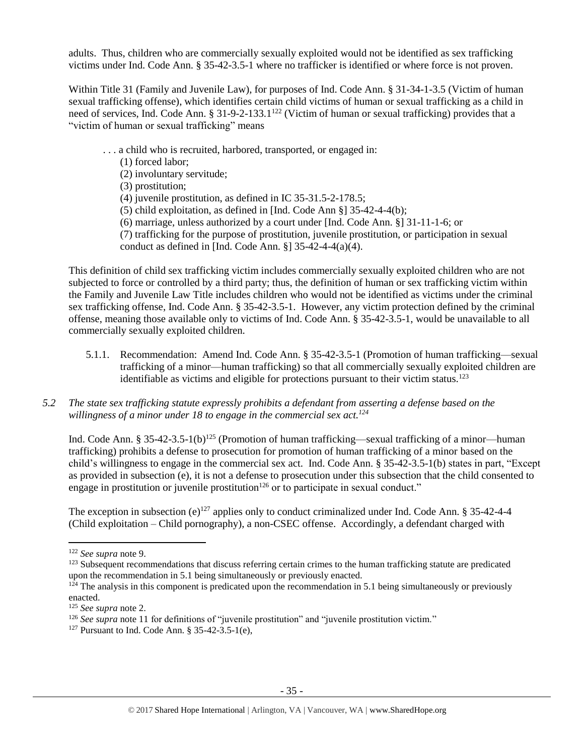adults. Thus, children who are commercially sexually exploited would not be identified as sex trafficking victims under Ind. Code Ann. § 35-42-3.5-1 where no trafficker is identified or where force is not proven.

Within Title 31 (Family and Juvenile Law), for purposes of Ind. Code Ann. § 31-34-1-3.5 (Victim of human sexual trafficking offense), which identifies certain child victims of human or sexual trafficking as a child in need of services, Ind. Code Ann. § 31-9-2-133.1[122] (Victim of human or sexual trafficking) provides that a "victim of human or sexual trafficking" means

> . . . a child who is recruited, harbored, transported, or engaged in:
> (1) forced labor;
> (2) involuntary servitude;
> (3) prostitution;
> (4) juvenile prostitution, as defined in IC 35-31.5-2-178.5;
> (5) child exploitation, as defined in [Ind. Code Ann §] 35-42-4-4(b);
> (6) marriage, unless authorized by a court under [Ind. Code Ann. §] 31-11-1-6; or
> (7) trafficking for the purpose of prostitution, juvenile prostitution, or participation in sexual conduct as defined in [Ind. Code Ann. §] 35-42-4-4(a)(4).

This definition of child sex trafficking victim includes commercially sexually exploited children who are not subjected to force or controlled by a third party; thus, the definition of human or sex trafficking victim within the Family and Juvenile Law Title includes children who would not be identified as victims under the criminal sex trafficking offense, Ind. Code Ann. § 35-42-3.5-1. However, any victim protection defined by the criminal offense, meaning those available only to victims of Ind. Code Ann. § 35-42-3.5-1, would be unavailable to all commercially sexually exploited children.

5.1.1. Recommendation: Amend Ind. Code Ann. § 35-42-3.5-1 (Promotion of human trafficking—sexual trafficking of a minor—human trafficking) so that all commercially sexually exploited children are identifiable as victims and eligible for protections pursuant to their victim status.[123]

*5.2 The state sex trafficking statute expressly prohibits a defendant from asserting a defense based on the willingness of a minor under 18 to engage in the commercial sex act.[124]*

Ind. Code Ann. § 35-42-3.5-1(b)[125] (Promotion of human trafficking—sexual trafficking of a minor—human trafficking) prohibits a defense to prosecution for promotion of human trafficking of a minor based on the child's willingness to engage in the commercial sex act. Ind. Code Ann. § 35-42-3.5-1(b) states in part, "Except as provided in subsection (e), it is not a defense to prosecution under this subsection that the child consented to engage in prostitution or juvenile prostitution[126] or to participate in sexual conduct."

The exception in subsection (e)[127] applies only to conduct criminalized under Ind. Code Ann. § 35-42-4-4 (Child exploitation – Child pornography), a non-CSEC offense. Accordingly, a defendant charged with

---

[122] *See supra* note 9.

[123] Subsequent recommendations that discuss referring certain crimes to the human trafficking statute are predicated upon the recommendation in 5.1 being simultaneously or previously enacted.

[124] The analysis in this component is predicated upon the recommendation in 5.1 being simultaneously or previously enacted.

[125] *See supra* note 2.

[126] *See supra* note 11 for definitions of "juvenile prostitution" and "juvenile prostitution victim."

[127] Pursuant to Ind. Code Ann. § 35-42-3.5-1(e),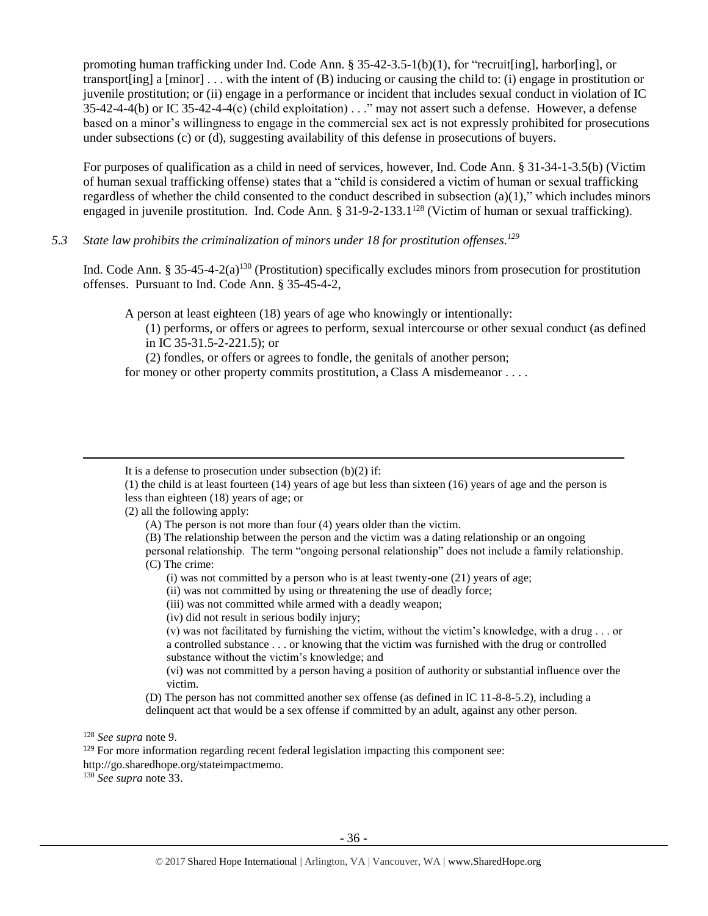promoting human trafficking under Ind. Code Ann. § 35-42-3.5-1(b)(1), for "recruit[ing], harbor[ing], or transport[ing] a [minor] . . . with the intent of (B) inducing or causing the child to: (i) engage in prostitution or juvenile prostitution; or (ii) engage in a performance or incident that includes sexual conduct in violation of IC 35-42-4-4(b) or IC 35-42-4-4(c) (child exploitation) . . ." may not assert such a defense. However, a defense based on a minor's willingness to engage in the commercial sex act is not expressly prohibited for prosecutions under subsections (c) or (d), suggesting availability of this defense in prosecutions of buyers.

For purposes of qualification as a child in need of services, however, Ind. Code Ann. § 31-34-1-3.5(b) (Victim of human sexual trafficking offense) states that a "child is considered a victim of human or sexual trafficking regardless of whether the child consented to the conduct described in subsection (a)(1)," which includes minors engaged in juvenile prostitution. Ind. Code Ann. § 31-9-2-133.1[128] (Victim of human or sexual trafficking).

*5.3 State law prohibits the criminalization of minors under 18 for prostitution offenses.[129]*

Ind. Code Ann. § 35-45-4-2(a)[130] (Prostitution) specifically excludes minors from prosecution for prostitution offenses. Pursuant to Ind. Code Ann. § 35-45-4-2,

> A person at least eighteen (18) years of age who knowingly or intentionally:
> (1) performs, or offers or agrees to perform, sexual intercourse or other sexual conduct (as defined in IC 35-31.5-2-221.5); or
> (2) fondles, or offers or agrees to fondle, the genitals of another person;
> for money or other property commits prostitution, a Class A misdemeanor . . . .

---

It is a defense to prosecution under subsection (b)(2) if:
(1) the child is at least fourteen (14) years of age but less than sixteen (16) years of age and the person is less than eighteen (18) years of age; or
(2) all the following apply:
(A) The person is not more than four (4) years older than the victim.
(B) The relationship between the person and the victim was a dating relationship or an ongoing personal relationship. The term "ongoing personal relationship" does not include a family relationship.
(C) The crime:
(i) was not committed by a person who is at least twenty-one (21) years of age;
(ii) was not committed by using or threatening the use of deadly force;
(iii) was not committed while armed with a deadly weapon;
(iv) did not result in serious bodily injury;
(v) was not facilitated by furnishing the victim, without the victim's knowledge, with a drug . . . or a controlled substance . . . or knowing that the victim was furnished with the drug or controlled substance without the victim's knowledge; and
(vi) was not committed by a person having a position of authority or substantial influence over the victim.
(D) The person has not committed another sex offense (as defined in IC 11-8-8-5.2), including a delinquent act that would be a sex offense if committed by an adult, against any other person.

[128] *See supra* note 9.
[129] For more information regarding recent federal legislation impacting this component see: http://go.sharedhope.org/stateimpactmemo.
[130] *See supra* note 33.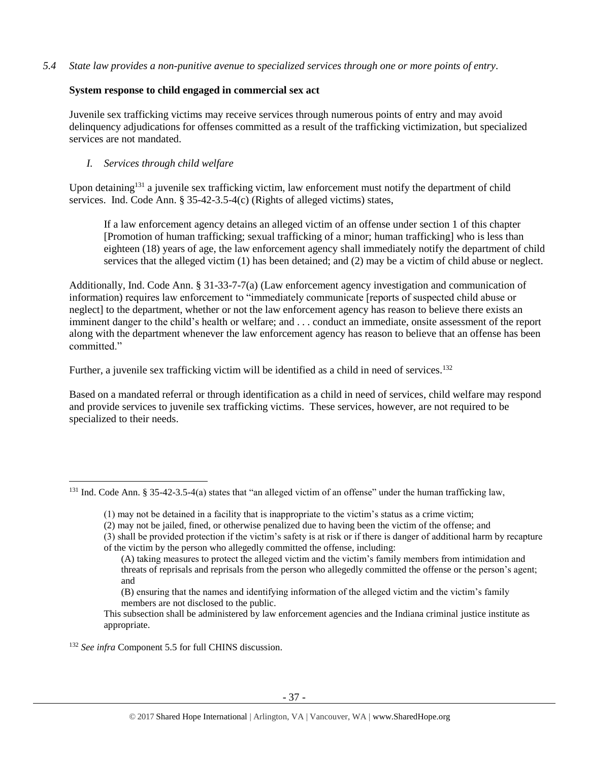*5.4 State law provides a non-punitive avenue to specialized services through one or more points of entry.*

**System response to child engaged in commercial sex act**

Juvenile sex trafficking victims may receive services through numerous points of entry and may avoid delinquency adjudications for offenses committed as a result of the trafficking victimization, but specialized services are not mandated.

*I. Services through child welfare*

Upon detaining[131] a juvenile sex trafficking victim, law enforcement must notify the department of child services. Ind. Code Ann. § 35-42-3.5-4(c) (Rights of alleged victims) states,

> If a law enforcement agency detains an alleged victim of an offense under section 1 of this chapter [Promotion of human trafficking; sexual trafficking of a minor; human trafficking] who is less than eighteen (18) years of age, the law enforcement agency shall immediately notify the department of child services that the alleged victim (1) has been detained; and (2) may be a victim of child abuse or neglect.

Additionally, Ind. Code Ann. § 31-33-7-7(a) (Law enforcement agency investigation and communication of information) requires law enforcement to "immediately communicate [reports of suspected child abuse or neglect] to the department, whether or not the law enforcement agency has reason to believe there exists an imminent danger to the child's health or welfare; and . . . conduct an immediate, onsite assessment of the report along with the department whenever the law enforcement agency has reason to believe that an offense has been committed."

Further, a juvenile sex trafficking victim will be identified as a child in need of services.[132]

Based on a mandated referral or through identification as a child in need of services, child welfare may respond and provide services to juvenile sex trafficking victims. These services, however, are not required to be specialized to their needs.

---

[131] Ind. Code Ann. § 35-42-3.5-4(a) states that "an alleged victim of an offense" under the human trafficking law,

> (1) may not be detained in a facility that is inappropriate to the victim's status as a crime victim;
>
> (2) may not be jailed, fined, or otherwise penalized due to having been the victim of the offense; and
>
> (3) shall be provided protection if the victim's safety is at risk or if there is danger of additional harm by recapture of the victim by the person who allegedly committed the offense, including:
>
> > (A) taking measures to protect the alleged victim and the victim's family members from intimidation and threats of reprisals and reprisals from the person who allegedly committed the offense or the person's agent; and
> >
> > (B) ensuring that the names and identifying information of the alleged victim and the victim's family members are not disclosed to the public.
>
> This subsection shall be administered by law enforcement agencies and the Indiana criminal justice institute as appropriate.

[132] *See infra* Component 5.5 for full CHINS discussion.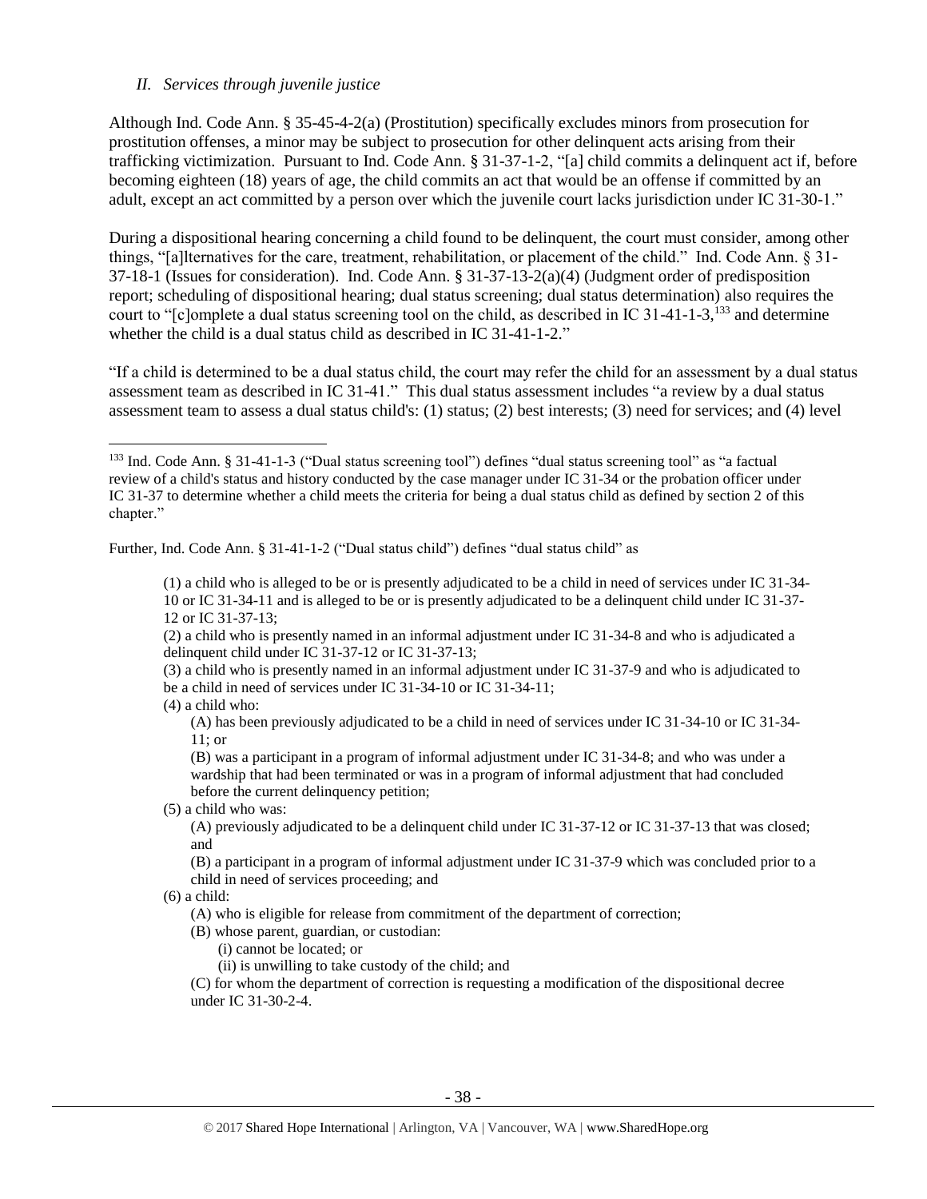*II. Services through juvenile justice*

Although Ind. Code Ann. § 35-45-4-2(a) (Prostitution) specifically excludes minors from prosecution for prostitution offenses, a minor may be subject to prosecution for other delinquent acts arising from their trafficking victimization. Pursuant to Ind. Code Ann. § 31-37-1-2, "[a] child commits a delinquent act if, before becoming eighteen (18) years of age, the child commits an act that would be an offense if committed by an adult, except an act committed by a person over which the juvenile court lacks jurisdiction under IC 31-30-1."

During a dispositional hearing concerning a child found to be delinquent, the court must consider, among other things, "[a]lternatives for the care, treatment, rehabilitation, or placement of the child." Ind. Code Ann. § 31-37-18-1 (Issues for consideration). Ind. Code Ann. § 31-37-13-2(a)(4) (Judgment order of predisposition report; scheduling of dispositional hearing; dual status screening; dual status determination) also requires the court to "[c]omplete a dual status screening tool on the child, as described in IC 31-41-1-3,[133] and determine whether the child is a dual status child as described in IC 31-41-1-2."

"If a child is determined to be a dual status child, the court may refer the child for an assessment by a dual status assessment team as described in IC 31-41." This dual status assessment includes "a review by a dual status assessment team to assess a dual status child's: (1) status; (2) best interests; (3) need for services; and (4) level

---

[133] Ind. Code Ann. § 31-41-1-3 ("Dual status screening tool") defines "dual status screening tool" as "a factual review of a child's status and history conducted by the case manager under IC 31-34 or the probation officer under IC 31-37 to determine whether a child meets the criteria for being a dual status child as defined by section 2 of this chapter."

Further, Ind. Code Ann. § 31-41-1-2 ("Dual status child") defines "dual status child" as

> (1) a child who is alleged to be or is presently adjudicated to be a child in need of services under IC 31-34-10 or IC 31-34-11 and is alleged to be or is presently adjudicated to be a delinquent child under IC 31-37-12 or IC 31-37-13;
>
> (2) a child who is presently named in an informal adjustment under IC 31-34-8 and who is adjudicated a delinquent child under IC 31-37-12 or IC 31-37-13;
>
> (3) a child who is presently named in an informal adjustment under IC 31-37-9 and who is adjudicated to be a child in need of services under IC 31-34-10 or IC 31-34-11;
>
> (4) a child who:
>
> (A) has been previously adjudicated to be a child in need of services under IC 31-34-10 or IC 31-34-11; or
>
> (B) was a participant in a program of informal adjustment under IC 31-34-8; and who was under a wardship that had been terminated or was in a program of informal adjustment that had concluded before the current delinquency petition;
>
> (5) a child who was:
>
> (A) previously adjudicated to be a delinquent child under IC 31-37-12 or IC 31-37-13 that was closed; and
>
> (B) a participant in a program of informal adjustment under IC 31-37-9 which was concluded prior to a child in need of services proceeding; and
>
> (6) a child:
>
> (A) who is eligible for release from commitment of the department of correction;
>
> (B) whose parent, guardian, or custodian:
>
> (i) cannot be located; or
>
> (ii) is unwilling to take custody of the child; and
>
> (C) for whom the department of correction is requesting a modification of the dispositional decree under IC 31-30-2-4.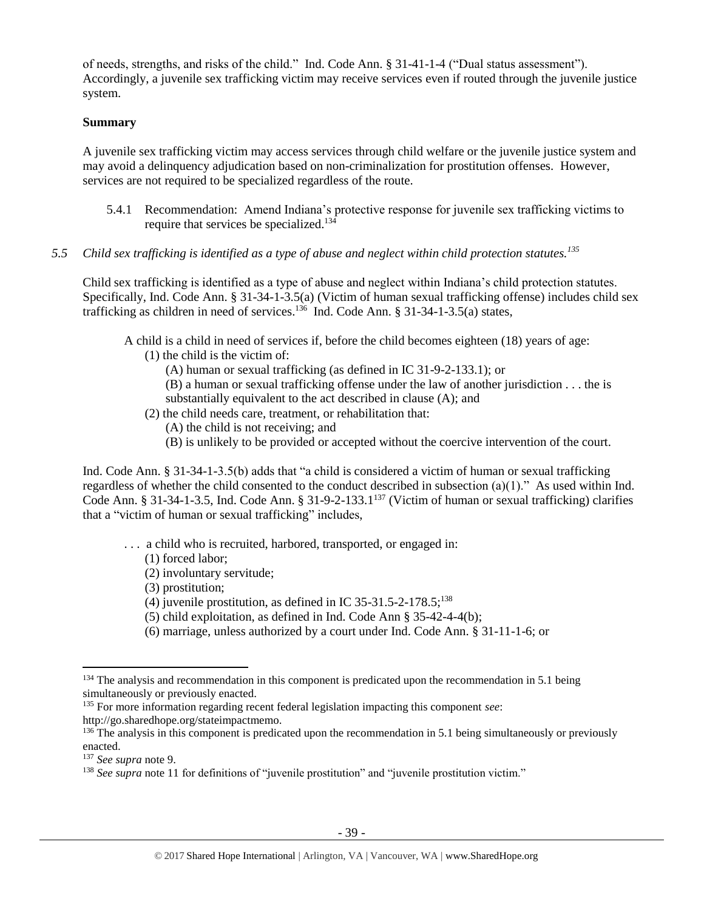of needs, strengths, and risks of the child." Ind. Code Ann. § 31-41-1-4 ("Dual status assessment"). Accordingly, a juvenile sex trafficking victim may receive services even if routed through the juvenile justice system.

**Summary**

A juvenile sex trafficking victim may access services through child welfare or the juvenile justice system and may avoid a delinquency adjudication based on non-criminalization for prostitution offenses. However, services are not required to be specialized regardless of the route.

5.4.1 Recommendation: Amend Indiana's protective response for juvenile sex trafficking victims to require that services be specialized.[134]

*5.5 Child sex trafficking is identified as a type of abuse and neglect within child protection statutes.[135]*

Child sex trafficking is identified as a type of abuse and neglect within Indiana's child protection statutes. Specifically, Ind. Code Ann. § 31-34-1-3.5(a) (Victim of human sexual trafficking offense) includes child sex trafficking as children in need of services.[136] Ind. Code Ann. § 31-34-1-3.5(a) states,

> A child is a child in need of services if, before the child becomes eighteen (18) years of age:
> (1) the child is the victim of:
> (A) human or sexual trafficking (as defined in IC 31-9-2-133.1); or
> (B) a human or sexual trafficking offense under the law of another jurisdiction . . . the is substantially equivalent to the act described in clause (A); and
> (2) the child needs care, treatment, or rehabilitation that:
> (A) the child is not receiving; and
> (B) is unlikely to be provided or accepted without the coercive intervention of the court.

Ind. Code Ann. § 31-34-1-3.5(b) adds that "a child is considered a victim of human or sexual trafficking regardless of whether the child consented to the conduct described in subsection (a)(1)." As used within Ind. Code Ann. § 31-34-1-3.5, Ind. Code Ann. § 31-9-2-133.1[137] (Victim of human or sexual trafficking) clarifies that a "victim of human or sexual trafficking" includes,

> . . . a child who is recruited, harbored, transported, or engaged in:
> (1) forced labor;
> (2) involuntary servitude;
> (3) prostitution;
> (4) juvenile prostitution, as defined in IC 35-31.5-2-178.5;[138]
> (5) child exploitation, as defined in Ind. Code Ann § 35-42-4-4(b);
> (6) marriage, unless authorized by a court under Ind. Code Ann. § 31-11-1-6; or

---

[134] The analysis and recommendation in this component is predicated upon the recommendation in 5.1 being simultaneously or previously enacted.

[135] For more information regarding recent federal legislation impacting this component *see*: http://go.sharedhope.org/stateimpactmemo.

[136] The analysis in this component is predicated upon the recommendation in 5.1 being simultaneously or previously enacted.

[137] *See supra* note 9.

[138] *See supra* note 11 for definitions of "juvenile prostitution" and "juvenile prostitution victim."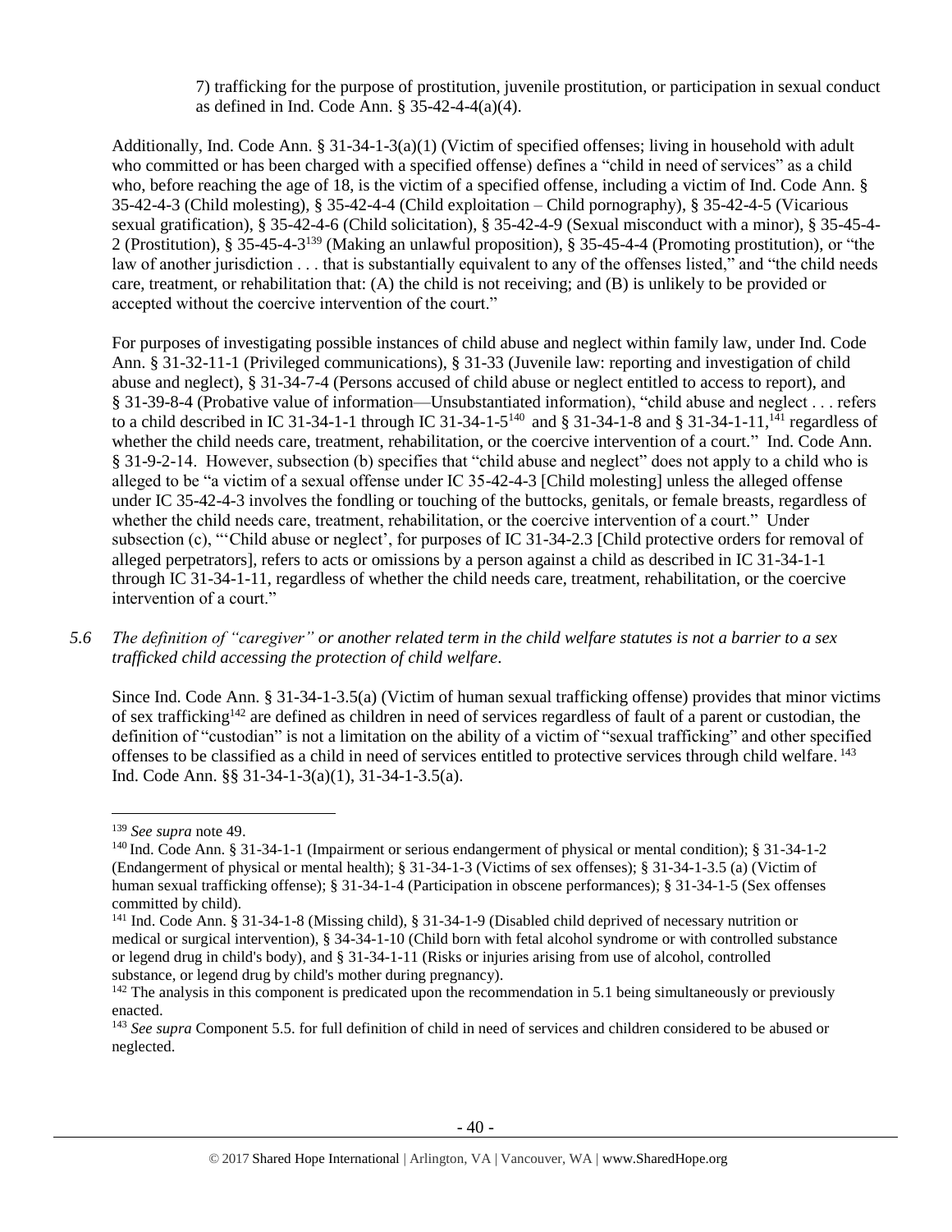7) trafficking for the purpose of prostitution, juvenile prostitution, or participation in sexual conduct as defined in Ind. Code Ann. § 35-42-4-4(a)(4).

Additionally, Ind. Code Ann. § 31-34-1-3(a)(1) (Victim of specified offenses; living in household with adult who committed or has been charged with a specified offense) defines a "child in need of services" as a child who, before reaching the age of 18, is the victim of a specified offense, including a victim of Ind. Code Ann. § 35-42-4-3 (Child molesting), § 35-42-4-4 (Child exploitation – Child pornography), § 35-42-4-5 (Vicarious sexual gratification), § 35-42-4-6 (Child solicitation), § 35-42-4-9 (Sexual misconduct with a minor), § 35-45-4-2 (Prostitution), § 35-45-4-3[139] (Making an unlawful proposition), § 35-45-4-4 (Promoting prostitution), or "the law of another jurisdiction . . . that is substantially equivalent to any of the offenses listed," and "the child needs care, treatment, or rehabilitation that: (A) the child is not receiving; and (B) is unlikely to be provided or accepted without the coercive intervention of the court."

For purposes of investigating possible instances of child abuse and neglect within family law, under Ind. Code Ann. § 31-32-11-1 (Privileged communications), § 31-33 (Juvenile law: reporting and investigation of child abuse and neglect), § 31-34-7-4 (Persons accused of child abuse or neglect entitled to access to report), and § 31-39-8-4 (Probative value of information—Unsubstantiated information), "child abuse and neglect . . . refers to a child described in IC 31-34-1-1 through IC 31-34-1-5[140] and § 31-34-1-8 and § 31-34-1-11,[141] regardless of whether the child needs care, treatment, rehabilitation, or the coercive intervention of a court." Ind. Code Ann. § 31-9-2-14. However, subsection (b) specifies that "child abuse and neglect" does not apply to a child who is alleged to be "a victim of a sexual offense under IC 35-42-4-3 [Child molesting] unless the alleged offense under IC 35-42-4-3 involves the fondling or touching of the buttocks, genitals, or female breasts, regardless of whether the child needs care, treatment, rehabilitation, or the coercive intervention of a court." Under subsection (c), "'Child abuse or neglect', for purposes of IC 31-34-2.3 [Child protective orders for removal of alleged perpetrators], refers to acts or omissions by a person against a child as described in IC 31-34-1-1 through IC 31-34-1-11, regardless of whether the child needs care, treatment, rehabilitation, or the coercive intervention of a court."

*5.6 The definition of "caregiver" or another related term in the child welfare statutes is not a barrier to a sex trafficked child accessing the protection of child welfare.*

Since Ind. Code Ann. § 31-34-1-3.5(a) (Victim of human sexual trafficking offense) provides that minor victims of sex trafficking[142] are defined as children in need of services regardless of fault of a parent or custodian, the definition of "custodian" is not a limitation on the ability of a victim of "sexual trafficking" and other specified offenses to be classified as a child in need of services entitled to protective services through child welfare.[143] Ind. Code Ann. §§ 31-34-1-3(a)(1), 31-34-1-3.5(a).

---

[139] *See supra* note 49.

[140] Ind. Code Ann. § 31-34-1-1 (Impairment or serious endangerment of physical or mental condition); § 31-34-1-2 (Endangerment of physical or mental health); § 31-34-1-3 (Victims of sex offenses); § 31-34-1-3.5 (a) (Victim of human sexual trafficking offense); § 31-34-1-4 (Participation in obscene performances); § 31-34-1-5 (Sex offenses committed by child).

[141] Ind. Code Ann. § 31-34-1-8 (Missing child), § 31-34-1-9 (Disabled child deprived of necessary nutrition or medical or surgical intervention), § 34-34-1-10 (Child born with fetal alcohol syndrome or with controlled substance or legend drug in child's body), and § 31-34-1-11 (Risks or injuries arising from use of alcohol, controlled substance, or legend drug by child's mother during pregnancy).

[142] The analysis in this component is predicated upon the recommendation in 5.1 being simultaneously or previously enacted.

[143] *See supra* Component 5.5. for full definition of child in need of services and children considered to be abused or neglected.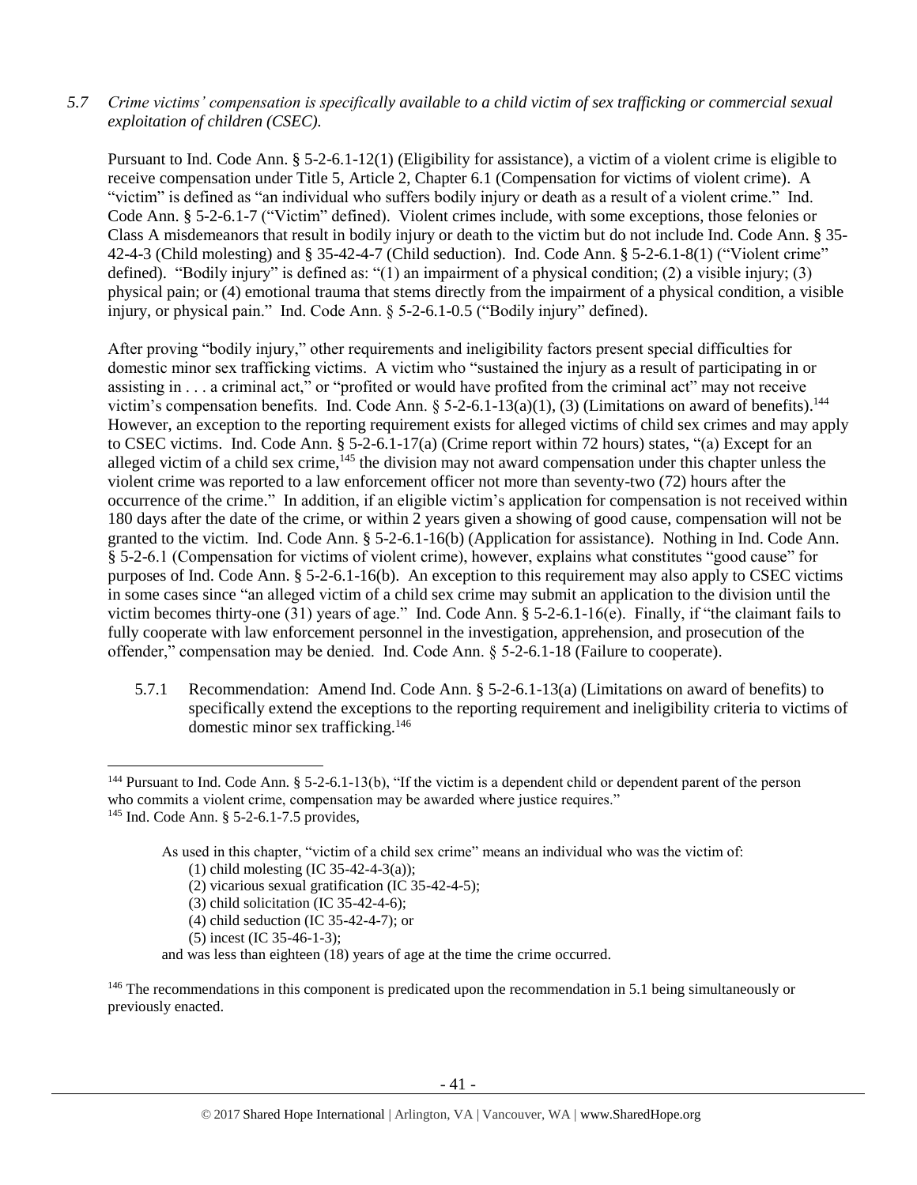*5.7 Crime victims' compensation is specifically available to a child victim of sex trafficking or commercial sexual exploitation of children (CSEC).*

Pursuant to Ind. Code Ann. § 5-2-6.1-12(1) (Eligibility for assistance), a victim of a violent crime is eligible to receive compensation under Title 5, Article 2, Chapter 6.1 (Compensation for victims of violent crime). A "victim" is defined as "an individual who suffers bodily injury or death as a result of a violent crime." Ind. Code Ann. § 5-2-6.1-7 ("Victim" defined). Violent crimes include, with some exceptions, those felonies or Class A misdemeanors that result in bodily injury or death to the victim but do not include Ind. Code Ann. § 35-42-4-3 (Child molesting) and § 35-42-4-7 (Child seduction). Ind. Code Ann. § 5-2-6.1-8(1) ("Violent crime" defined). "Bodily injury" is defined as: "(1) an impairment of a physical condition; (2) a visible injury; (3) physical pain; or (4) emotional trauma that stems directly from the impairment of a physical condition, a visible injury, or physical pain." Ind. Code Ann. § 5-2-6.1-0.5 ("Bodily injury" defined).

After proving "bodily injury," other requirements and ineligibility factors present special difficulties for domestic minor sex trafficking victims. A victim who "sustained the injury as a result of participating in or assisting in . . . a criminal act," or "profited or would have profited from the criminal act" may not receive victim's compensation benefits. Ind. Code Ann. § 5-2-6.1-13(a)(1), (3) (Limitations on award of benefits).[144] However, an exception to the reporting requirement exists for alleged victims of child sex crimes and may apply to CSEC victims. Ind. Code Ann. § 5-2-6.1-17(a) (Crime report within 72 hours) states, "(a) Except for an alleged victim of a child sex crime,[145] the division may not award compensation under this chapter unless the violent crime was reported to a law enforcement officer not more than seventy-two (72) hours after the occurrence of the crime." In addition, if an eligible victim's application for compensation is not received within 180 days after the date of the crime, or within 2 years given a showing of good cause, compensation will not be granted to the victim. Ind. Code Ann. § 5-2-6.1-16(b) (Application for assistance). Nothing in Ind. Code Ann. § 5-2-6.1 (Compensation for victims of violent crime), however, explains what constitutes "good cause" for purposes of Ind. Code Ann. § 5-2-6.1-16(b). An exception to this requirement may also apply to CSEC victims in some cases since "an alleged victim of a child sex crime may submit an application to the division until the victim becomes thirty-one (31) years of age." Ind. Code Ann. § 5-2-6.1-16(e). Finally, if "the claimant fails to fully cooperate with law enforcement personnel in the investigation, apprehension, and prosecution of the offender," compensation may be denied. Ind. Code Ann. § 5-2-6.1-18 (Failure to cooperate).

5.7.1 Recommendation: Amend Ind. Code Ann. § 5-2-6.1-13(a) (Limitations on award of benefits) to specifically extend the exceptions to the reporting requirement and ineligibility criteria to victims of domestic minor sex trafficking.[146]

---

[144] Pursuant to Ind. Code Ann. § 5-2-6.1-13(b), "If the victim is a dependent child or dependent parent of the person who commits a violent crime, compensation may be awarded where justice requires."

[145] Ind. Code Ann. § 5-2-6.1-7.5 provides,

> As used in this chapter, "victim of a child sex crime" means an individual who was the victim of:
> (1) child molesting (IC 35-42-4-3(a));
> (2) vicarious sexual gratification (IC 35-42-4-5);
> (3) child solicitation (IC 35-42-4-6);
> (4) child seduction (IC 35-42-4-7); or
> (5) incest (IC 35-46-1-3);
> and was less than eighteen (18) years of age at the time the crime occurred.

[146] The recommendations in this component is predicated upon the recommendation in 5.1 being simultaneously or previously enacted.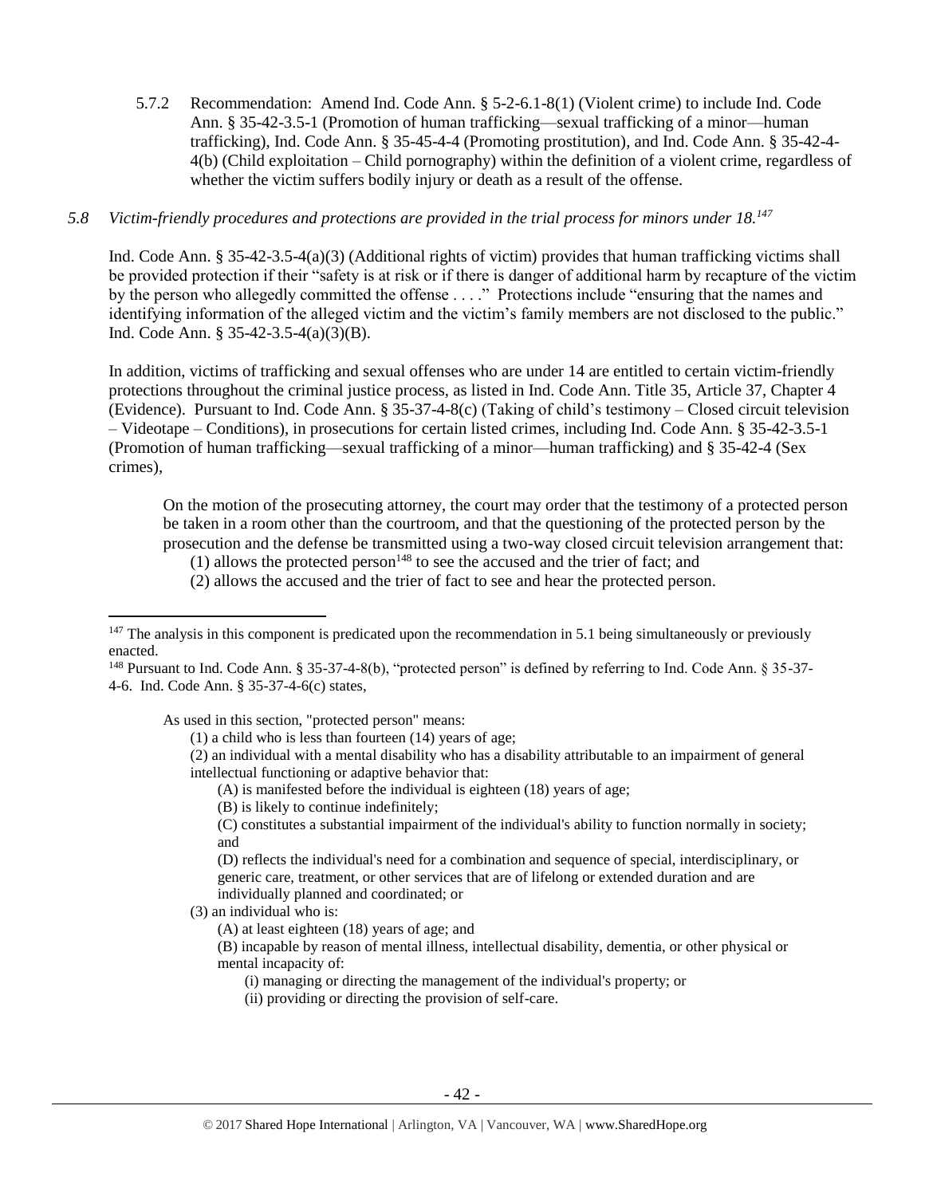5.7.2 Recommendation: Amend Ind. Code Ann. § 5-2-6.1-8(1) (Violent crime) to include Ind. Code Ann. § 35-42-3.5-1 (Promotion of human trafficking—sexual trafficking of a minor—human trafficking), Ind. Code Ann. § 35-45-4-4 (Promoting prostitution), and Ind. Code Ann. § 35-42-4-4(b) (Child exploitation – Child pornography) within the definition of a violent crime, regardless of whether the victim suffers bodily injury or death as a result of the offense.

*5.8 Victim-friendly procedures and protections are provided in the trial process for minors under 18.*[147]

Ind. Code Ann. § 35-42-3.5-4(a)(3) (Additional rights of victim) provides that human trafficking victims shall be provided protection if their "safety is at risk or if there is danger of additional harm by recapture of the victim by the person who allegedly committed the offense . . . ." Protections include "ensuring that the names and identifying information of the alleged victim and the victim's family members are not disclosed to the public." Ind. Code Ann. § 35-42-3.5-4(a)(3)(B).

In addition, victims of trafficking and sexual offenses who are under 14 are entitled to certain victim-friendly protections throughout the criminal justice process, as listed in Ind. Code Ann. Title 35, Article 37, Chapter 4 (Evidence). Pursuant to Ind. Code Ann. § 35-37-4-8(c) (Taking of child's testimony – Closed circuit television – Videotape – Conditions), in prosecutions for certain listed crimes, including Ind. Code Ann. § 35-42-3.5-1 (Promotion of human trafficking—sexual trafficking of a minor—human trafficking) and § 35-42-4 (Sex crimes),

> On the motion of the prosecuting attorney, the court may order that the testimony of a protected person be taken in a room other than the courtroom, and that the questioning of the protected person by the prosecution and the defense be transmitted using a two-way closed circuit television arrangement that:
> (1) allows the protected person[148] to see the accused and the trier of fact; and
> (2) allows the accused and the trier of fact to see and hear the protected person.

---

[147] The analysis in this component is predicated upon the recommendation in 5.1 being simultaneously or previously enacted.

[148] Pursuant to Ind. Code Ann. § 35-37-4-8(b), "protected person" is defined by referring to Ind. Code Ann. § 35-37-4-6. Ind. Code Ann. § 35-37-4-6(c) states,

> As used in this section, "protected person" means:
> (1) a child who is less than fourteen (14) years of age;
> (2) an individual with a mental disability who has a disability attributable to an impairment of general intellectual functioning or adaptive behavior that:
> (A) is manifested before the individual is eighteen (18) years of age;
> (B) is likely to continue indefinitely;
> (C) constitutes a substantial impairment of the individual's ability to function normally in society; and
> (D) reflects the individual's need for a combination and sequence of special, interdisciplinary, or generic care, treatment, or other services that are of lifelong or extended duration and are individually planned and coordinated; or
> (3) an individual who is:
> (A) at least eighteen (18) years of age; and
> (B) incapable by reason of mental illness, intellectual disability, dementia, or other physical or mental incapacity of:
> (i) managing or directing the management of the individual's property; or
> (ii) providing or directing the provision of self-care.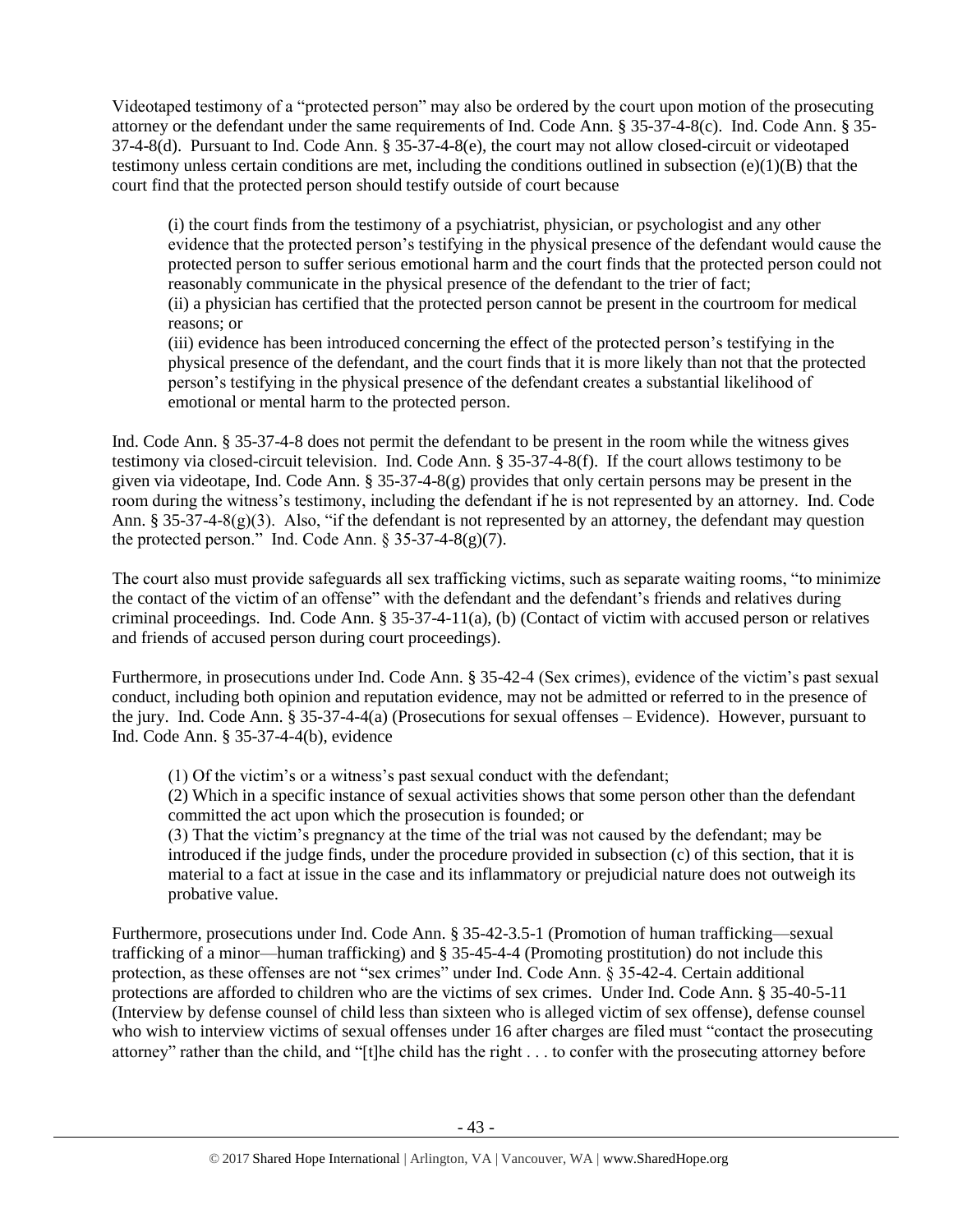Videotaped testimony of a "protected person" may also be ordered by the court upon motion of the prosecuting attorney or the defendant under the same requirements of Ind. Code Ann. § 35-37-4-8(c). Ind. Code Ann. § 35-37-4-8(d). Pursuant to Ind. Code Ann. § 35-37-4-8(e), the court may not allow closed-circuit or videotaped testimony unless certain conditions are met, including the conditions outlined in subsection (e)(1)(B) that the court find that the protected person should testify outside of court because

> (i) the court finds from the testimony of a psychiatrist, physician, or psychologist and any other evidence that the protected person's testifying in the physical presence of the defendant would cause the protected person to suffer serious emotional harm and the court finds that the protected person could not reasonably communicate in the physical presence of the defendant to the trier of fact;
> (ii) a physician has certified that the protected person cannot be present in the courtroom for medical reasons; or
> (iii) evidence has been introduced concerning the effect of the protected person's testifying in the physical presence of the defendant, and the court finds that it is more likely than not that the protected person's testifying in the physical presence of the defendant creates a substantial likelihood of emotional or mental harm to the protected person.

Ind. Code Ann. § 35-37-4-8 does not permit the defendant to be present in the room while the witness gives testimony via closed-circuit television. Ind. Code Ann. § 35-37-4-8(f). If the court allows testimony to be given via videotape, Ind. Code Ann. § 35-37-4-8(g) provides that only certain persons may be present in the room during the witness's testimony, including the defendant if he is not represented by an attorney. Ind. Code Ann. § 35-37-4-8(g)(3). Also, "if the defendant is not represented by an attorney, the defendant may question the protected person." Ind. Code Ann. § 35-37-4-8(g)(7).

The court also must provide safeguards all sex trafficking victims, such as separate waiting rooms, "to minimize the contact of the victim of an offense" with the defendant and the defendant's friends and relatives during criminal proceedings. Ind. Code Ann. § 35-37-4-11(a), (b) (Contact of victim with accused person or relatives and friends of accused person during court proceedings).

Furthermore, in prosecutions under Ind. Code Ann. § 35-42-4 (Sex crimes), evidence of the victim's past sexual conduct, including both opinion and reputation evidence, may not be admitted or referred to in the presence of the jury. Ind. Code Ann. § 35-37-4-4(a) (Prosecutions for sexual offenses – Evidence). However, pursuant to Ind. Code Ann. § 35-37-4-4(b), evidence

> (1) Of the victim's or a witness's past sexual conduct with the defendant;
> (2) Which in a specific instance of sexual activities shows that some person other than the defendant committed the act upon which the prosecution is founded; or
> (3) That the victim's pregnancy at the time of the trial was not caused by the defendant; may be introduced if the judge finds, under the procedure provided in subsection (c) of this section, that it is material to a fact at issue in the case and its inflammatory or prejudicial nature does not outweigh its probative value.

Furthermore, prosecutions under Ind. Code Ann. § 35-42-3.5-1 (Promotion of human trafficking—sexual trafficking of a minor—human trafficking) and § 35-45-4-4 (Promoting prostitution) do not include this protection, as these offenses are not "sex crimes" under Ind. Code Ann. § 35-42-4. Certain additional protections are afforded to children who are the victims of sex crimes. Under Ind. Code Ann. § 35-40-5-11 (Interview by defense counsel of child less than sixteen who is alleged victim of sex offense), defense counsel who wish to interview victims of sexual offenses under 16 after charges are filed must "contact the prosecuting attorney" rather than the child, and "[t]he child has the right . . . to confer with the prosecuting attorney before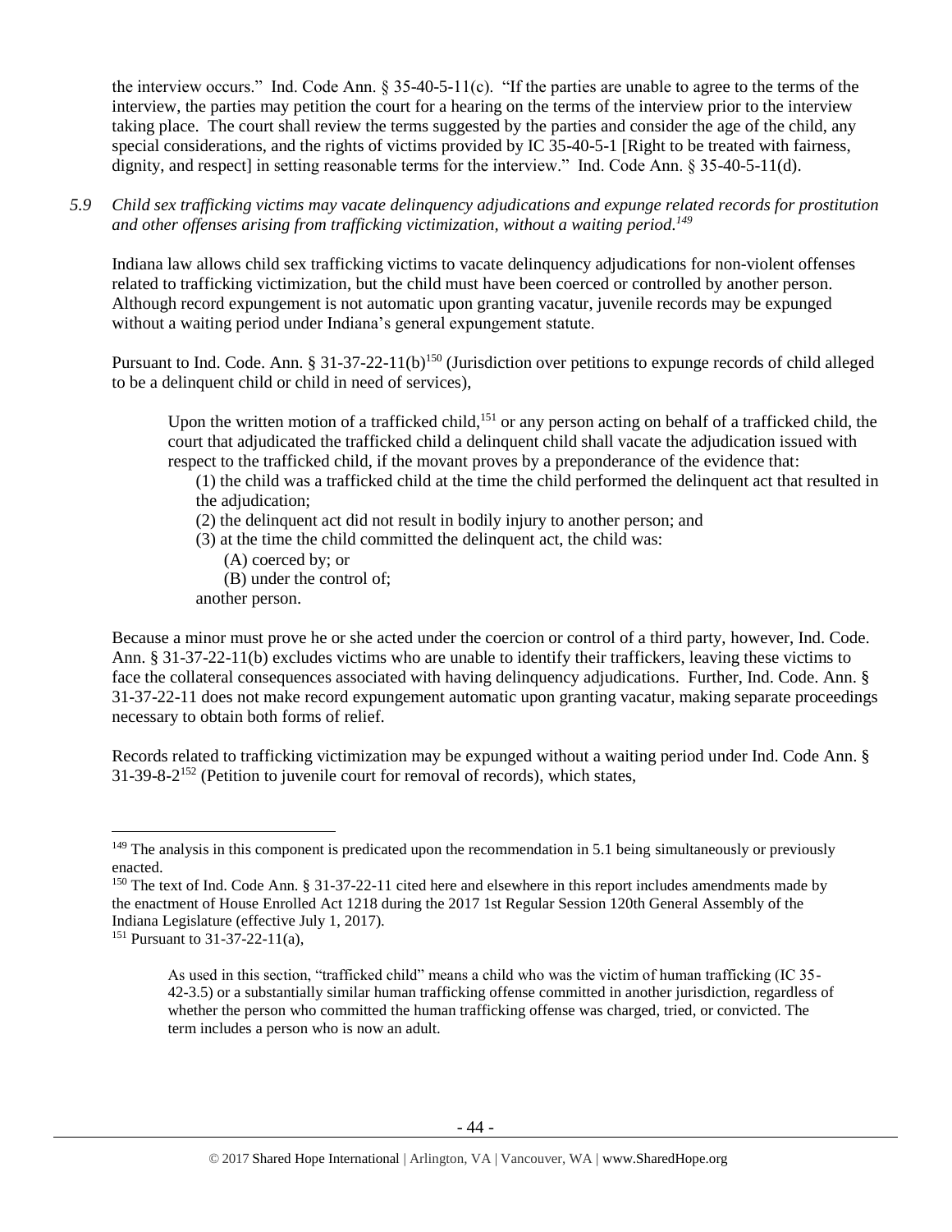the interview occurs." Ind. Code Ann. § 35-40-5-11(c). "If the parties are unable to agree to the terms of the interview, the parties may petition the court for a hearing on the terms of the interview prior to the interview taking place. The court shall review the terms suggested by the parties and consider the age of the child, any special considerations, and the rights of victims provided by IC 35-40-5-1 [Right to be treated with fairness, dignity, and respect] in setting reasonable terms for the interview." Ind. Code Ann. § 35-40-5-11(d).

*5.9 Child sex trafficking victims may vacate delinquency adjudications and expunge related records for prostitution and other offenses arising from trafficking victimization, without a waiting period.[149]*

Indiana law allows child sex trafficking victims to vacate delinquency adjudications for non-violent offenses related to trafficking victimization, but the child must have been coerced or controlled by another person. Although record expungement is not automatic upon granting vacatur, juvenile records may be expunged without a waiting period under Indiana's general expungement statute.

Pursuant to Ind. Code. Ann. § 31-37-22-11(b)[150] (Jurisdiction over petitions to expunge records of child alleged to be a delinquent child or child in need of services),

> Upon the written motion of a trafficked child,[151] or any person acting on behalf of a trafficked child, the court that adjudicated the trafficked child a delinquent child shall vacate the adjudication issued with respect to the trafficked child, if the movant proves by a preponderance of the evidence that:
>
> (1) the child was a trafficked child at the time the child performed the delinquent act that resulted in the adjudication;
>
> (2) the delinquent act did not result in bodily injury to another person; and
>
> (3) at the time the child committed the delinquent act, the child was:
>
> (A) coerced by; or
>
> (B) under the control of;
>
> another person.

Because a minor must prove he or she acted under the coercion or control of a third party, however, Ind. Code. Ann. § 31-37-22-11(b) excludes victims who are unable to identify their traffickers, leaving these victims to face the collateral consequences associated with having delinquency adjudications. Further, Ind. Code. Ann. § 31-37-22-11 does not make record expungement automatic upon granting vacatur, making separate proceedings necessary to obtain both forms of relief.

Records related to trafficking victimization may be expunged without a waiting period under Ind. Code Ann. § 31-39-8-2[152] (Petition to juvenile court for removal of records), which states,

---

[149] The analysis in this component is predicated upon the recommendation in 5.1 being simultaneously or previously enacted.

[150] The text of Ind. Code Ann. § 31-37-22-11 cited here and elsewhere in this report includes amendments made by the enactment of House Enrolled Act 1218 during the 2017 1st Regular Session 120th General Assembly of the Indiana Legislature (effective July 1, 2017).

[151] Pursuant to 31-37-22-11(a),

> As used in this section, "trafficked child" means a child who was the victim of human trafficking (IC 35-42-3.5) or a substantially similar human trafficking offense committed in another jurisdiction, regardless of whether the person who committed the human trafficking offense was charged, tried, or convicted. The term includes a person who is now an adult.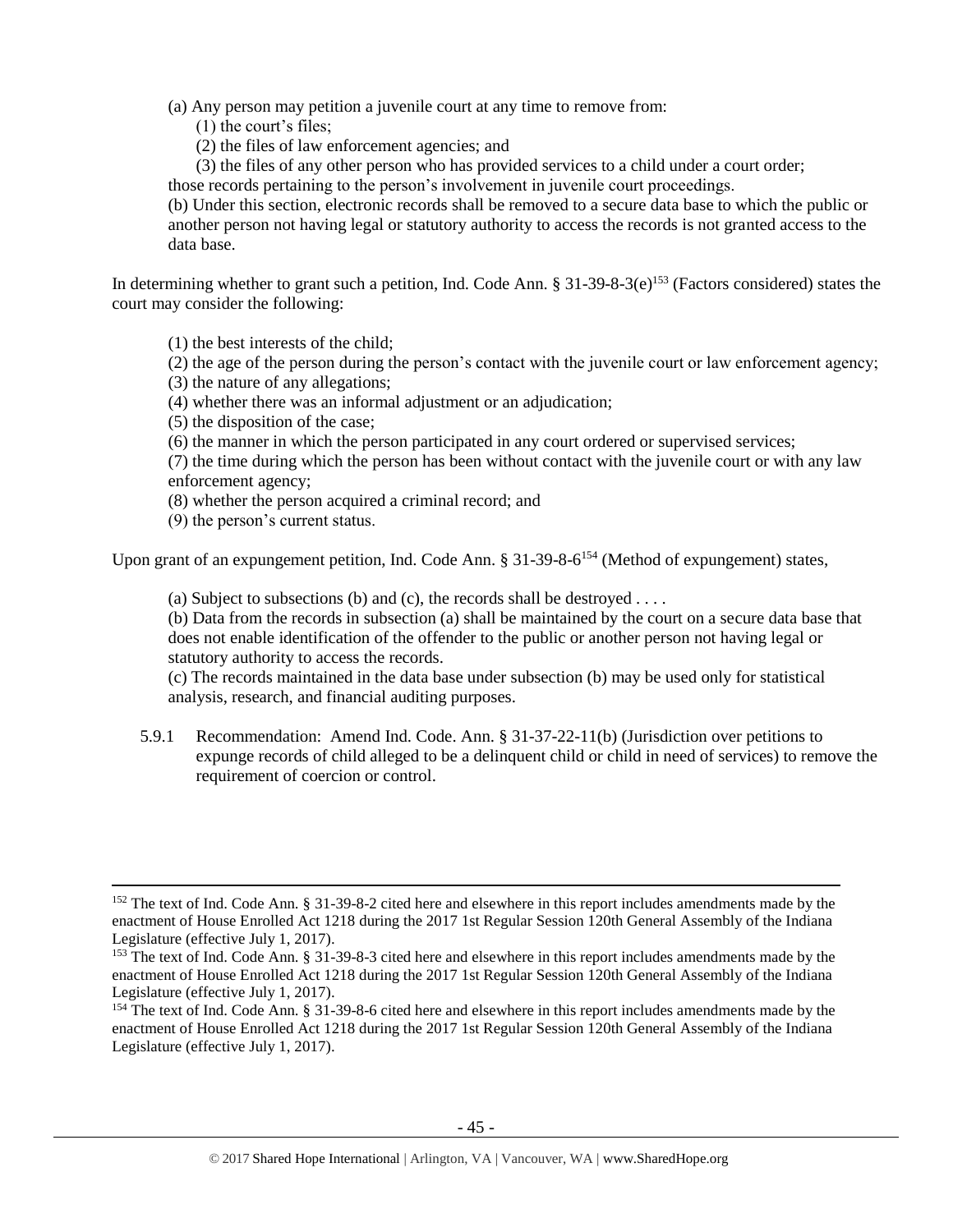> (a) Any person may petition a juvenile court at any time to remove from:
>
> (1) the court's files;
>
> (2) the files of law enforcement agencies; and
>
> (3) the files of any other person who has provided services to a child under a court order;
>
> those records pertaining to the person's involvement in juvenile court proceedings.
>
> (b) Under this section, electronic records shall be removed to a secure data base to which the public or another person not having legal or statutory authority to access the records is not granted access to the data base.

In determining whether to grant such a petition, Ind. Code Ann. § 31-39-8-3(e)[153] (Factors considered) states the court may consider the following:

> (1) the best interests of the child;
>
> (2) the age of the person during the person's contact with the juvenile court or law enforcement agency;
>
> (3) the nature of any allegations;
>
> (4) whether there was an informal adjustment or an adjudication;
>
> (5) the disposition of the case;
>
> (6) the manner in which the person participated in any court ordered or supervised services;
>
> (7) the time during which the person has been without contact with the juvenile court or with any law enforcement agency;
>
> (8) whether the person acquired a criminal record; and
>
> (9) the person's current status.

Upon grant of an expungement petition, Ind. Code Ann. § 31-39-8-6[154] (Method of expungement) states,

> (a) Subject to subsections (b) and (c), the records shall be destroyed . . . .
>
> (b) Data from the records in subsection (a) shall be maintained by the court on a secure data base that does not enable identification of the offender to the public or another person not having legal or statutory authority to access the records.
>
> (c) The records maintained in the data base under subsection (b) may be used only for statistical analysis, research, and financial auditing purposes.

5.9.1 Recommendation: Amend Ind. Code. Ann. § 31-37-22-11(b) (Jurisdiction over petitions to expunge records of child alleged to be a delinquent child or child in need of services) to remove the requirement of coercion or control.

---

[152] The text of Ind. Code Ann. § 31-39-8-2 cited here and elsewhere in this report includes amendments made by the enactment of House Enrolled Act 1218 during the 2017 1st Regular Session 120th General Assembly of the Indiana Legislature (effective July 1, 2017).

[153] The text of Ind. Code Ann. § 31-39-8-3 cited here and elsewhere in this report includes amendments made by the enactment of House Enrolled Act 1218 during the 2017 1st Regular Session 120th General Assembly of the Indiana Legislature (effective July 1, 2017).

[154] The text of Ind. Code Ann. § 31-39-8-6 cited here and elsewhere in this report includes amendments made by the enactment of House Enrolled Act 1218 during the 2017 1st Regular Session 120th General Assembly of the Indiana Legislature (effective July 1, 2017).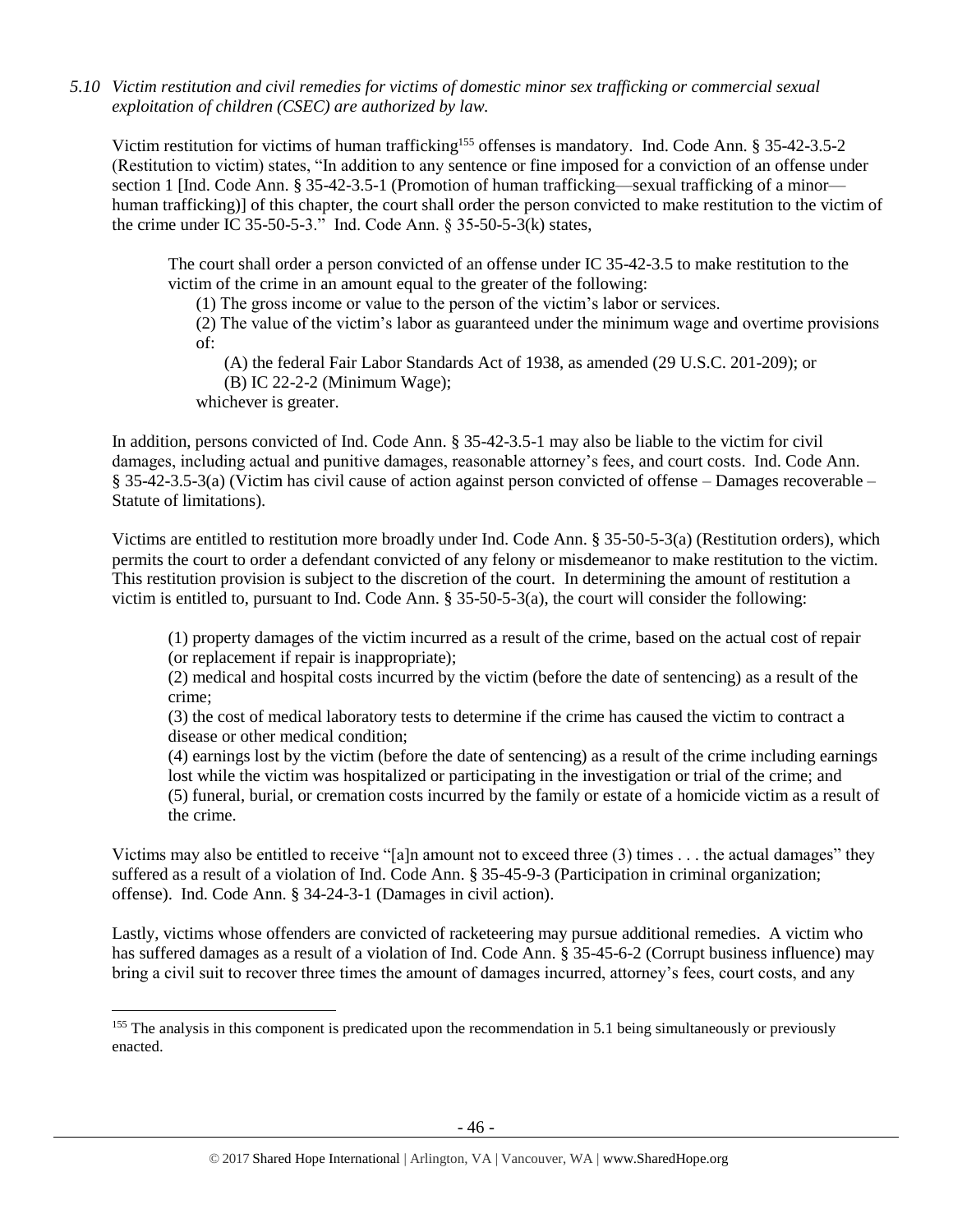*5.10 Victim restitution and civil remedies for victims of domestic minor sex trafficking or commercial sexual exploitation of children (CSEC) are authorized by law.*

Victim restitution for victims of human trafficking[155] offenses is mandatory. Ind. Code Ann. § 35-42-3.5-2 (Restitution to victim) states, "In addition to any sentence or fine imposed for a conviction of an offense under section 1 [Ind. Code Ann. § 35-42-3.5-1 (Promotion of human trafficking—sexual trafficking of a minor—human trafficking)] of this chapter, the court shall order the person convicted to make restitution to the victim of the crime under IC 35-50-5-3." Ind. Code Ann. § 35-50-5-3(k) states,

> The court shall order a person convicted of an offense under IC 35-42-3.5 to make restitution to the victim of the crime in an amount equal to the greater of the following:
>
> (1) The gross income or value to the person of the victim's labor or services.
>
> (2) The value of the victim's labor as guaranteed under the minimum wage and overtime provisions of:
>
> (A) the federal Fair Labor Standards Act of 1938, as amended (29 U.S.C. 201-209); or
>
> (B) IC 22-2-2 (Minimum Wage);
>
> whichever is greater.

In addition, persons convicted of Ind. Code Ann. § 35-42-3.5-1 may also be liable to the victim for civil damages, including actual and punitive damages, reasonable attorney's fees, and court costs. Ind. Code Ann. § 35-42-3.5-3(a) (Victim has civil cause of action against person convicted of offense – Damages recoverable – Statute of limitations).

Victims are entitled to restitution more broadly under Ind. Code Ann. § 35-50-5-3(a) (Restitution orders), which permits the court to order a defendant convicted of any felony or misdemeanor to make restitution to the victim. This restitution provision is subject to the discretion of the court. In determining the amount of restitution a victim is entitled to, pursuant to Ind. Code Ann. § 35-50-5-3(a), the court will consider the following:

> (1) property damages of the victim incurred as a result of the crime, based on the actual cost of repair (or replacement if repair is inappropriate);
>
> (2) medical and hospital costs incurred by the victim (before the date of sentencing) as a result of the crime;
>
> (3) the cost of medical laboratory tests to determine if the crime has caused the victim to contract a disease or other medical condition;
>
> (4) earnings lost by the victim (before the date of sentencing) as a result of the crime including earnings lost while the victim was hospitalized or participating in the investigation or trial of the crime; and
>
> (5) funeral, burial, or cremation costs incurred by the family or estate of a homicide victim as a result of the crime.

Victims may also be entitled to receive "[a]n amount not to exceed three (3) times . . . the actual damages" they suffered as a result of a violation of Ind. Code Ann. § 35-45-9-3 (Participation in criminal organization; offense). Ind. Code Ann. § 34-24-3-1 (Damages in civil action).

Lastly, victims whose offenders are convicted of racketeering may pursue additional remedies. A victim who has suffered damages as a result of a violation of Ind. Code Ann. § 35-45-6-2 (Corrupt business influence) may bring a civil suit to recover three times the amount of damages incurred, attorney's fees, court costs, and any

[155] The analysis in this component is predicated upon the recommendation in 5.1 being simultaneously or previously enacted.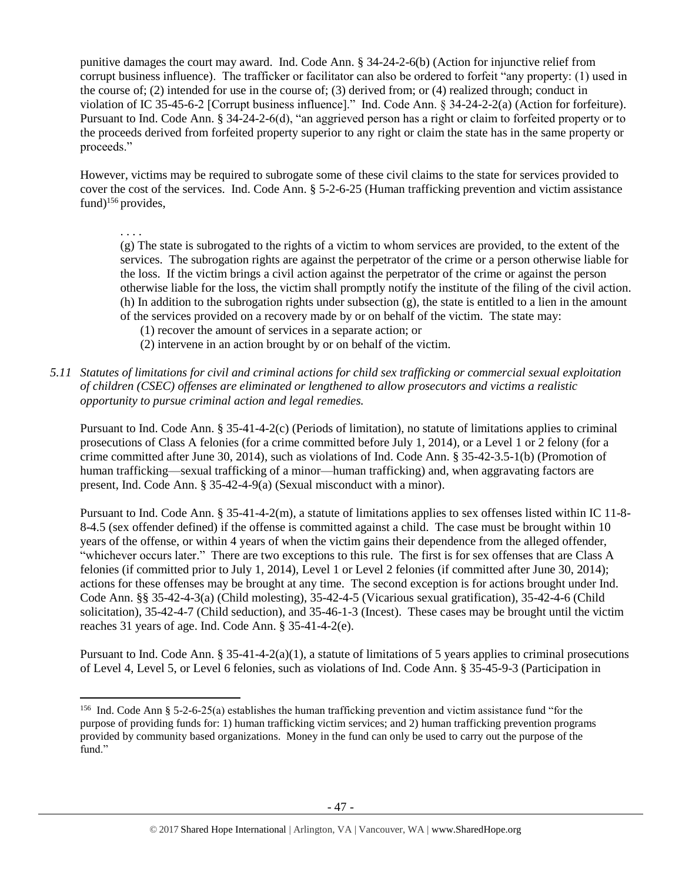punitive damages the court may award. Ind. Code Ann. § 34-24-2-6(b) (Action for injunctive relief from corrupt business influence). The trafficker or facilitator can also be ordered to forfeit "any property: (1) used in the course of; (2) intended for use in the course of; (3) derived from; or (4) realized through; conduct in violation of IC 35-45-6-2 [Corrupt business influence]." Ind. Code Ann. § 34-24-2-2(a) (Action for forfeiture). Pursuant to Ind. Code Ann. § 34-24-2-6(d), "an aggrieved person has a right or claim to forfeited property or to the proceeds derived from forfeited property superior to any right or claim the state has in the same property or proceeds."

However, victims may be required to subrogate some of these civil claims to the state for services provided to cover the cost of the services. Ind. Code Ann. § 5-2-6-25 (Human trafficking prevention and victim assistance fund)[156] provides,

> . . . .
>
> (g) The state is subrogated to the rights of a victim to whom services are provided, to the extent of the services. The subrogation rights are against the perpetrator of the crime or a person otherwise liable for the loss. If the victim brings a civil action against the perpetrator of the crime or against the person otherwise liable for the loss, the victim shall promptly notify the institute of the filing of the civil action.
>
> (h) In addition to the subrogation rights under subsection (g), the state is entitled to a lien in the amount of the services provided on a recovery made by or on behalf of the victim. The state may:
>
> (1) recover the amount of services in a separate action; or
>
> (2) intervene in an action brought by or on behalf of the victim.

*5.11 Statutes of limitations for civil and criminal actions for child sex trafficking or commercial sexual exploitation of children (CSEC) offenses are eliminated or lengthened to allow prosecutors and victims a realistic opportunity to pursue criminal action and legal remedies.*

Pursuant to Ind. Code Ann. § 35-41-4-2(c) (Periods of limitation), no statute of limitations applies to criminal prosecutions of Class A felonies (for a crime committed before July 1, 2014), or a Level 1 or 2 felony (for a crime committed after June 30, 2014), such as violations of Ind. Code Ann. § 35-42-3.5-1(b) (Promotion of human trafficking—sexual trafficking of a minor—human trafficking) and, when aggravating factors are present, Ind. Code Ann. § 35-42-4-9(a) (Sexual misconduct with a minor).

Pursuant to Ind. Code Ann. § 35-41-4-2(m), a statute of limitations applies to sex offenses listed within IC 11-8-8-4.5 (sex offender defined) if the offense is committed against a child. The case must be brought within 10 years of the offense, or within 4 years of when the victim gains their dependence from the alleged offender, "whichever occurs later." There are two exceptions to this rule. The first is for sex offenses that are Class A felonies (if committed prior to July 1, 2014), Level 1 or Level 2 felonies (if committed after June 30, 2014); actions for these offenses may be brought at any time. The second exception is for actions brought under Ind. Code Ann. §§ 35-42-4-3(a) (Child molesting), 35-42-4-5 (Vicarious sexual gratification), 35-42-4-6 (Child solicitation), 35-42-4-7 (Child seduction), and 35-46-1-3 (Incest). These cases may be brought until the victim reaches 31 years of age. Ind. Code Ann. § 35-41-4-2(e).

Pursuant to Ind. Code Ann. § 35-41-4-2(a)(1), a statute of limitations of 5 years applies to criminal prosecutions of Level 4, Level 5, or Level 6 felonies, such as violations of Ind. Code Ann. § 35-45-9-3 (Participation in

[156] Ind. Code Ann § 5-2-6-25(a) establishes the human trafficking prevention and victim assistance fund "for the purpose of providing funds for: 1) human trafficking victim services; and 2) human trafficking prevention programs provided by community based organizations. Money in the fund can only be used to carry out the purpose of the fund."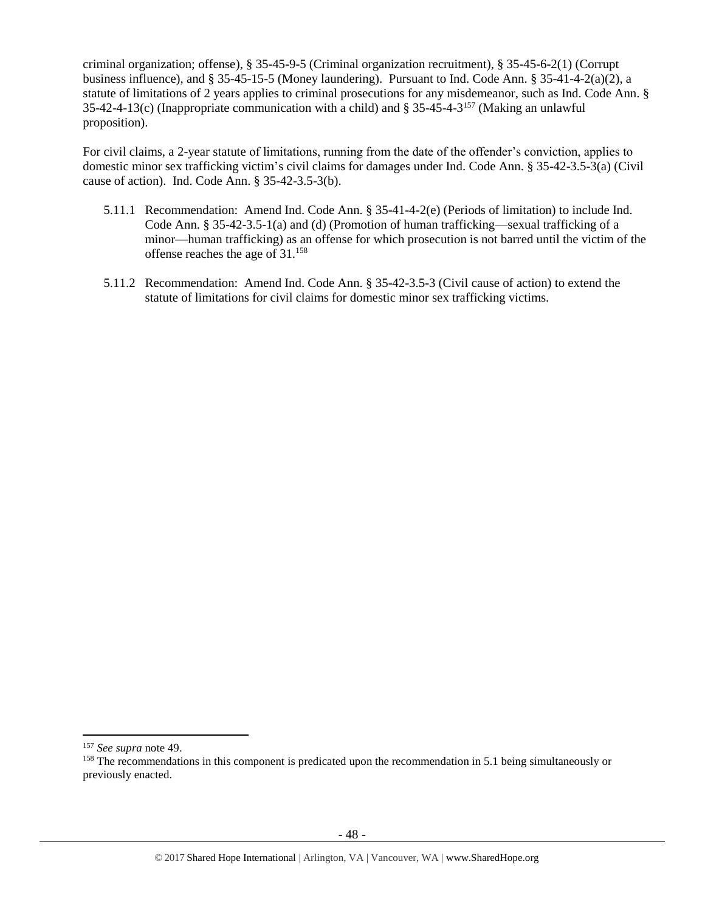criminal organization; offense), § 35-45-9-5 (Criminal organization recruitment), § 35-45-6-2(1) (Corrupt business influence), and § 35-45-15-5 (Money laundering). Pursuant to Ind. Code Ann. § 35-41-4-2(a)(2), a statute of limitations of 2 years applies to criminal prosecutions for any misdemeanor, such as Ind. Code Ann. § 35-42-4-13(c) (Inappropriate communication with a child) and § 35-45-4-3[157] (Making an unlawful proposition).

For civil claims, a 2-year statute of limitations, running from the date of the offender's conviction, applies to domestic minor sex trafficking victim's civil claims for damages under Ind. Code Ann. § 35-42-3.5-3(a) (Civil cause of action). Ind. Code Ann. § 35-42-3.5-3(b).

5.11.1 Recommendation: Amend Ind. Code Ann. § 35-41-4-2(e) (Periods of limitation) to include Ind. Code Ann. § 35-42-3.5-1(a) and (d) (Promotion of human trafficking—sexual trafficking of a minor—human trafficking) as an offense for which prosecution is not barred until the victim of the offense reaches the age of 31.[158]

5.11.2 Recommendation: Amend Ind. Code Ann. § 35-42-3.5-3 (Civil cause of action) to extend the statute of limitations for civil claims for domestic minor sex trafficking victims.

---

[157] *See supra* note 49.

[158] The recommendations in this component is predicated upon the recommendation in 5.1 being simultaneously or previously enacted.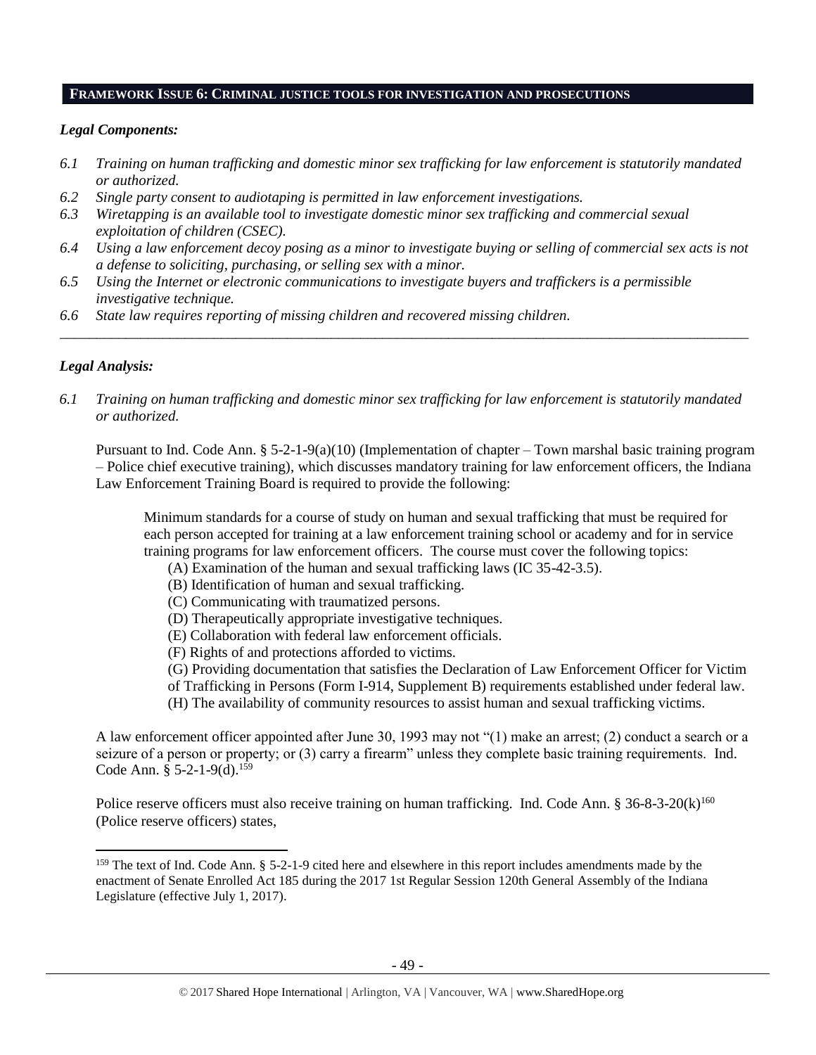## FRAMEWORK ISSUE 6: CRIMINAL JUSTICE TOOLS FOR INVESTIGATION AND PROSECUTIONS

### *Legal Components:*

*6.1 Training on human trafficking and domestic minor sex trafficking for law enforcement is statutorily mandated or authorized.*

*6.2 Single party consent to audiotaping is permitted in law enforcement investigations.*

*6.3 Wiretapping is an available tool to investigate domestic minor sex trafficking and commercial sexual exploitation of children (CSEC).*

*6.4 Using a law enforcement decoy posing as a minor to investigate buying or selling of commercial sex acts is not a defense to soliciting, purchasing, or selling sex with a minor.*

*6.5 Using the Internet or electronic communications to investigate buyers and traffickers is a permissible investigative technique.*

*6.6 State law requires reporting of missing children and recovered missing children.*

---

### *Legal Analysis:*

*6.1 Training on human trafficking and domestic minor sex trafficking for law enforcement is statutorily mandated or authorized.*

Pursuant to Ind. Code Ann. § 5-2-1-9(a)(10) (Implementation of chapter – Town marshal basic training program – Police chief executive training), which discusses mandatory training for law enforcement officers, the Indiana Law Enforcement Training Board is required to provide the following:

> Minimum standards for a course of study on human and sexual trafficking that must be required for each person accepted for training at a law enforcement training school or academy and for in service training programs for law enforcement officers. The course must cover the following topics:
>
> (A) Examination of the human and sexual trafficking laws (IC 35-42-3.5).
> (B) Identification of human and sexual trafficking.
> (C) Communicating with traumatized persons.
> (D) Therapeutically appropriate investigative techniques.
> (E) Collaboration with federal law enforcement officials.
> (F) Rights of and protections afforded to victims.
> (G) Providing documentation that satisfies the Declaration of Law Enforcement Officer for Victim of Trafficking in Persons (Form I-914, Supplement B) requirements established under federal law.
> (H) The availability of community resources to assist human and sexual trafficking victims.

A law enforcement officer appointed after June 30, 1993 may not "(1) make an arrest; (2) conduct a search or a seizure of a person or property; or (3) carry a firearm" unless they complete basic training requirements. Ind. Code Ann. § 5-2-1-9(d).[159]

Police reserve officers must also receive training on human trafficking. Ind. Code Ann. § 36-8-3-20(k)[160] (Police reserve officers) states,

---

[159] The text of Ind. Code Ann. § 5-2-1-9 cited here and elsewhere in this report includes amendments made by the enactment of Senate Enrolled Act 185 during the 2017 1st Regular Session 120th General Assembly of the Indiana Legislature (effective July 1, 2017).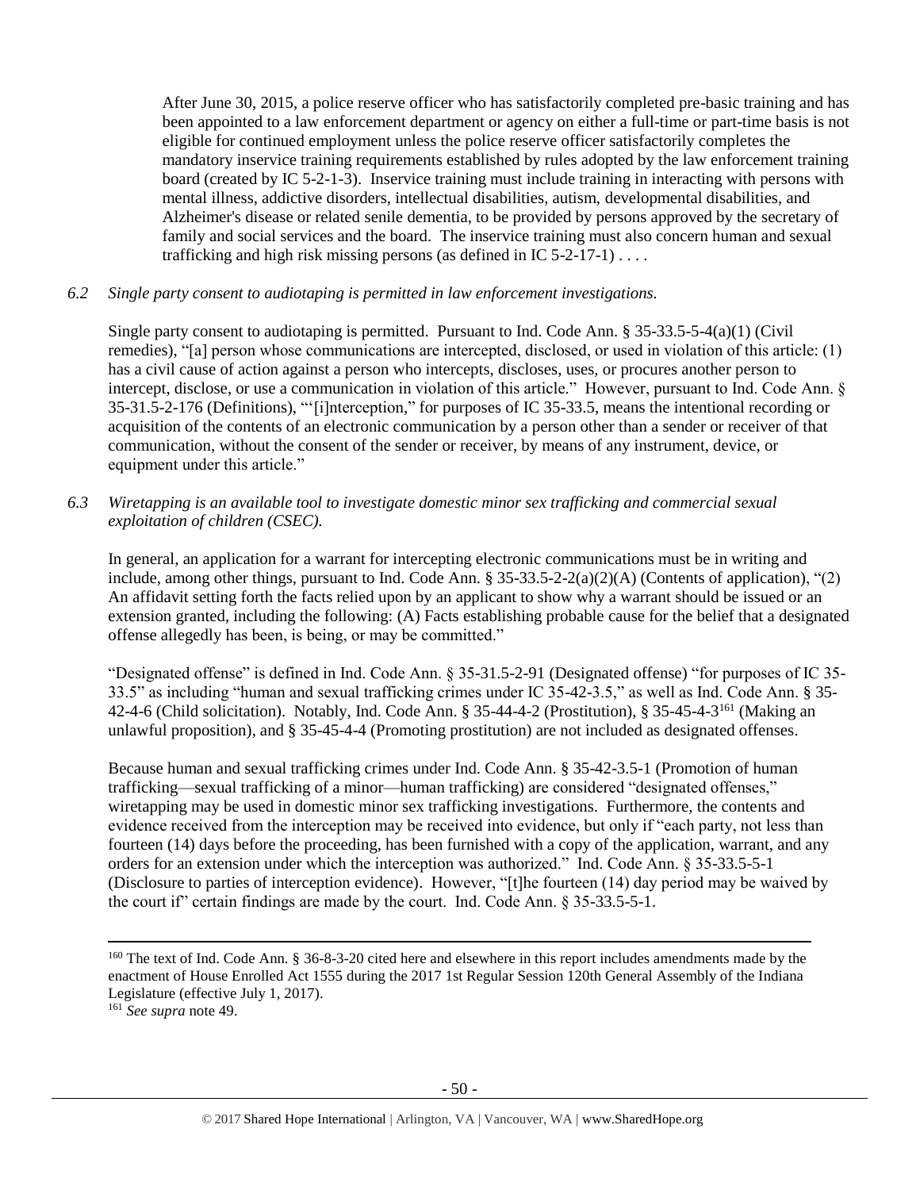After June 30, 2015, a police reserve officer who has satisfactorily completed pre-basic training and has been appointed to a law enforcement department or agency on either a full-time or part-time basis is not eligible for continued employment unless the police reserve officer satisfactorily completes the mandatory inservice training requirements established by rules adopted by the law enforcement training board (created by IC 5-2-1-3). Inservice training must include training in interacting with persons with mental illness, addictive disorders, intellectual disabilities, autism, developmental disabilities, and Alzheimer's disease or related senile dementia, to be provided by persons approved by the secretary of family and social services and the board. The inservice training must also concern human and sexual trafficking and high risk missing persons (as defined in IC 5-2-17-1) . . . .

*6.2 Single party consent to audiotaping is permitted in law enforcement investigations.*

Single party consent to audiotaping is permitted. Pursuant to Ind. Code Ann. § 35-33.5-5-4(a)(1) (Civil remedies), "[a] person whose communications are intercepted, disclosed, or used in violation of this article: (1) has a civil cause of action against a person who intercepts, discloses, uses, or procures another person to intercept, disclose, or use a communication in violation of this article." However, pursuant to Ind. Code Ann. § 35-31.5-2-176 (Definitions), "'[i]nterception,' for purposes of IC 35-33.5, means the intentional recording or acquisition of the contents of an electronic communication by a person other than a sender or receiver of that communication, without the consent of the sender or receiver, by means of any instrument, device, or equipment under this article."

*6.3 Wiretapping is an available tool to investigate domestic minor sex trafficking and commercial sexual exploitation of children (CSEC).*

In general, an application for a warrant for intercepting electronic communications must be in writing and include, among other things, pursuant to Ind. Code Ann. § 35-33.5-2-2(a)(2)(A) (Contents of application), "(2) An affidavit setting forth the facts relied upon by an applicant to show why a warrant should be issued or an extension granted, including the following: (A) Facts establishing probable cause for the belief that a designated offense allegedly has been, is being, or may be committed."

"Designated offense" is defined in Ind. Code Ann. § 35-31.5-2-91 (Designated offense) "for purposes of IC 35-33.5" as including "human and sexual trafficking crimes under IC 35-42-3.5," as well as Ind. Code Ann. § 35-42-4-6 (Child solicitation). Notably, Ind. Code Ann. § 35-44-4-2 (Prostitution), § 35-45-4-3[161] (Making an unlawful proposition), and § 35-45-4-4 (Promoting prostitution) are not included as designated offenses.

Because human and sexual trafficking crimes under Ind. Code Ann. § 35-42-3.5-1 (Promotion of human trafficking—sexual trafficking of a minor—human trafficking) are considered "designated offenses," wiretapping may be used in domestic minor sex trafficking investigations. Furthermore, the contents and evidence received from the interception may be received into evidence, but only if "each party, not less than fourteen (14) days before the proceeding, has been furnished with a copy of the application, warrant, and any orders for an extension under which the interception was authorized." Ind. Code Ann. § 35-33.5-5-1 (Disclosure to parties of interception evidence). However, "[t]he fourteen (14) day period may be waived by the court if" certain findings are made by the court. Ind. Code Ann. § 35-33.5-5-1.

---

[160] The text of Ind. Code Ann. § 36-8-3-20 cited here and elsewhere in this report includes amendments made by the enactment of House Enrolled Act 1555 during the 2017 1st Regular Session 120th General Assembly of the Indiana Legislature (effective July 1, 2017).

[161] *See supra* note 49.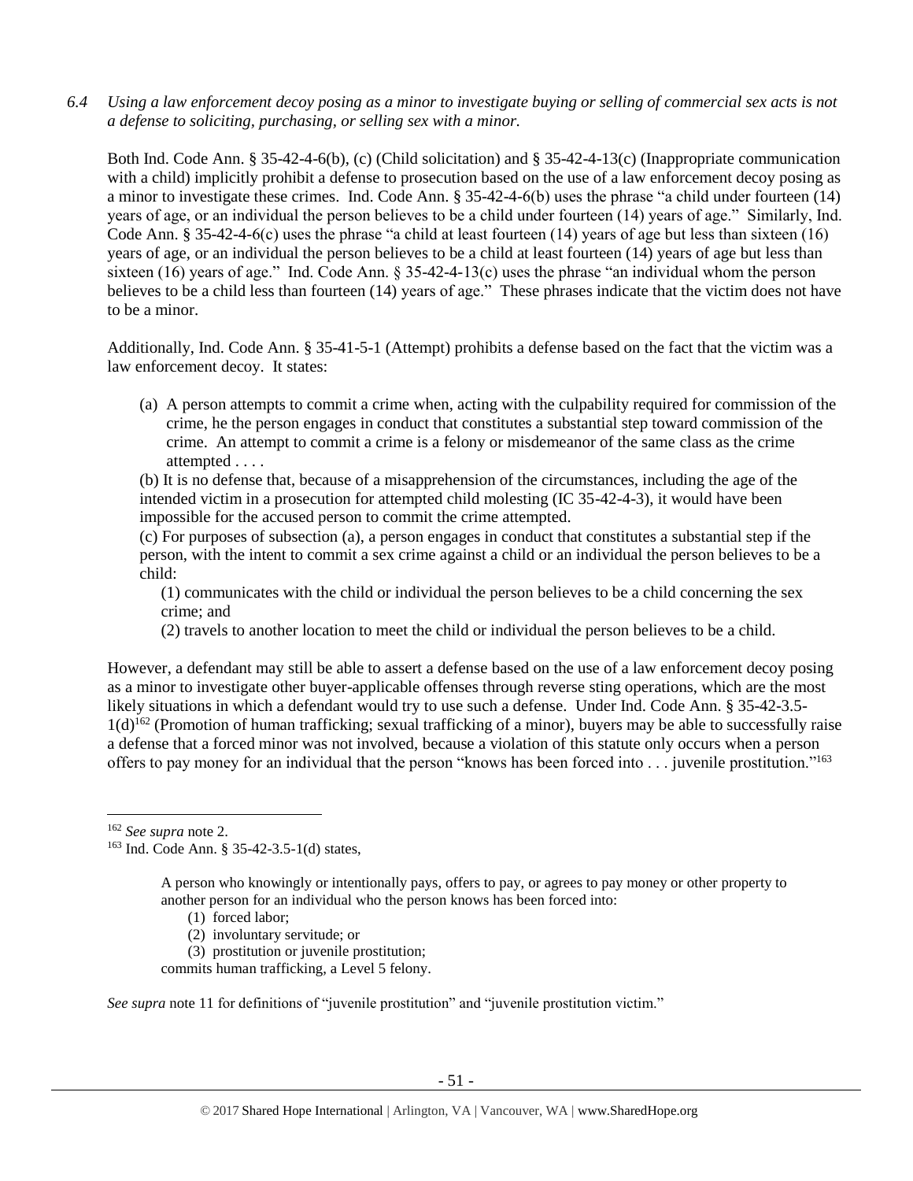*6.4 Using a law enforcement decoy posing as a minor to investigate buying or selling of commercial sex acts is not a defense to soliciting, purchasing, or selling sex with a minor.*

Both Ind. Code Ann. § 35-42-4-6(b), (c) (Child solicitation) and § 35-42-4-13(c) (Inappropriate communication with a child) implicitly prohibit a defense to prosecution based on the use of a law enforcement decoy posing as a minor to investigate these crimes. Ind. Code Ann. § 35-42-4-6(b) uses the phrase "a child under fourteen (14) years of age, or an individual the person believes to be a child under fourteen (14) years of age." Similarly, Ind. Code Ann. § 35-42-4-6(c) uses the phrase "a child at least fourteen (14) years of age but less than sixteen (16) years of age, or an individual the person believes to be a child at least fourteen (14) years of age but less than sixteen (16) years of age." Ind. Code Ann. § 35-42-4-13(c) uses the phrase "an individual whom the person believes to be a child less than fourteen (14) years of age." These phrases indicate that the victim does not have to be a minor.

Additionally, Ind. Code Ann. § 35-41-5-1 (Attempt) prohibits a defense based on the fact that the victim was a law enforcement decoy. It states:

> (a) A person attempts to commit a crime when, acting with the culpability required for commission of the crime, he the person engages in conduct that constitutes a substantial step toward commission of the crime. An attempt to commit a crime is a felony or misdemeanor of the same class as the crime attempted . . . .
>
> (b) It is no defense that, because of a misapprehension of the circumstances, including the age of the intended victim in a prosecution for attempted child molesting (IC 35-42-4-3), it would have been impossible for the accused person to commit the crime attempted.
>
> (c) For purposes of subsection (a), a person engages in conduct that constitutes a substantial step if the person, with the intent to commit a sex crime against a child or an individual the person believes to be a child:
>
> (1) communicates with the child or individual the person believes to be a child concerning the sex crime; and
>
> (2) travels to another location to meet the child or individual the person believes to be a child.

However, a defendant may still be able to assert a defense based on the use of a law enforcement decoy posing as a minor to investigate other buyer-applicable offenses through reverse sting operations, which are the most likely situations in which a defendant would try to use such a defense. Under Ind. Code Ann. § 35-42-3.5-1(d)[162] (Promotion of human trafficking; sexual trafficking of a minor), buyers may be able to successfully raise a defense that a forced minor was not involved, because a violation of this statute only occurs when a person offers to pay money for an individual that the person "knows has been forced into . . . juvenile prostitution."[163]

---

[162] *See supra* note 2.

[163] Ind. Code Ann. § 35-42-3.5-1(d) states,

> A person who knowingly or intentionally pays, offers to pay, or agrees to pay money or other property to another person for an individual who the person knows has been forced into:
>
> (1) forced labor;
>
> (2) involuntary servitude; or
>
> (3) prostitution or juvenile prostitution;
>
> commits human trafficking, a Level 5 felony.

*See supra* note 11 for definitions of "juvenile prostitution" and "juvenile prostitution victim."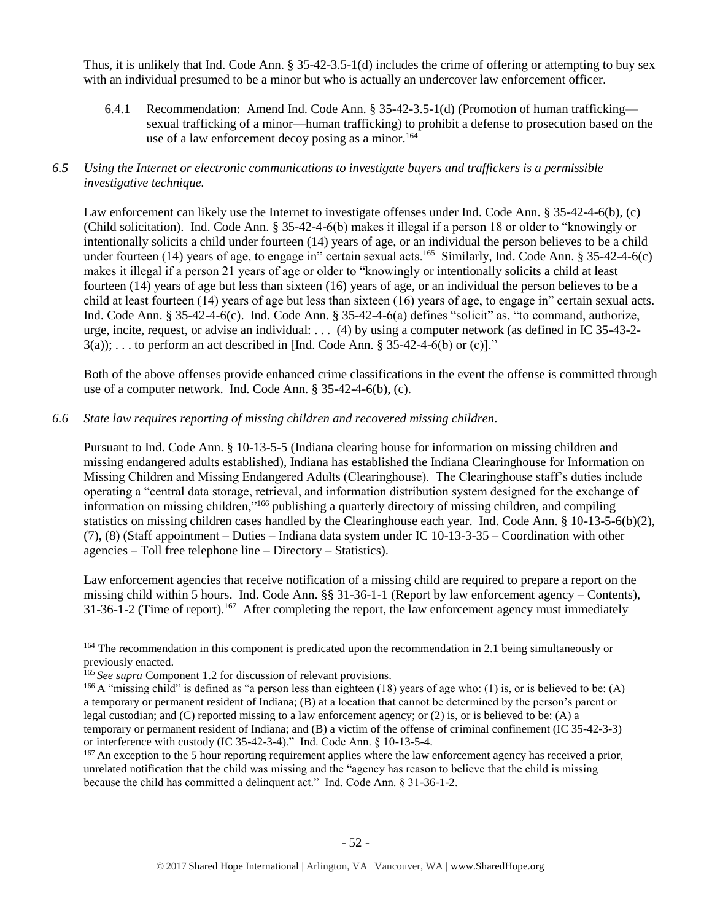Thus, it is unlikely that Ind. Code Ann. § 35-42-3.5-1(d) includes the crime of offering or attempting to buy sex with an individual presumed to be a minor but who is actually an undercover law enforcement officer.

6.4.1 Recommendation: Amend Ind. Code Ann. § 35-42-3.5-1(d) (Promotion of human trafficking—sexual trafficking of a minor—human trafficking) to prohibit a defense to prosecution based on the use of a law enforcement decoy posing as a minor.[164]

*6.5 Using the Internet or electronic communications to investigate buyers and traffickers is a permissible investigative technique.*

Law enforcement can likely use the Internet to investigate offenses under Ind. Code Ann. § 35-42-4-6(b), (c) (Child solicitation). Ind. Code Ann. § 35-42-4-6(b) makes it illegal if a person 18 or older to "knowingly or intentionally solicits a child under fourteen (14) years of age, or an individual the person believes to be a child under fourteen (14) years of age, to engage in" certain sexual acts.[165] Similarly, Ind. Code Ann. § 35-42-4-6(c) makes it illegal if a person 21 years of age or older to "knowingly or intentionally solicits a child at least fourteen (14) years of age but less than sixteen (16) years of age, or an individual the person believes to be a child at least fourteen (14) years of age but less than sixteen (16) years of age, to engage in" certain sexual acts. Ind. Code Ann. § 35-42-4-6(c). Ind. Code Ann. § 35-42-4-6(a) defines "solicit" as, "to command, authorize, urge, incite, request, or advise an individual: . . . (4) by using a computer network (as defined in IC 35-43-2-3(a)); . . . to perform an act described in [Ind. Code Ann. § 35-42-4-6(b) or (c)]."

Both of the above offenses provide enhanced crime classifications in the event the offense is committed through use of a computer network. Ind. Code Ann. § 35-42-4-6(b), (c).

*6.6 State law requires reporting of missing children and recovered missing children.*

Pursuant to Ind. Code Ann. § 10-13-5-5 (Indiana clearing house for information on missing children and missing endangered adults established), Indiana has established the Indiana Clearinghouse for Information on Missing Children and Missing Endangered Adults (Clearinghouse). The Clearinghouse staff's duties include operating a "central data storage, retrieval, and information distribution system designed for the exchange of information on missing children,"[166] publishing a quarterly directory of missing children, and compiling statistics on missing children cases handled by the Clearinghouse each year. Ind. Code Ann. § 10-13-5-6(b)(2), (7), (8) (Staff appointment – Duties – Indiana data system under IC 10-13-3-35 – Coordination with other agencies – Toll free telephone line – Directory – Statistics).

Law enforcement agencies that receive notification of a missing child are required to prepare a report on the missing child within 5 hours. Ind. Code Ann. §§ 31-36-1-1 (Report by law enforcement agency – Contents), 31-36-1-2 (Time of report).[167] After completing the report, the law enforcement agency must immediately

---

[164] The recommendation in this component is predicated upon the recommendation in 2.1 being simultaneously or previously enacted.

[165] *See supra* Component 1.2 for discussion of relevant provisions.

[166] A "missing child" is defined as "a person less than eighteen (18) years of age who: (1) is, or is believed to be: (A) a temporary or permanent resident of Indiana; (B) at a location that cannot be determined by the person's parent or legal custodian; and (C) reported missing to a law enforcement agency; or (2) is, or is believed to be: (A) a temporary or permanent resident of Indiana; and (B) a victim of the offense of criminal confinement (IC 35-42-3-3) or interference with custody (IC 35-42-3-4)." Ind. Code Ann. § 10-13-5-4.

[167] An exception to the 5 hour reporting requirement applies where the law enforcement agency has received a prior, unrelated notification that the child was missing and the "agency has reason to believe that the child is missing because the child has committed a delinquent act." Ind. Code Ann. § 31-36-1-2.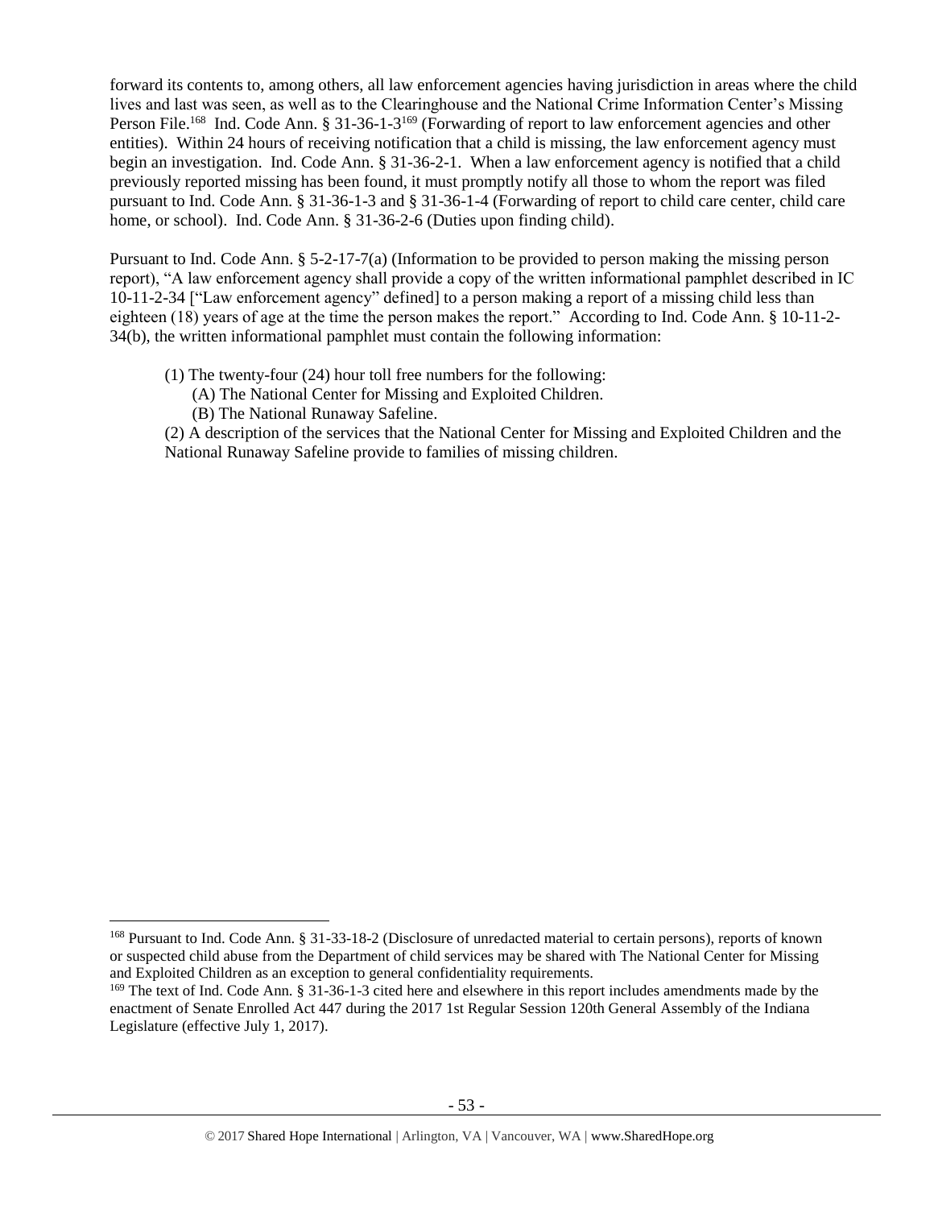forward its contents to, among others, all law enforcement agencies having jurisdiction in areas where the child lives and last was seen, as well as to the Clearinghouse and the National Crime Information Center's Missing Person File.[168] Ind. Code Ann. § 31-36-1-3[169] (Forwarding of report to law enforcement agencies and other entities). Within 24 hours of receiving notification that a child is missing, the law enforcement agency must begin an investigation. Ind. Code Ann. § 31-36-2-1. When a law enforcement agency is notified that a child previously reported missing has been found, it must promptly notify all those to whom the report was filed pursuant to Ind. Code Ann. § 31-36-1-3 and § 31-36-1-4 (Forwarding of report to child care center, child care home, or school). Ind. Code Ann. § 31-36-2-6 (Duties upon finding child).

Pursuant to Ind. Code Ann. § 5-2-17-7(a) (Information to be provided to person making the missing person report), "A law enforcement agency shall provide a copy of the written informational pamphlet described in IC 10-11-2-34 ["Law enforcement agency" defined] to a person making a report of a missing child less than eighteen (18) years of age at the time the person makes the report." According to Ind. Code Ann. § 10-11-2-34(b), the written informational pamphlet must contain the following information:

> (1) The twenty-four (24) hour toll free numbers for the following:
>
> (A) The National Center for Missing and Exploited Children.
>
> (B) The National Runaway Safeline.
>
> (2) A description of the services that the National Center for Missing and Exploited Children and the National Runaway Safeline provide to families of missing children.

---

[168] Pursuant to Ind. Code Ann. § 31-33-18-2 (Disclosure of unredacted material to certain persons), reports of known or suspected child abuse from the Department of child services may be shared with The National Center for Missing and Exploited Children as an exception to general confidentiality requirements.

[169] The text of Ind. Code Ann. § 31-36-1-3 cited here and elsewhere in this report includes amendments made by the enactment of Senate Enrolled Act 447 during the 2017 1st Regular Session 120th General Assembly of the Indiana Legislature (effective July 1, 2017).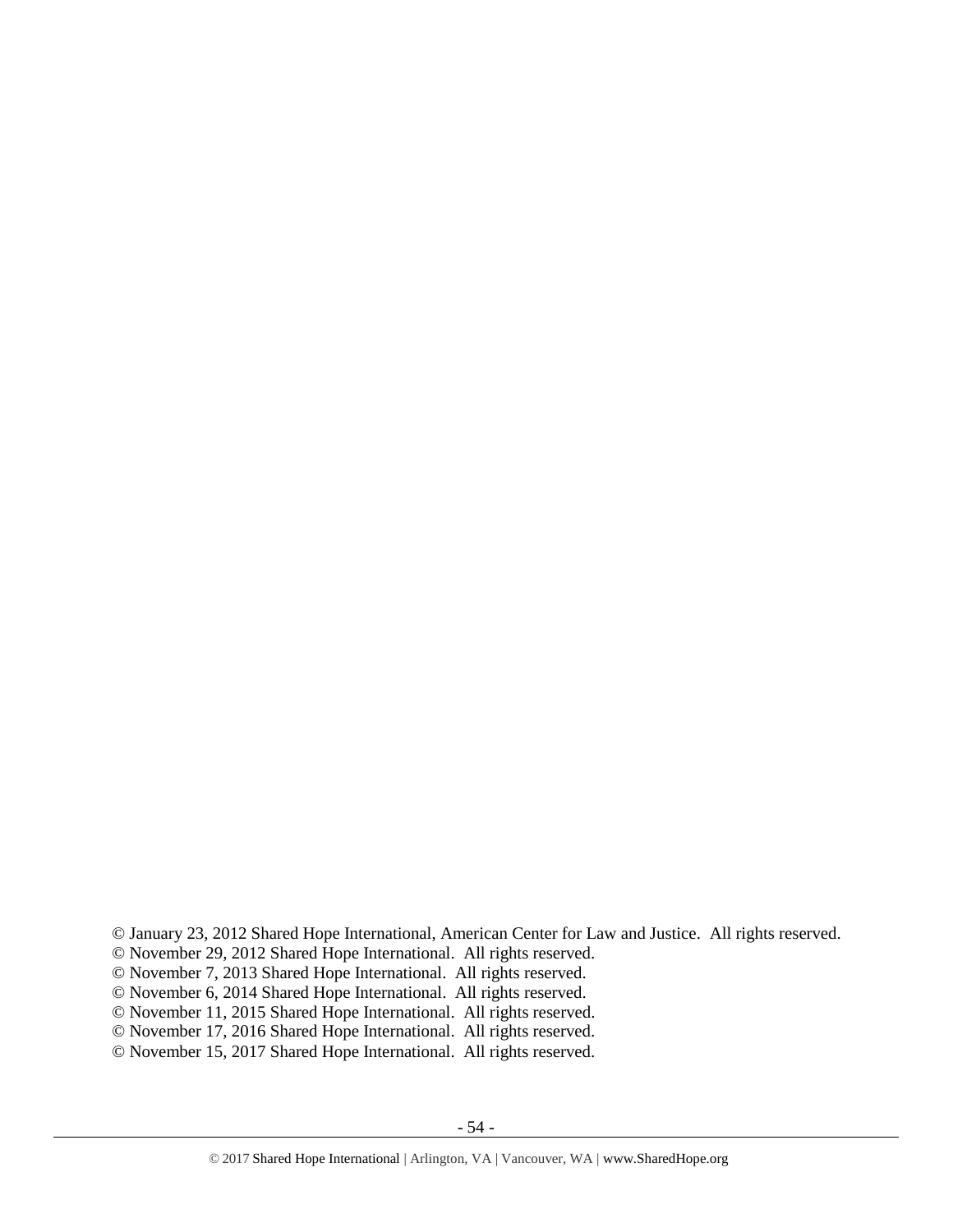© January 23, 2012 Shared Hope International, American Center for Law and Justice. All rights reserved.
© November 29, 2012 Shared Hope International. All rights reserved.
© November 7, 2013 Shared Hope International. All rights reserved.
© November 6, 2014 Shared Hope International. All rights reserved.
© November 11, 2015 Shared Hope International. All rights reserved.
© November 17, 2016 Shared Hope International. All rights reserved.
© November 15, 2017 Shared Hope International. All rights reserved.